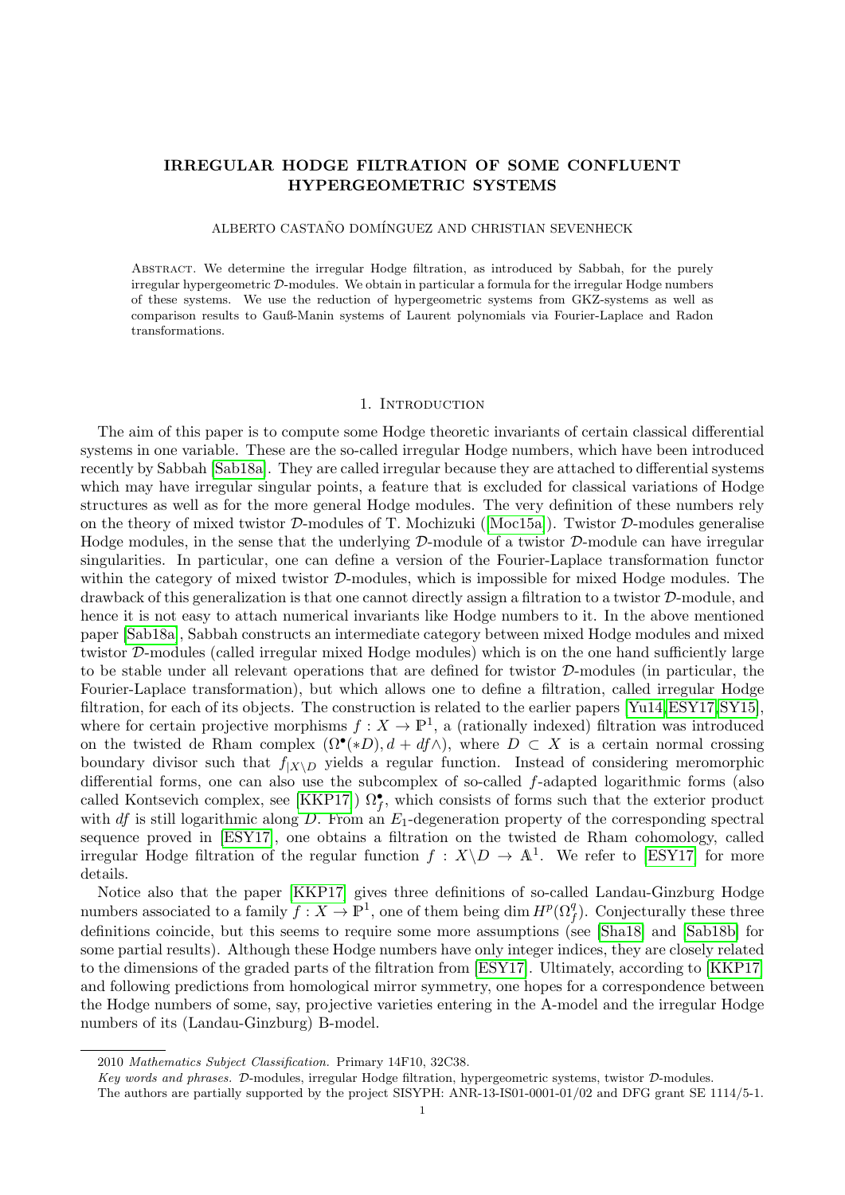# IRREGULAR HODGE FILTRATION OF SOME CONFLUENT HYPERGEOMETRIC SYSTEMS

ALBERTO CASTAÑO DOMÍNGUEZ AND CHRISTIAN SEVENHECK

Abstract. We determine the irregular Hodge filtration, as introduced by Sabbah, for the purely irregular hypergeometric $\mathcal{D}$-modules. We obtain in particular a formula for the irregular Hodge numbers of these systems. We use the reduction of hypergeometric systems from GKZ-systems as well as comparison results to Gauß-Manin systems of Laurent polynomials via Fourier-Laplace and Radon transformations.

## 1. Introduction

The aim of this paper is to compute some Hodge theoretic invariants of certain classical differential systems in one variable. These are the so-called irregular Hodge numbers, which have been introduced recently by Sabbah [Sab18a]. They are called irregular because they are attached to differential systems which may have irregular singular points, a feature that is excluded for classical variations of Hodge structures as well as for the more general Hodge modules. The very definition of these numbers rely on the theory of mixed twistor $\mathcal{D}$-modules of T. Mochizuki ([Moc15a]). Twistor $\mathcal{D}$-modules generalise Hodge modules, in the sense that the underlying $\mathcal{D}$-module of a twistor $\mathcal{D}$-module can have irregular singularities. In particular, one can define a version of the Fourier-Laplace transformation functor within the category of mixed twistor $\mathcal{D}$-modules, which is impossible for mixed Hodge modules. The drawback of this generalization is that one cannot directly assign a filtration to a twistor $\mathcal{D}$-module, and hence it is not easy to attach numerical invariants like Hodge numbers to it. In the above mentioned paper [Sab18a], Sabbah constructs an intermediate category between mixed Hodge modules and mixed twistor $\mathcal{D}$-modules (called irregular mixed Hodge modules) which is on the one hand sufficiently large to be stable under all relevant operations that are defined for twistor $\mathcal{D}$-modules (in particular, the Fourier-Laplace transformation), but which allows one to define a filtration, called irregular Hodge filtration, for each of its objects. The construction is related to the earlier papers [Yu14, ESY17, SY15], where for certain projective morphisms $f : X \to \mathbb{P}^1$, a (rationally indexed) filtration was introduced on the twisted de Rham complex $(\Omega^\bullet(*D), d + df\wedge)$, where $D \subset X$ is a certain normal crossing boundary divisor such that $f_{|X\backslash D}$ yields a regular function. Instead of considering meromorphic differential forms, one can also use the subcomplex of so-called $f$-adapted logarithmic forms (also called Kontsevich complex, see [KKP17]) $\Omega_f^\bullet$, which consists of forms such that the exterior product with $df$ is still logarithmic along $D$. From an $E_1$-degeneration property of the corresponding spectral sequence proved in [ESY17], one obtains a filtration on the twisted de Rham cohomology, called irregular Hodge filtration of the regular function $f : X\backslash D \to \mathbb{A}^1$. We refer to [ESY17] for more details.

Notice also that the paper [KKP17] gives three definitions of so-called Landau-Ginzburg Hodge numbers associated to a family $f : X \to \mathbb{P}^1$, one of them being $\dim H^p(\Omega_f^q)$. Conjecturally these three definitions coincide, but this seems to require some more assumptions (see [Sha18] and [Sab18b] for some partial results). Although these Hodge numbers have only integer indices, they are closely related to the dimensions of the graded parts of the filtration from [ESY17]. Ultimately, according to [KKP17] and following predictions from homological mirror symmetry, one hopes for a correspondence between the Hodge numbers of some, say, projective varieties entering in the A-model and the irregular Hodge numbers of its (Landau-Ginzburg) B-model.

---

2010 *Mathematics Subject Classification.* Primary 14F10, 32C38.

*Key words and phrases.* $\mathcal{D}$-modules, irregular Hodge filtration, hypergeometric systems, twistor $\mathcal{D}$-modules.

The authors are partially supported by the project SISYPH: ANR-13-IS01-0001-01/02 and DFG grant SE 1114/5-1.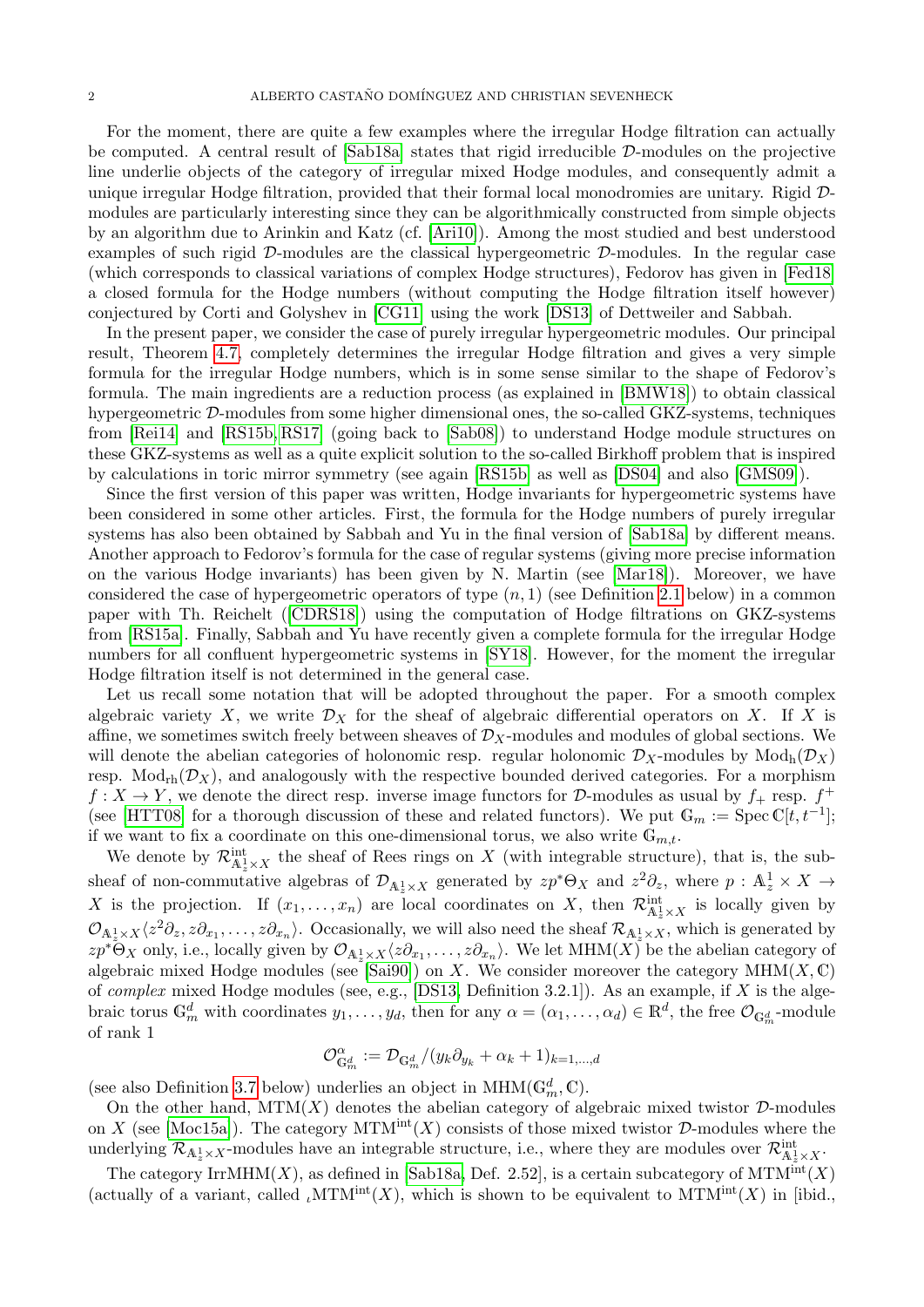For the moment, there are quite a few examples where the irregular Hodge filtration can actually be computed. A central result of [Sab18a] states that rigid irreducible $\mathcal{D}$-modules on the projective line underlie objects of the category of irregular mixed Hodge modules, and consequently admit a unique irregular Hodge filtration, provided that their formal local monodromies are unitary. Rigid $\mathcal{D}$-modules are particularly interesting since they can be algorithmically constructed from simple objects by an algorithm due to Arinkin and Katz (cf. [Ari10]). Among the most studied and best understood examples of such rigid $\mathcal{D}$-modules are the classical hypergeometric $\mathcal{D}$-modules. In the regular case (which corresponds to classical variations of complex Hodge structures), Fedorov has given in [Fed18] a closed formula for the Hodge numbers (without computing the Hodge filtration itself however) conjectured by Corti and Golyshev in [CG11] using the work [DS13] of Dettweiler and Sabbah.

In the present paper, we consider the case of purely irregular hypergeometric modules. Our principal result, Theorem 4.7, completely determines the irregular Hodge filtration and gives a very simple formula for the irregular Hodge numbers, which is in some sense similar to the shape of Fedorov's formula. The main ingredients are a reduction process (as explained in [BMW18]) to obtain classical hypergeometric $\mathcal{D}$-modules from some higher dimensional ones, the so-called GKZ-systems, techniques from [Rei14] and [RS15b, RS17] (going back to [Sab08]) to understand Hodge module structures on these GKZ-systems as well as a quite explicit solution to the so-called Birkhoff problem that is inspired by calculations in toric mirror symmetry (see again [RS15b] as well as [DS04] and also [GMS09]).

Since the first version of this paper was written, Hodge invariants for hypergeometric systems have been considered in some other articles. First, the formula for the Hodge numbers of purely irregular systems has also been obtained by Sabbah and Yu in the final version of [Sab18a] by different means. Another approach to Fedorov's formula for the case of regular systems (giving more precise information on the various Hodge invariants) has been given by N. Martin (see [Mar18]). Moreover, we have considered the case of hypergeometric operators of type $(n, 1)$ (see Definition 2.1 below) in a common paper with Th. Reichelt ([CDRS18]) using the computation of Hodge filtrations on GKZ-systems from [RS15a]. Finally, Sabbah and Yu have recently given a complete formula for the irregular Hodge numbers for all confluent hypergeometric systems in [SY18]. However, for the moment the irregular Hodge filtration itself is not determined in the general case.

Let us recall some notation that will be adopted throughout the paper. For a smooth complex algebraic variety $X$, we write $\mathcal{D}_X$ for the sheaf of algebraic differential operators on $X$. If $X$ is affine, we sometimes switch freely between sheaves of $\mathcal{D}_X$-modules and modules of global sections. We will denote the abelian categories of holonomic resp. regular holonomic $\mathcal{D}_X$-modules by $\mathrm{Mod}_{\mathrm{h}}(\mathcal{D}_X)$ resp. $\mathrm{Mod}_{\mathrm{rh}}(\mathcal{D}_X)$, and analogously with the respective bounded derived categories. For a morphism $f : X \to Y$, we denote the direct resp. inverse image functors for $\mathcal{D}$-modules as usual by $f_+$ resp. $f^+$ (see [HTT08] for a thorough discussion of these and related functors). We put $\mathbb{G}_m := \operatorname{Spec} \mathbb{C}[t, t^{-1}]$; if we want to fix a coordinate on this one-dimensional torus, we also write $\mathbb{G}_{m,t}$.

We denote by $\mathcal{R}^{\mathrm{int}}_{\mathbb{A}^1_z \times X}$ the sheaf of Rees rings on $X$ (with integrable structure), that is, the subsheaf of non-commutative algebras of $\mathcal{D}_{\mathbb{A}^1_z \times X}$ generated by $zp^*\Theta_X$ and $z^2\partial_z$, where $p : \mathbb{A}^1_z \times X \to X$ is the projection. If $(x_1, \ldots, x_n)$ are local coordinates on $X$, then $\mathcal{R}^{\mathrm{int}}_{\mathbb{A}^1_z \times X}$ is locally given by $\mathcal{O}_{\mathbb{A}^1_z \times X}\langle z^2\partial_z, z\partial_{x_1}, \ldots, z\partial_{x_n}\rangle$. Occasionally, we will also need the sheaf $\mathcal{R}_{\mathbb{A}^1_z \times X}$, which is generated by $zp^*\Theta_X$ only, i.e., locally given by $\mathcal{O}_{\mathbb{A}^1_z \times X}\langle z\partial_{x_1}, \ldots, z\partial_{x_n}\rangle$. We let $\mathrm{MHM}(X)$ be the abelian category of algebraic mixed Hodge modules (see [Sai90]) on $X$. We consider moreover the category $\mathrm{MHM}(X, \mathbb{C})$ of *complex* mixed Hodge modules (see, e.g., [DS13, Definition 3.2.1]). As an example, if $X$ is the algebraic torus $\mathbb{G}_m^d$ with coordinates $y_1, \ldots, y_d$, then for any $\alpha = (\alpha_1, \ldots, \alpha_d) \in \mathbb{R}^d$, the free $\mathcal{O}_{\mathbb{G}_m^d}$-module of rank 1

$$\mathcal{O}^{\alpha}_{\mathbb{G}_m^d} := \mathcal{D}_{\mathbb{G}_m^d}/(y_k\partial_{y_k} + \alpha_k + 1)_{k=1,\ldots,d}$$

(see also Definition 3.7 below) underlies an object in $\mathrm{MHM}(\mathbb{G}_m^d, \mathbb{C})$.

On the other hand, $\mathrm{MTM}(X)$ denotes the abelian category of algebraic mixed twistor $\mathcal{D}$-modules on $X$ (see [Moc15a]). The category $\mathrm{MTM}^{\mathrm{int}}(X)$ consists of those mixed twistor $\mathcal{D}$-modules where the underlying $\mathcal{R}_{\mathbb{A}^1_z \times X}$-modules have an integrable structure, i.e., where they are modules over $\mathcal{R}^{\mathrm{int}}_{\mathbb{A}^1_z \times X}$.

The category $\mathrm{IrrMHM}(X)$, as defined in [Sab18a, Def. 2.52], is a certain subcategory of $\mathrm{MTM}^{\mathrm{int}}(X)$ (actually of a variant, called ${}_{\iota}\mathrm{MTM}^{\mathrm{int}}(X)$, which is shown to be equivalent to $\mathrm{MTM}^{\mathrm{int}}(X)$ in [ibid.,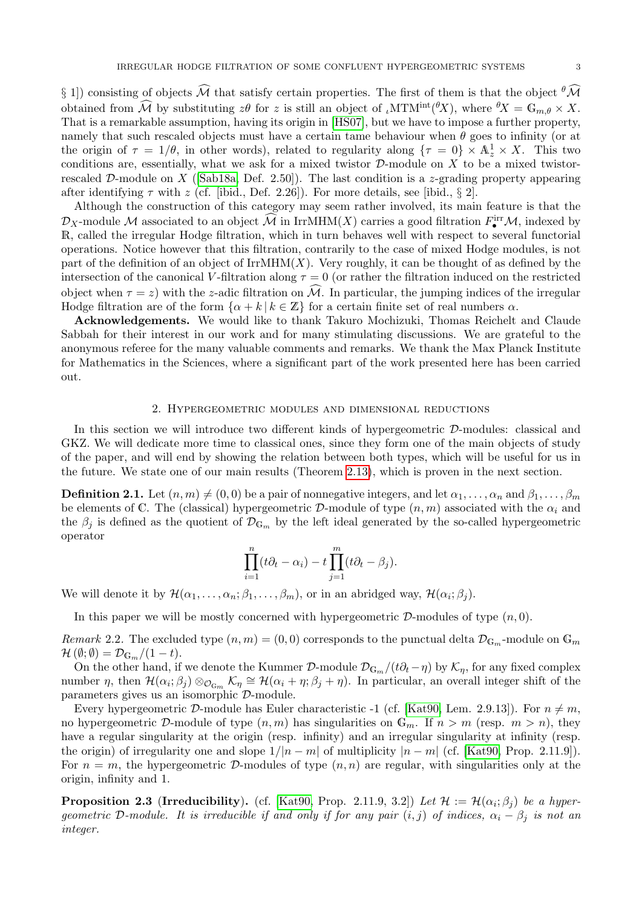§ 1]) consisting of objects $\widehat{\mathcal{M}}$ that satisfy certain properties. The first of them is that the object ${}^{\theta}\widehat{\mathcal{M}}$ obtained from $\widehat{\mathcal{M}}$ by substituting $z\theta$ for $z$ is still an object of ${}_{\iota}\mathrm{MTM}^{\mathrm{int}}({}^{\theta}X)$, where ${}^{\theta}X = \mathbb{G}_{m,\theta} \times X$. That is a remarkable assumption, having its origin in [HS07], but we have to impose a further property, namely that such rescaled objects must have a certain tame behaviour when $\theta$ goes to infinity (or at the origin of $\tau = 1/\theta$, in other words), related to regularity along $\{\tau = 0\} \times \mathbb{A}^1_z \times X$. This two conditions are, essentially, what we ask for a mixed twistor $\mathcal{D}$-module on $X$ to be a mixed twistor-rescaled $\mathcal{D}$-module on $X$ ([Sab18a, Def. 2.50]). The last condition is a $z$-grading property appearing after identifying $\tau$ with $z$ (cf. [ibid., Def. 2.26]). For more details, see [ibid., § 2].

Although the construction of this category may seem rather involved, its main feature is that the $\mathcal{D}_X$-module $\mathcal{M}$ associated to an object $\widehat{\mathcal{M}}$ in $\mathrm{IrrMHM}(X)$ carries a good filtration $F^{\mathrm{irr}}_{\bullet}\mathcal{M}$, indexed by $\mathbb{R}$, called the irregular Hodge filtration, which in turn behaves well with respect to several functorial operations. Notice however that this filtration, contrarily to the case of mixed Hodge modules, is not part of the definition of an object of $\mathrm{IrrMHM}(X)$. Very roughly, it can be thought of as defined by the intersection of the canonical $V$-filtration along $\tau = 0$ (or rather the filtration induced on the restricted object when $\tau = z$) with the $z$-adic filtration on $\widehat{\mathcal{M}}$. In particular, the jumping indices of the irregular Hodge filtration are of the form $\{\alpha + k \,|\, k \in \mathbb{Z}\}$ for a certain finite set of real numbers $\alpha$.

**Acknowledgements.** We would like to thank Takuro Mochizuki, Thomas Reichelt and Claude Sabbah for their interest in our work and for many stimulating discussions. We are grateful to the anonymous referee for the many valuable comments and remarks. We thank the Max Planck Institute for Mathematics in the Sciences, where a significant part of the work presented here has been carried out.

## 2. Hypergeometric modules and dimensional reductions

In this section we will introduce two different kinds of hypergeometric $\mathcal{D}$-modules: classical and GKZ. We will dedicate more time to classical ones, since they form one of the main objects of study of the paper, and will end by showing the relation between both types, which will be useful for us in the future. We state one of our main results (Theorem 2.13), which is proven in the next section.

**Definition 2.1.** Let $(n, m) \neq (0, 0)$ be a pair of nonnegative integers, and let $\alpha_1, \ldots, \alpha_n$ and $\beta_1, \ldots, \beta_m$ be elements of $\mathbb{C}$. The (classical) hypergeometric $\mathcal{D}$-module of type $(n, m)$ associated with the $\alpha_i$ and the $\beta_j$ is defined as the quotient of $\mathcal{D}_{\mathbb{G}_m}$ by the left ideal generated by the so-called hypergeometric operator

$$\prod_{i=1}^{n}(t\partial_t - \alpha_i) - t\prod_{j=1}^{m}(t\partial_t - \beta_j).$$

We will denote it by $\mathcal{H}(\alpha_1, \ldots, \alpha_n; \beta_1, \ldots, \beta_m)$, or in an abridged way, $\mathcal{H}(\alpha_i; \beta_j)$.

In this paper we will be mostly concerned with hypergeometric $\mathcal{D}$-modules of type $(n, 0)$.

*Remark* 2.2. The excluded type $(n, m) = (0, 0)$ corresponds to the punctual delta $\mathcal{D}_{\mathbb{G}_m}$-module on $\mathbb{G}_m$ $\mathcal{H}(\emptyset; \emptyset) = \mathcal{D}_{\mathbb{G}_m}/(1 - t)$.

On the other hand, if we denote the Kummer $\mathcal{D}$-module $\mathcal{D}_{\mathbb{G}_m}/(t\partial_t - \eta)$ by $\mathcal{K}_\eta$, for any fixed complex number $\eta$, then $\mathcal{H}(\alpha_i; \beta_j) \otimes_{\mathcal{O}_{\mathbb{G}_m}} \mathcal{K}_\eta \cong \mathcal{H}(\alpha_i + \eta; \beta_j + \eta)$. In particular, an overall integer shift of the parameters gives us an isomorphic $\mathcal{D}$-module.

Every hypergeometric $\mathcal{D}$-module has Euler characteristic -1 (cf. [Kat90, Lem. 2.9.13]). For $n \neq m$, no hypergeometric $\mathcal{D}$-module of type $(n, m)$ has singularities on $\mathbb{G}_m$. If $n > m$ (resp. $m > n$), they have a regular singularity at the origin (resp. infinity) and an irregular singularity at infinity (resp. the origin) of irregularity one and slope $1/|n - m|$ of multiplicity $|n - m|$ (cf. [Kat90, Prop. 2.11.9]). For $n = m$, the hypergeometric $\mathcal{D}$-modules of type $(n, n)$ are regular, with singularities only at the origin, infinity and 1.

**Proposition 2.3 (Irreducibility).** (cf. [Kat90, Prop. 2.11.9, 3.2]) *Let $\mathcal{H} := \mathcal{H}(\alpha_i; \beta_j)$ be a hypergeometric $\mathcal{D}$-module. It is irreducible if and only if for any pair $(i, j)$ of indices, $\alpha_i - \beta_j$ is not an integer.*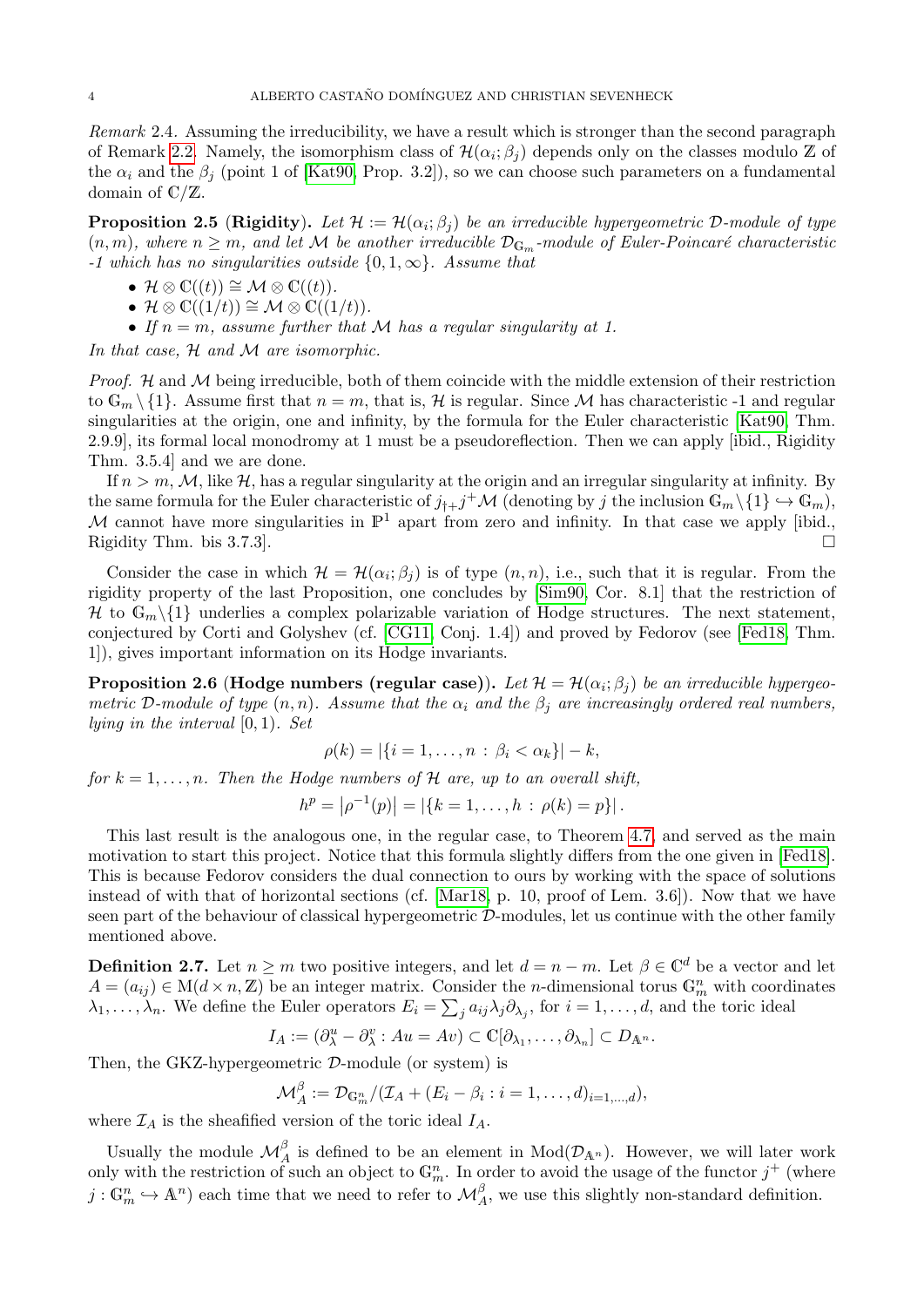*Remark* 2.4. Assuming the irreducibility, we have a result which is stronger than the second paragraph of Remark 2.2. Namely, the isomorphism class of $\mathcal{H}(\alpha_i;\beta_j)$ depends only on the classes modulo $\mathbb{Z}$ of the $\alpha_i$ and the $\beta_j$ (point 1 of [Kat90, Prop. 3.2]), so we can choose such parameters on a fundamental domain of $\mathbb{C}/\mathbb{Z}$.

**Proposition 2.5** (**Rigidity**). *Let $\mathcal{H} := \mathcal{H}(\alpha_i;\beta_j)$ be an irreducible hypergeometric $\mathcal{D}$-module of type $(n,m)$, where $n \geq m$, and let $\mathcal{M}$ be another irreducible $\mathcal{D}_{\mathbb{G}_m}$-module of Euler-Poincaré characteristic -1 which has no singularities outside $\{0,1,\infty\}$. Assume that*

- $\mathcal{H} \otimes \mathbb{C}((t)) \cong \mathcal{M} \otimes \mathbb{C}((t))$.
- $\mathcal{H} \otimes \mathbb{C}((1/t)) \cong \mathcal{M} \otimes \mathbb{C}((1/t))$.
- *If $n = m$, assume further that $\mathcal{M}$ has a regular singularity at 1.*

*In that case, $\mathcal{H}$ and $\mathcal{M}$ are isomorphic.*

*Proof.* $\mathcal{H}$ and $\mathcal{M}$ being irreducible, both of them coincide with the middle extension of their restriction to $\mathbb{G}_m \setminus \{1\}$. Assume first that $n = m$, that is, $\mathcal{H}$ is regular. Since $\mathcal{M}$ has characteristic -1 and regular singularities at the origin, one and infinity, by the formula for the Euler characteristic [Kat90, Thm. 2.9.9], its formal local monodromy at 1 must be a pseudoreflection. Then we can apply [ibid., Rigidity Thm. 3.5.4] and we are done.

If $n > m$, $\mathcal{M}$, like $\mathcal{H}$, has a regular singularity at the origin and an irregular singularity at infinity. By the same formula for the Euler characteristic of $j_{\dagger+}j^+\mathcal{M}$ (denoting by $j$ the inclusion $\mathbb{G}_m \setminus \{1\} \hookrightarrow \mathbb{G}_m$), $\mathcal{M}$ cannot have more singularities in $\mathbb{P}^1$ apart from zero and infinity. In that case we apply [ibid., Rigidity Thm. bis 3.7.3]. $\square$

Consider the case in which $\mathcal{H} = \mathcal{H}(\alpha_i;\beta_j)$ is of type $(n,n)$, i.e., such that it is regular. From the rigidity property of the last Proposition, one concludes by [Sim90, Cor. 8.1] that the restriction of $\mathcal{H}$ to $\mathbb{G}_m \setminus \{1\}$ underlies a complex polarizable variation of Hodge structures. The next statement, conjectured by Corti and Golyshev (cf. [CG11, Conj. 1.4]) and proved by Fedorov (see [Fed18, Thm. 1]), gives important information on its Hodge invariants.

**Proposition 2.6** (**Hodge numbers (regular case)**). *Let $\mathcal{H} = \mathcal{H}(\alpha_i;\beta_j)$ be an irreducible hypergeometric $\mathcal{D}$-module of type $(n,n)$. Assume that the $\alpha_i$ and the $\beta_j$ are increasingly ordered real numbers, lying in the interval $[0,1)$. Set*

$$\rho(k) = |\{i = 1,\ldots,n : \beta_i < \alpha_k\}| - k,$$

*for $k = 1,\ldots,n$. Then the Hodge numbers of $\mathcal{H}$ are, up to an overall shift,*

$$h^p = \left|\rho^{-1}(p)\right| = |\{k = 1,\ldots,h : \rho(k) = p\}|.$$

This last result is the analogous one, in the regular case, to Theorem 4.7, and served as the main motivation to start this project. Notice that this formula slightly differs from the one given in [Fed18]. This is because Fedorov considers the dual connection to ours by working with the space of solutions instead of with that of horizontal sections (cf. [Mar18, p. 10, proof of Lem. 3.6]). Now that we have seen part of the behaviour of classical hypergeometric $\mathcal{D}$-modules, let us continue with the other family mentioned above.

**Definition 2.7.** Let $n \geq m$ two positive integers, and let $d = n - m$. Let $\beta \in \mathbb{C}^d$ be a vector and let $A = (a_{ij}) \in \mathrm{M}(d \times n, \mathbb{Z})$ be an integer matrix. Consider the $n$-dimensional torus $\mathbb{G}_m^n$ with coordinates $\lambda_1,\ldots,\lambda_n$. We define the Euler operators $E_i = \sum_j a_{ij}\lambda_j\partial_{\lambda_j}$, for $i = 1,\ldots,d$, and the toric ideal

$$I_A := (\partial_\lambda^u - \partial_\lambda^v : Au = Av) \subset \mathbb{C}[\partial_{\lambda_1},\ldots,\partial_{\lambda_n}] \subset D_{\mathbb{A}^n}.$$

Then, the GKZ-hypergeometric $\mathcal{D}$-module (or system) is

$$\mathcal{M}_A^\beta := \mathcal{D}_{\mathbb{G}_m^n}/(\mathcal{I}_A + (E_i - \beta_i : i = 1,\ldots,d)_{i=1,\ldots,d}),$$

where $\mathcal{I}_A$ is the sheafified version of the toric ideal $I_A$.

Usually the module $\mathcal{M}_A^\beta$ is defined to be an element in $\mathrm{Mod}(\mathcal{D}_{\mathbb{A}^n})$. However, we will later work only with the restriction of such an object to $\mathbb{G}_m^n$. In order to avoid the usage of the functor $j^+$ (where $j : \mathbb{G}_m^n \hookrightarrow \mathbb{A}^n$) each time that we need to refer to $\mathcal{M}_A^\beta$, we use this slightly non-standard definition.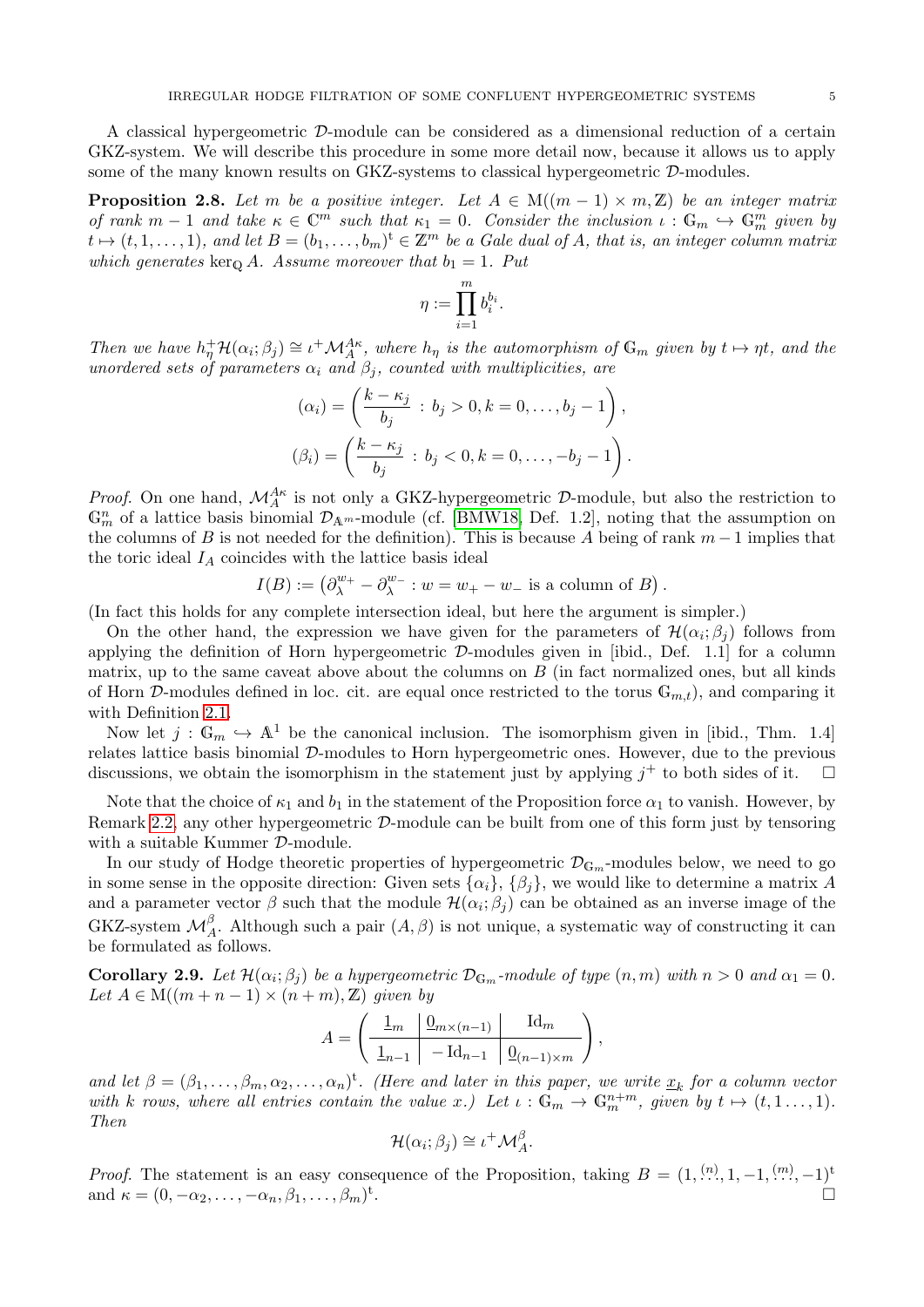A classical hypergeometric $\mathcal{D}$-module can be considered as a dimensional reduction of a certain GKZ-system. We will describe this procedure in some more detail now, because it allows us to apply some of the many known results on GKZ-systems to classical hypergeometric $\mathcal{D}$-modules.

**Proposition 2.8.** *Let $m$ be a positive integer. Let $A \in \mathrm{M}((m-1)\times m, \mathbb{Z})$ be an integer matrix of rank $m-1$ and take $\kappa \in \mathbb{C}^m$ such that $\kappa_1 = 0$. Consider the inclusion $\iota : \mathbb{G}_m \hookrightarrow \mathbb{G}_m^m$ given by $t \mapsto (t, 1, \ldots, 1)$, and let $B = (b_1, \ldots, b_m)^{\mathrm{t}} \in \mathbb{Z}^m$ be a Gale dual of $A$, that is, an integer column matrix which generates $\ker_{\mathbb{Q}} A$. Assume moreover that $b_1 = 1$. Put*

$$\eta := \prod_{i=1}^{m} b_i^{b_i}.$$

*Then we have $h_\eta^+ \mathcal{H}(\alpha_i; \beta_j) \cong \iota^+ \mathcal{M}_A^{A\kappa}$, where $h_\eta$ is the automorphism of $\mathbb{G}_m$ given by $t \mapsto \eta t$, and the unordered sets of parameters $\alpha_i$ and $\beta_j$, counted with multiplicities, are*

$$(\alpha_i) = \left( \frac{k - \kappa_j}{b_j} \,:\, b_j > 0, k = 0, \ldots, b_j - 1 \right),$$

$$(\beta_i) = \left( \frac{k - \kappa_j}{b_j} \,:\, b_j < 0, k = 0, \ldots, -b_j - 1 \right).$$

*Proof.* On one hand, $\mathcal{M}_A^{A\kappa}$ is not only a GKZ-hypergeometric $\mathcal{D}$-module, but also the restriction to $\mathbb{G}_m^n$ of a lattice basis binomial $\mathcal{D}_{\mathbb{A}^m}$-module (cf. [BMW18, Def. 1.2], noting that the assumption on the columns of $B$ is not needed for the definition). This is because $A$ being of rank $m-1$ implies that the toric ideal $I_A$ coincides with the lattice basis ideal

$$I(B) := \left( \partial_\lambda^{w_+} - \partial_\lambda^{w_-} : w = w_+ - w_- \text{ is a column of } B \right).$$

(In fact this holds for any complete intersection ideal, but here the argument is simpler.)

On the other hand, the expression we have given for the parameters of $\mathcal{H}(\alpha_i; \beta_j)$ follows from applying the definition of Horn hypergeometric $\mathcal{D}$-modules given in [ibid., Def. 1.1] for a column matrix, up to the same caveat above about the columns on $B$ (in fact normalized ones, but all kinds of Horn $\mathcal{D}$-modules defined in loc. cit. are equal once restricted to the torus $\mathbb{G}_{m,t}$), and comparing it with Definition 2.1.

Now let $j : \mathbb{G}_m \hookrightarrow \mathbb{A}^1$ be the canonical inclusion. The isomorphism given in [ibid., Thm. 1.4] relates lattice basis binomial $\mathcal{D}$-modules to Horn hypergeometric ones. However, due to the previous discussions, we obtain the isomorphism in the statement just by applying $j^+$ to both sides of it. $\square$

Note that the choice of $\kappa_1$ and $b_1$ in the statement of the Proposition force $\alpha_1$ to vanish. However, by Remark 2.2, any other hypergeometric $\mathcal{D}$-module can be built from one of this form just by tensoring with a suitable Kummer $\mathcal{D}$-module.

In our study of Hodge theoretic properties of hypergeometric $\mathcal{D}_{\mathbb{G}_m}$-modules below, we need to go in some sense in the opposite direction: Given sets $\{\alpha_i\}$, $\{\beta_j\}$, we would like to determine a matrix $A$ and a parameter vector $\beta$ such that the module $\mathcal{H}(\alpha_i; \beta_j)$ can be obtained as an inverse image of the GKZ-system $\mathcal{M}_A^\beta$. Although such a pair $(A, \beta)$ is not unique, a systematic way of constructing it can be formulated as follows.

**Corollary 2.9.** *Let $\mathcal{H}(\alpha_i; \beta_j)$ be a hypergeometric $\mathcal{D}_{\mathbb{G}_m}$-module of type $(n, m)$ with $n > 0$ and $\alpha_1 = 0$. Let $A \in \mathrm{M}((m+n-1)\times(n+m), \mathbb{Z})$ given by*

$$A = \left( \begin{array}{c|c|c} \underline{1}_m & \underline{0}_{m\times(n-1)} & \mathrm{Id}_m \\ \hline \underline{1}_{n-1} & -\mathrm{Id}_{n-1} & \underline{0}_{(n-1)\times m} \end{array} \right),$$

*and let $\beta = (\beta_1, \ldots, \beta_m, \alpha_2, \ldots, \alpha_n)^{\mathrm{t}}$. (Here and later in this paper, we write $\underline{x}_k$ for a column vector with $k$ rows, where all entries contain the value $x$.) Let $\iota : \mathbb{G}_m \to \mathbb{G}_m^{n+m}$, given by $t \mapsto (t, 1 \ldots, 1)$. Then*

$$\mathcal{H}(\alpha_i; \beta_j) \cong \iota^+ \mathcal{M}_A^\beta.$$

*Proof.* The statement is an easy consequence of the Proposition, taking $B = (1, \overset{(n)}{\ldots}, 1, -1, \overset{(m)}{\ldots}, -1)^{\mathrm{t}}$ and $\kappa = (0, -\alpha_2, \ldots, -\alpha_n, \beta_1, \ldots, \beta_m)^{\mathrm{t}}$. $\square$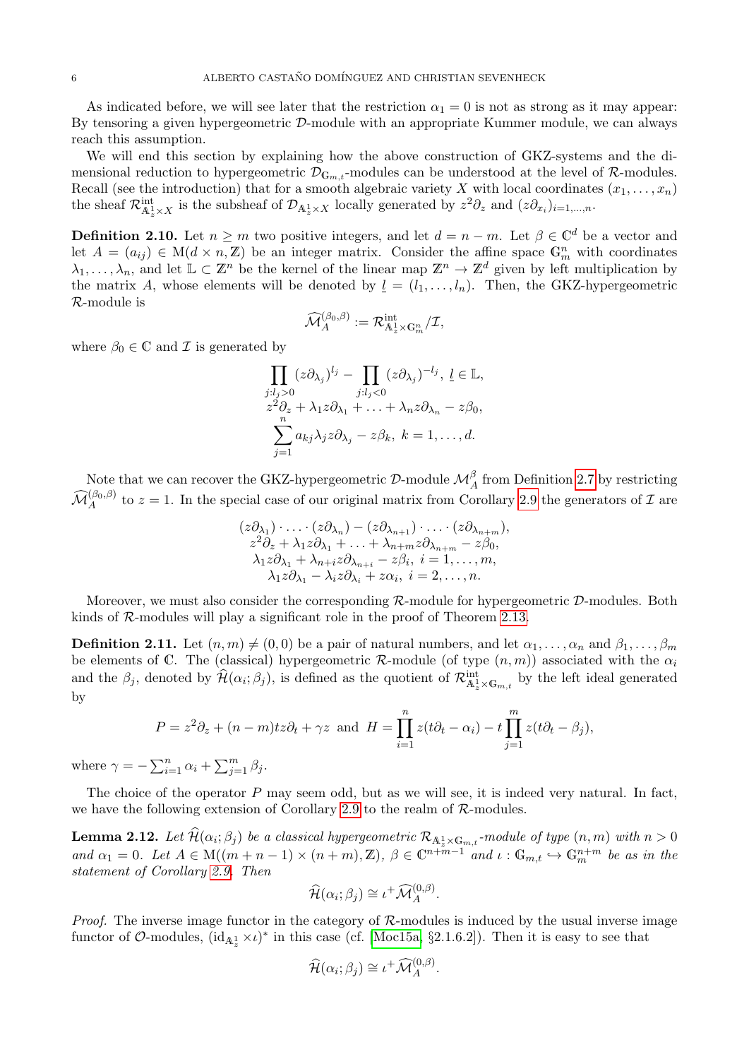As indicated before, we will see later that the restriction $\alpha_1 = 0$ is not as strong as it may appear: By tensoring a given hypergeometric $\mathcal{D}$-module with an appropriate Kummer module, we can always reach this assumption.

We will end this section by explaining how the above construction of GKZ-systems and the dimensional reduction to hypergeometric $\mathcal{D}_{\mathbb{G}_{m,t}}$-modules can be understood at the level of $\mathcal{R}$-modules. Recall (see the introduction) that for a smooth algebraic variety $X$ with local coordinates $(x_1, \ldots, x_n)$ the sheaf $\mathcal{R}^{\text{int}}_{\mathbb{A}^1_z \times X}$ is the subsheaf of $\mathcal{D}_{\mathbb{A}^1_z \times X}$ locally generated by $z^2\partial_z$ and $(z\partial_{x_i})_{i=1,\ldots,n}$.

**Definition 2.10.** Let $n \geq m$ two positive integers, and let $d = n - m$. Let $\beta \in \mathbb{C}^d$ be a vector and let $A = (a_{ij}) \in \mathrm{M}(d \times n, \mathbb{Z})$ be an integer matrix. Consider the affine space $\mathbb{G}^n_m$ with coordinates $\lambda_1, \ldots, \lambda_n$, and let $\mathbb{L} \subset \mathbb{Z}^n$ be the kernel of the linear map $\mathbb{Z}^n \to \mathbb{Z}^d$ given by left multiplication by the matrix $A$, whose elements will be denoted by $\underline{l} = (l_1, \ldots, l_n)$. Then, the GKZ-hypergeometric $\mathcal{R}$-module is

$$\widehat{\mathcal{M}}^{(\beta_0,\beta)}_A := \mathcal{R}^{\text{int}}_{\mathbb{A}^1_z \times \mathbb{G}^n_m}/\mathcal{I},$$

where $\beta_0 \in \mathbb{C}$ and $\mathcal{I}$ is generated by

$$\prod_{j:l_j>0} (z\partial_{\lambda_j})^{l_j} - \prod_{j:l_j<0} (z\partial_{\lambda_j})^{-l_j},\ \underline{l} \in \mathbb{L},$$
$$z^2\partial_z + \lambda_1 z\partial_{\lambda_1} + \ldots + \lambda_n z\partial_{\lambda_n} - z\beta_0,$$
$$\sum_{j=1}^{n} a_{kj}\lambda_j z\partial_{\lambda_j} - z\beta_k,\ k = 1, \ldots, d.$$

Note that we can recover the GKZ-hypergeometric $\mathcal{D}$-module $\mathcal{M}^\beta_A$ from Definition 2.7 by restricting $\widehat{\mathcal{M}}^{(\beta_0,\beta)}_A$ to $z = 1$. In the special case of our original matrix from Corollary 2.9 the generators of $\mathcal{I}$ are

$$(z\partial_{\lambda_1}) \cdot \ldots \cdot (z\partial_{\lambda_n}) - (z\partial_{\lambda_{n+1}}) \cdot \ldots \cdot (z\partial_{\lambda_{n+m}}),$$
$$z^2\partial_z + \lambda_1 z\partial_{\lambda_1} + \ldots + \lambda_{n+m} z\partial_{\lambda_{n+m}} - z\beta_0,$$
$$\lambda_1 z\partial_{\lambda_1} + \lambda_{n+i} z\partial_{\lambda_{n+i}} - z\beta_i,\ i = 1, \ldots, m,$$
$$\lambda_1 z\partial_{\lambda_1} - \lambda_i z\partial_{\lambda_i} + z\alpha_i,\ i = 2, \ldots, n.$$

Moreover, we must also consider the corresponding $\mathcal{R}$-module for hypergeometric $\mathcal{D}$-modules. Both kinds of $\mathcal{R}$-modules will play a significant role in the proof of Theorem 2.13.

**Definition 2.11.** Let $(n, m) \neq (0, 0)$ be a pair of natural numbers, and let $\alpha_1, \ldots, \alpha_n$ and $\beta_1, \ldots, \beta_m$ be elements of $\mathbb{C}$. The (classical) hypergeometric $\mathcal{R}$-module (of type $(n, m)$) associated with the $\alpha_i$ and the $\beta_j$, denoted by $\widehat{\mathcal{H}}(\alpha_i; \beta_j)$, is defined as the quotient of $\mathcal{R}^{\text{int}}_{\mathbb{A}^1_z \times \mathbb{G}_{m,t}}$ by the left ideal generated by

$$P = z^2\partial_z + (n - m)tz\partial_t + \gamma z \ \text{ and } \ H = \prod_{i=1}^{n} z(t\partial_t - \alpha_i) - t\prod_{j=1}^{m} z(t\partial_t - \beta_j),$$

where $\gamma = -\sum_{i=1}^n \alpha_i + \sum_{j=1}^m \beta_j$.

The choice of the operator $P$ may seem odd, but as we will see, it is indeed very natural. In fact, we have the following extension of Corollary 2.9 to the realm of $\mathcal{R}$-modules.

**Lemma 2.12.** *Let $\widehat{\mathcal{H}}(\alpha_i; \beta_j)$ be a classical hypergeometric $\mathcal{R}_{\mathbb{A}^1_z \times \mathbb{G}_{m,t}}$-module of type $(n, m)$ with $n > 0$ and $\alpha_1 = 0$. Let $A \in \mathrm{M}((m + n - 1) \times (n + m), \mathbb{Z})$, $\beta \in \mathbb{C}^{n+m-1}$ and $\iota : \mathbb{G}_{m,t} \hookrightarrow \mathbb{G}^{n+m}_m$ be as in the statement of Corollary 2.9. Then*

$$\widehat{\mathcal{H}}(\alpha_i; \beta_j) \cong \iota^+ \widehat{\mathcal{M}}^{(0,\beta)}_A.$$

*Proof.* The inverse image functor in the category of $\mathcal{R}$-modules is induced by the usual inverse image functor of $\mathcal{O}$-modules, $(\mathrm{id}_{\mathbb{A}^1_z} \times \iota)^*$ in this case (cf. [Moc15a, §2.1.6.2]). Then it is easy to see that

$$\widehat{\mathcal{H}}(\alpha_i; \beta_j) \cong \iota^+ \widehat{\mathcal{M}}^{(0,\beta)}_A.$$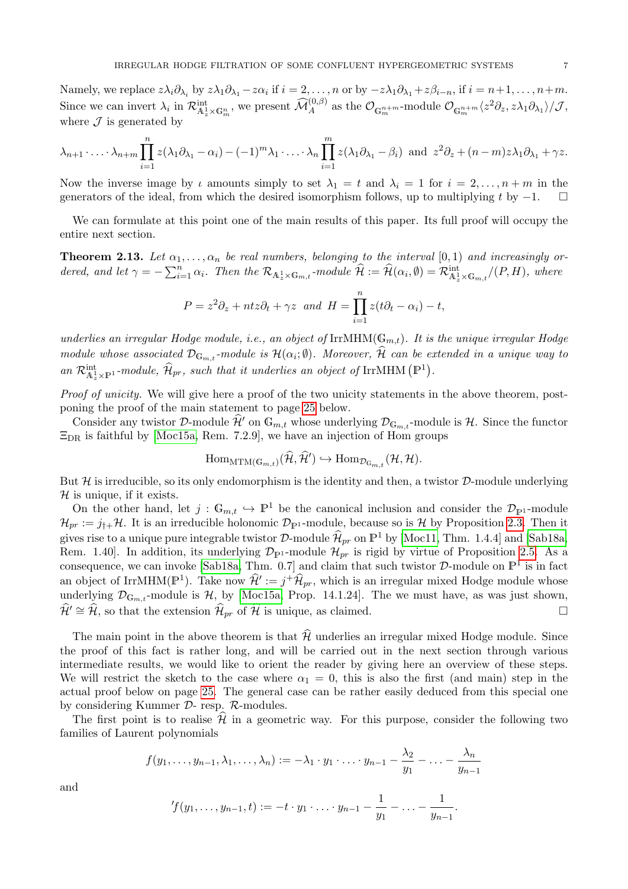Namely, we replace $z\lambda_i\partial_{\lambda_i}$ by $z\lambda_1\partial_{\lambda_1} - z\alpha_i$ if $i = 2,\dots,n$ or by $-z\lambda_1\partial_{\lambda_1} + z\beta_{i-n}$, if $i = n+1,\dots,n+m$. Since we can invert $\lambda_i$ in $\mathcal{R}^{\mathrm{int}}_{\mathbb{A}^1_z\times\mathbb{G}^n_m}$, we present $\widehat{\mathcal{M}}^{(0,\beta)}_A$ as the $\mathcal{O}_{\mathbb{G}^{n+m}_m}$-module $\mathcal{O}_{\mathbb{G}^{n+m}_m}\langle z^2\partial_z, z\lambda_1\partial_{\lambda_1}\rangle/\mathcal{J}$, where $\mathcal{J}$ is generated by

$$\lambda_{n+1}\cdot\ldots\cdot\lambda_{n+m}\prod_{i=1}^n z(\lambda_1\partial_{\lambda_1}-\alpha_i) - (-1)^m\lambda_1\cdot\ldots\cdot\lambda_n\prod_{i=1}^m z(\lambda_1\partial_{\lambda_1}-\beta_i) \text{ and } z^2\partial_z + (n-m)z\lambda_1\partial_{\lambda_1} + \gamma z.$$

Now the inverse image by $\iota$ amounts simply to set $\lambda_1 = t$ and $\lambda_i = 1$ for $i = 2,\dots,n+m$ in the generators of the ideal, from which the desired isomorphism follows, up to multiplying $t$ by $-1$. $\square$

We can formulate at this point one of the main results of this paper. Its full proof will occupy the entire next section.

**Theorem 2.13.** *Let $\alpha_1,\dots,\alpha_n$ be real numbers, belonging to the interval $[0,1)$ and increasingly ordered, and let $\gamma = -\sum_{i=1}^n \alpha_i$. Then the $\mathcal{R}_{\mathbb{A}^1_z\times\mathbb{G}_{m,t}}$-module $\widehat{\mathcal{H}} := \widehat{\mathcal{H}}(\alpha_i,\emptyset) = \mathcal{R}^{\mathrm{int}}_{\mathbb{A}^1_z\times\mathbb{G}_{m,t}}/(P,H)$, where*

$$P = z^2\partial_z + ntz\partial_t + \gamma z \text{ and } H = \prod_{i=1}^n z(t\partial_t - \alpha_i) - t,$$

*underlies an irregular Hodge module, i.e., an object of $\mathrm{IrrMHM}(\mathbb{G}_{m,t})$. It is the unique irregular Hodge module whose associated $\mathcal{D}_{\mathbb{G}_{m,t}}$-module is $\mathcal{H}(\alpha_i;\emptyset)$. Moreover, $\widehat{\mathcal{H}}$ can be extended in a unique way to an $\mathcal{R}^{\mathrm{int}}_{\mathbb{A}^1_z\times\mathbb{P}^1}$-module, $\widehat{\mathcal{H}}_{pr}$, such that it underlies an object of $\mathrm{IrrMHM}(\mathbb{P}^1)$.*

*Proof of unicity.* We will give here a proof of the two unicity statements in the above theorem, postponing the proof of the main statement to page 25 below.

Consider any twistor $\mathcal{D}$-module $\widehat{\mathcal{H}}'$ on $\mathbb{G}_{m,t}$ whose underlying $\mathcal{D}_{\mathbb{G}_{m,t}}$-module is $\mathcal{H}$. Since the functor $\Xi_{\mathrm{DR}}$ is faithful by [Moc15a, Rem. 7.2.9], we have an injection of Hom groups

$$\mathrm{Hom}_{\mathrm{MTM}(\mathbb{G}_{m,t})}(\widehat{\mathcal{H}},\widehat{\mathcal{H}}') \hookrightarrow \mathrm{Hom}_{\mathcal{D}_{\mathbb{G}_{m,t}}}(\mathcal{H},\mathcal{H}).$$

But $\mathcal{H}$ is irreducible, so its only endomorphism is the identity and then, a twistor $\mathcal{D}$-module underlying $\mathcal{H}$ is unique, if it exists.

On the other hand, let $j : \mathbb{G}_{m,t} \hookrightarrow \mathbb{P}^1$ be the canonical inclusion and consider the $\mathcal{D}_{\mathbb{P}^1}$-module $\mathcal{H}_{pr} := j_{\dagger+}\mathcal{H}$. It is an irreducible holonomic $\mathcal{D}_{\mathbb{P}^1}$-module, because so is $\mathcal{H}$ by Proposition 2.3. Then it gives rise to a unique pure integrable twistor $\mathcal{D}$-module $\widehat{\mathcal{H}}_{pr}$ on $\mathbb{P}^1$ by [Moc11, Thm. 1.4.4] and [Sab18a, Rem. 1.40]. In addition, its underlying $\mathcal{D}_{\mathbb{P}^1}$-module $\mathcal{H}_{pr}$ is rigid by virtue of Proposition 2.5. As a consequence, we can invoke [Sab18a, Thm. 0.7] and claim that such twistor $\mathcal{D}$-module on $\mathbb{P}^1$ is in fact an object of $\mathrm{IrrMHM}(\mathbb{P}^1)$. Take now $\widehat{\mathcal{H}}' := j^+\widehat{\mathcal{H}}_{pr}$, which is an irregular mixed Hodge module whose underlying $\mathcal{D}_{\mathbb{G}_{m,t}}$-module is $\mathcal{H}$, by [Moc15a, Prop. 14.1.24]. The we must have, as was just shown, $\widehat{\mathcal{H}}' \cong \widehat{\mathcal{H}}$, so that the extension $\widehat{\mathcal{H}}_{pr}$ of $\widehat{\mathcal{H}}$ is unique, as claimed. $\square$

The main point in the above theorem is that $\widehat{\mathcal{H}}$ underlies an irregular mixed Hodge module. Since the proof of this fact is rather long, and will be carried out in the next section through various intermediate results, we would like to orient the reader by giving here an overview of these steps. We will restrict the sketch to the case where $\alpha_1 = 0$, this is also the first (and main) step in the actual proof below on page 25. The general case can be rather easily deduced from this special one by considering Kummer $\mathcal{D}$- resp. $\mathcal{R}$-modules.

The first point is to realise $\widehat{\mathcal{H}}$ in a geometric way. For this purpose, consider the following two families of Laurent polynomials

$$f(y_1,\dots,y_{n-1},\lambda_1,\dots,\lambda_n) := -\lambda_1\cdot y_1\cdot\ldots\cdot y_{n-1} - \frac{\lambda_2}{y_1} - \ldots - \frac{\lambda_n}{y_{n-1}}$$

and

$${}'f(y_1,\dots,y_{n-1},t) := -t\cdot y_1\cdot\ldots\cdot y_{n-1} - \frac{1}{y_1} - \ldots - \frac{1}{y_{n-1}}.$$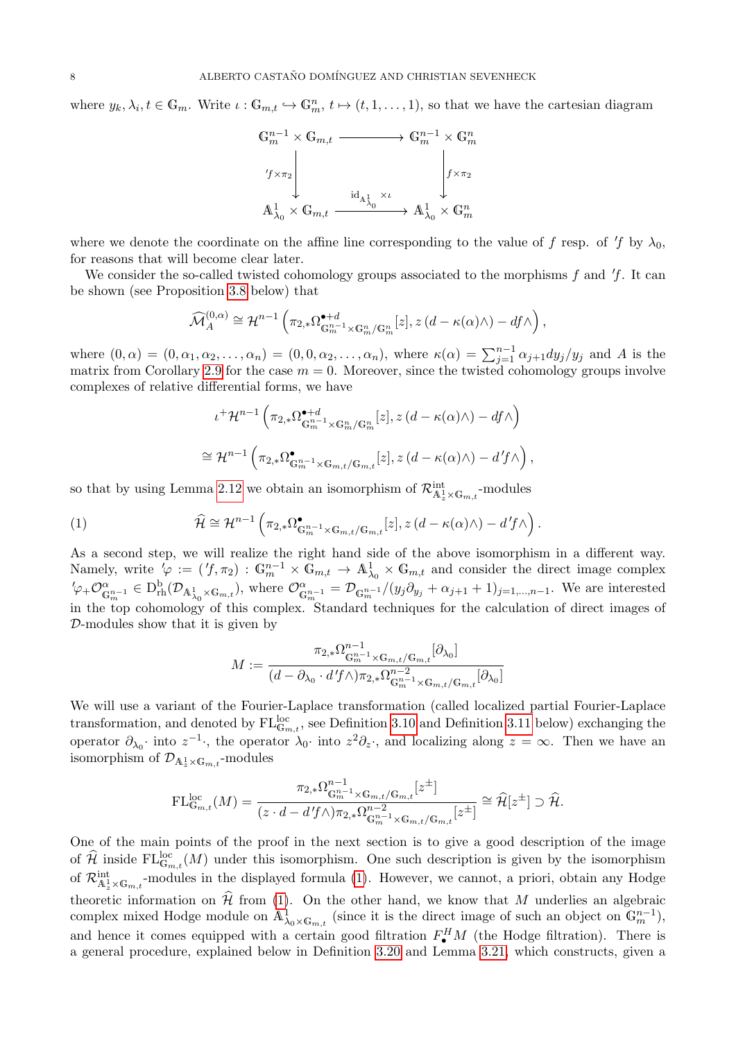where $y_k, \lambda_i, t \in \mathbb{G}_m$. Write $\iota : \mathbb{G}_{m,t} \hookrightarrow \mathbb{G}_m^n$, $t \mapsto (t, 1, \dots, 1)$, so that we have the cartesian diagram

$$\begin{array}{ccc} \mathbb{G}_m^{n-1} \times \mathbb{G}_{m,t} & \longrightarrow & \mathbb{G}_m^{n-1} \times \mathbb{G}_m^n \\ \Big\downarrow {'f \times \pi_2} & & \Big\downarrow {f \times \pi_2} \\ \mathbb{A}^1_{\lambda_0} \times \mathbb{G}_{m,t} & \xrightarrow{\mathrm{id}_{\mathbb{A}^1_{\lambda_0}} \times \iota} & \mathbb{A}^1_{\lambda_0} \times \mathbb{G}_m^n \end{array}$$

where we denote the coordinate on the affine line corresponding to the value of $f$ resp. of $'f$ by $\lambda_0$, for reasons that will become clear later.

We consider the so-called twisted cohomology groups associated to the morphisms $f$ and $'f$. It can be shown (see Proposition 3.8 below) that

$$\widehat{\mathcal{M}}_A^{(0,\alpha)} \cong \mathcal{H}^{n-1}\left(\pi_{2,*}\Omega^{\bullet+d}_{\mathbb{G}_m^{n-1}\times\mathbb{G}_m^n/\mathbb{G}_m^n}[z], z\left(d - \kappa(\alpha)\wedge\right) - df\wedge\right),$$

where $(0,\alpha) = (0, \alpha_1, \alpha_2, \dots, \alpha_n) = (0, 0, \alpha_2, \dots, \alpha_n)$, where $\kappa(\alpha) = \sum_{j=1}^{n-1} \alpha_{j+1} dy_j/y_j$ and $A$ is the matrix from Corollary 2.9 for the case $m = 0$. Moreover, since the twisted cohomology groups involve complexes of relative differential forms, we have

$$\iota^+\mathcal{H}^{n-1}\left(\pi_{2,*}\Omega^{\bullet+d}_{\mathbb{G}_m^{n-1}\times\mathbb{G}_m^n/\mathbb{G}_m^n}[z], z\left(d - \kappa(\alpha)\wedge\right) - df\wedge\right)$$

$$\cong \mathcal{H}^{n-1}\left(\pi_{2,*}\Omega^{\bullet}_{\mathbb{G}_m^{n-1}\times\mathbb{G}_{m,t}/\mathbb{G}_{m,t}}[z], z\left(d - \kappa(\alpha)\wedge\right) - d'f\wedge\right),$$

so that by using Lemma 2.12 we obtain an isomorphism of $\mathcal{R}^{\mathrm{int}}_{\mathbb{A}^1_z\times\mathbb{G}_{m,t}}$-modules

$$\widehat{\mathcal{H}} \cong \mathcal{H}^{n-1}\left(\pi_{2,*}\Omega^{\bullet}_{\mathbb{G}_m^{n-1}\times\mathbb{G}_{m,t}/\mathbb{G}_{m,t}}[z], z\left(d - \kappa(\alpha)\wedge\right) - d'f\wedge\right). \tag{1}$$

As a second step, we will realize the right hand side of the above isomorphism in a different way. Namely, write $'\varphi := ('f, \pi_2) : \mathbb{G}_m^{n-1} \times \mathbb{G}_{m,t} \to \mathbb{A}^1_{\lambda_0} \times \mathbb{G}_{m,t}$ and consider the direct image complex $'\varphi_+\mathcal{O}^\alpha_{\mathbb{G}_m^{n-1}} \in \mathrm{D}^{\mathrm{b}}_{\mathrm{rh}}(\mathcal{D}_{\mathbb{A}^1_{\lambda_0}\times\mathbb{G}_{m,t}})$, where $\mathcal{O}^\alpha_{\mathbb{G}_m^{n-1}} = \mathcal{D}_{\mathbb{G}_m^{n-1}}/(y_j\partial_{y_j} + \alpha_{j+1} + 1)_{j=1,\dots,n-1}$. We are interested in the top cohomology of this complex. Standard techniques for the calculation of direct images of $\mathcal{D}$-modules show that it is given by

$$M := \frac{\pi_{2,*}\Omega^{n-1}_{\mathbb{G}_m^{n-1}\times\mathbb{G}_{m,t}/\mathbb{G}_{m,t}}[\partial_{\lambda_0}]}{(d - \partial_{\lambda_0}\cdot d'f\wedge)\pi_{2,*}\Omega^{n-2}_{\mathbb{G}_m^{n-1}\times\mathbb{G}_{m,t}/\mathbb{G}_{m,t}}[\partial_{\lambda_0}]}$$

We will use a variant of the Fourier-Laplace transformation (called localized partial Fourier-Laplace transformation, and denoted by $\mathrm{FL}^{\mathrm{loc}}_{\mathbb{G}_{m,t}}$, see Definition 3.10 and Definition 3.11 below) exchanging the operator $\partial_{\lambda_0}\cdot$ into $z^{-1}\cdot$, the operator $\lambda_0\cdot$ into $z^2\partial_z\cdot$, and localizing along $z = \infty$. Then we have an isomorphism of $\mathcal{D}_{\mathbb{A}^1_z\times\mathbb{G}_{m,t}}$-modules

$$\mathrm{FL}^{\mathrm{loc}}_{\mathbb{G}_{m,t}}(M) = \frac{\pi_{2,*}\Omega^{n-1}_{\mathbb{G}_m^{n-1}\times\mathbb{G}_{m,t}/\mathbb{G}_{m,t}}[z^\pm]}{(z\cdot d - d'f\wedge)\pi_{2,*}\Omega^{n-2}_{\mathbb{G}_m^{n-1}\times\mathbb{G}_{m,t}/\mathbb{G}_{m,t}}[z^\pm]} \cong \widehat{\mathcal{H}}[z^\pm] \supset \widehat{\mathcal{H}}.$$

One of the main points of the proof in the next section is to give a good description of the image of $\widehat{\mathcal{H}}$ inside $\mathrm{FL}^{\mathrm{loc}}_{\mathbb{G}_{m,t}}(M)$ under this isomorphism. One such description is given by the isomorphism of $\mathcal{R}^{\mathrm{int}}_{\mathbb{A}^1_z\times\mathbb{G}_{m,t}}$-modules in the displayed formula (1). However, we cannot, a priori, obtain any Hodge theoretic information on $\widehat{\mathcal{H}}$ from (1). On the other hand, we know that $M$ underlies an algebraic complex mixed Hodge module on $\mathbb{A}^1_{\lambda_0\times\mathbb{G}_{m,t}}$ (since it is the direct image of such an object on $\mathbb{G}_m^{n-1}$), and hence it comes equipped with a certain good filtration $F^H_\bullet M$ (the Hodge filtration). There is a general procedure, explained below in Definition 3.20 and Lemma 3.21, which constructs, given a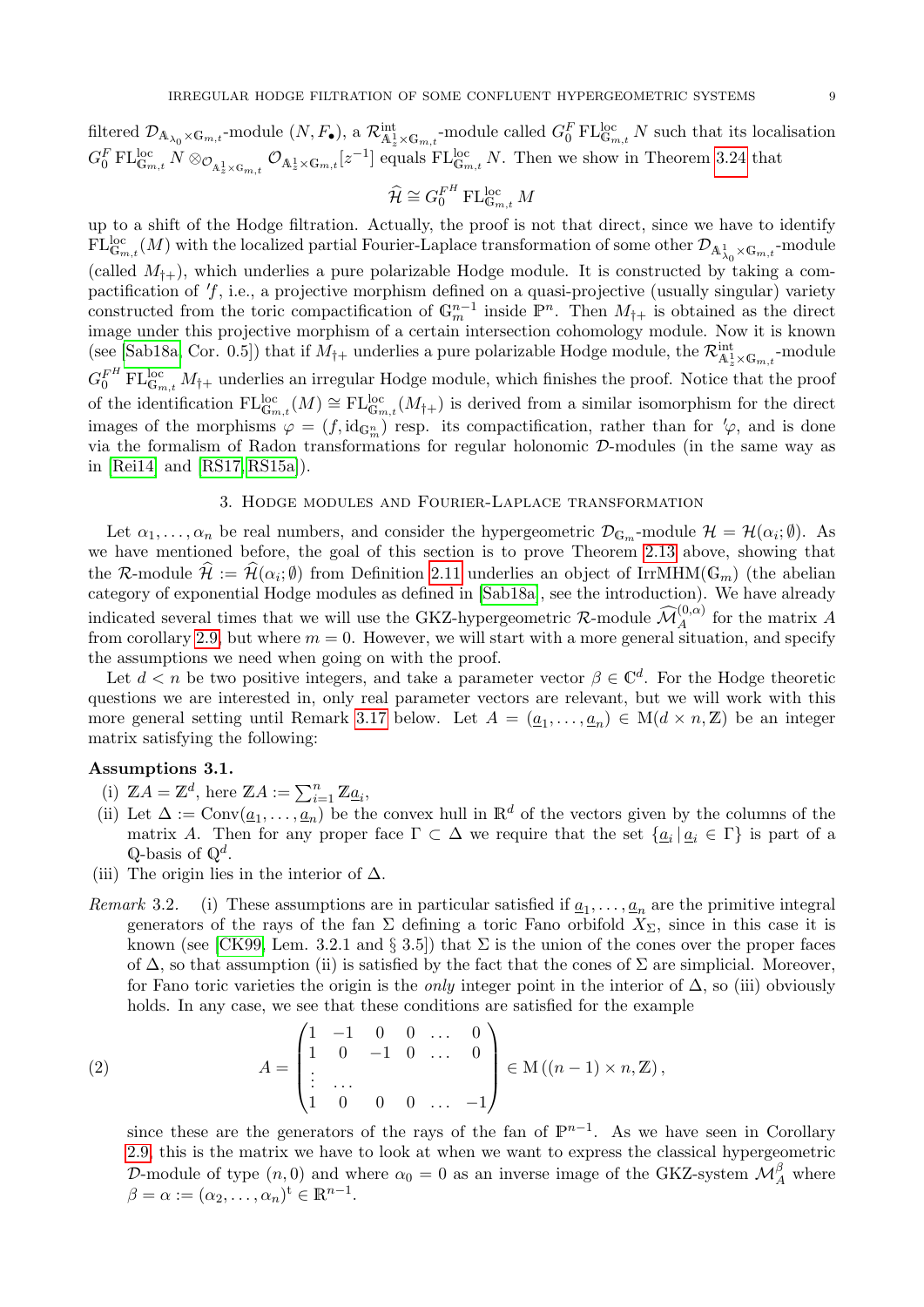filtered $\mathcal{D}_{\mathbb{A}^1_{\lambda_0}\times\mathbb{G}_{m,t}}$-module $(N, F_\bullet)$, a $\mathcal{R}^{\mathrm{int}}_{\mathbb{A}^1_z\times\mathbb{G}_{m,t}}$-module called $G_0^F\,\mathrm{FL}^{\mathrm{loc}}_{\mathbb{G}_{m,t}} N$ such that its localisation $G_0^F\,\mathrm{FL}^{\mathrm{loc}}_{\mathbb{G}_{m,t}} N \otimes_{\mathcal{O}_{\mathbb{A}^1_z\times\mathbb{G}_{m,t}}} \mathcal{O}_{\mathbb{A}^1_z\times\mathbb{G}_{m,t}}[z^{-1}]$ equals $\mathrm{FL}^{\mathrm{loc}}_{\mathbb{G}_{m,t}} N$. Then we show in Theorem 3.24 that

$$\widehat{\mathcal{H}} \cong G_0^{F^H}\,\mathrm{FL}^{\mathrm{loc}}_{\mathbb{G}_{m,t}} M$$

up to a shift of the Hodge filtration. Actually, the proof is not that direct, since we have to identify $\mathrm{FL}^{\mathrm{loc}}_{\mathbb{G}_{m,t}}(M)$ with the localized partial Fourier-Laplace transformation of some other $\mathcal{D}_{\mathbb{A}^1_{\lambda_0}\times\mathbb{G}_{m,t}}$-module (called $M_{\dagger+}$), which underlies a pure polarizable Hodge module. It is constructed by taking a compactification of $'f$, i.e., a projective morphism defined on a quasi-projective (usually singular) variety constructed from the toric compactification of $\mathbb{G}_m^{n-1}$ inside $\mathbb{P}^n$. Then $M_{\dagger+}$ is obtained as the direct image under this projective morphism of a certain intersection cohomology module. Now it is known (see [Sab18a, Cor. 0.5]) that if $M_{\dagger+}$ underlies a pure polarizable Hodge module, the $\mathcal{R}^{\mathrm{int}}_{\mathbb{A}^1_z\times\mathbb{G}_{m,t}}$-module $G_0^{F^H}\,\mathrm{FL}^{\mathrm{loc}}_{\mathbb{G}_{m,t}} M_{\dagger+}$ underlies an irregular Hodge module, which finishes the proof. Notice that the proof of the identification $\mathrm{FL}^{\mathrm{loc}}_{\mathbb{G}_{m,t}}(M) \cong \mathrm{FL}^{\mathrm{loc}}_{\mathbb{G}_{m,t}}(M_{\dagger+})$ is derived from a similar isomorphism for the direct images of the morphisms $\varphi = (f, \mathrm{id}_{\mathbb{G}_m^n})$ resp. its compactification, rather than for $'\varphi$, and is done via the formalism of Radon transformations for regular holonomic $\mathcal{D}$-modules (in the same way as in [Rei14] and [RS17, RS15a]).

## 3. Hodge modules and Fourier-Laplace transformation

Let $\alpha_1, \ldots, \alpha_n$ be real numbers, and consider the hypergeometric $\mathcal{D}_{\mathbb{G}_m}$-module $\mathcal{H} = \mathcal{H}(\alpha_i; \emptyset)$. As we have mentioned before, the goal of this section is to prove Theorem 2.13 above, showing that the $\mathcal{R}$-module $\widehat{\mathcal{H}} := \widehat{\mathcal{H}}(\alpha_i; \emptyset)$ from Definition 2.11 underlies an object of $\mathrm{IrrMHM}(\mathbb{G}_m)$ (the abelian category of exponential Hodge modules as defined in [Sab18a], see the introduction). We have already indicated several times that we will use the GKZ-hypergeometric $\mathcal{R}$-module $\widehat{\mathcal{M}}_A^{(0,\alpha)}$ for the matrix $A$ from corollary 2.9, but where $m = 0$. However, we will start with a more general situation, and specify the assumptions we need when going on with the proof.

Let $d < n$ be two positive integers, and take a parameter vector $\beta \in \mathbb{C}^d$. For the Hodge theoretic questions we are interested in, only real parameter vectors are relevant, but we will work with this more general setting until Remark 3.17 below. Let $A = (\underline{a}_1, \ldots, \underline{a}_n) \in \mathrm{M}(d \times n, \mathbb{Z})$ be an integer matrix satisfying the following:

**Assumptions 3.1.**

(i) $\mathbb{Z}A = \mathbb{Z}^d$, here $\mathbb{Z}A := \sum_{i=1}^n \mathbb{Z}\underline{a}_i$,

(ii) Let $\Delta := \mathrm{Conv}(\underline{a}_1, \ldots, \underline{a}_n)$ be the convex hull in $\mathbb{R}^d$ of the vectors given by the columns of the matrix $A$. Then for any proper face $\Gamma \subset \Delta$ we require that the set $\{\underline{a}_i \,|\, \underline{a}_i \in \Gamma\}$ is part of a $\mathbb{Q}$-basis of $\mathbb{Q}^d$.

(iii) The origin lies in the interior of $\Delta$.

*Remark* 3.2. (i) These assumptions are in particular satisfied if $\underline{a}_1, \ldots, \underline{a}_n$ are the primitive integral generators of the rays of the fan $\Sigma$ defining a toric Fano orbifold $X_\Sigma$, since in this case it is known (see [CK99, Lem. 3.2.1 and § 3.5]) that $\Sigma$ is the union of the cones over the proper faces of $\Delta$, so that assumption (ii) is satisfied by the fact that the cones of $\Sigma$ are simplicial. Moreover, for Fano toric varieties the origin is the *only* integer point in the interior of $\Delta$, so (iii) obviously holds. In any case, we see that these conditions are satisfied for the example

$$A = \begin{pmatrix} 1 & -1 & 0 & 0 & \ldots & 0 \\ 1 & 0 & -1 & 0 & \ldots & 0 \\ \vdots & \ldots & & & & \\ 1 & 0 & 0 & 0 & \ldots & -1 \end{pmatrix} \in \mathrm{M}\left((n-1) \times n, \mathbb{Z}\right), \tag{2}$$

since these are the generators of the rays of the fan of $\mathbb{P}^{n-1}$. As we have seen in Corollary 2.9, this is the matrix we have to look at when we want to express the classical hypergeometric $\mathcal{D}$-module of type $(n, 0)$ and where $\alpha_0 = 0$ as an inverse image of the GKZ-system $\mathcal{M}_A^\beta$ where $\beta = \alpha := (\alpha_2, \ldots, \alpha_n)^{\mathrm{t}} \in \mathbb{R}^{n-1}$.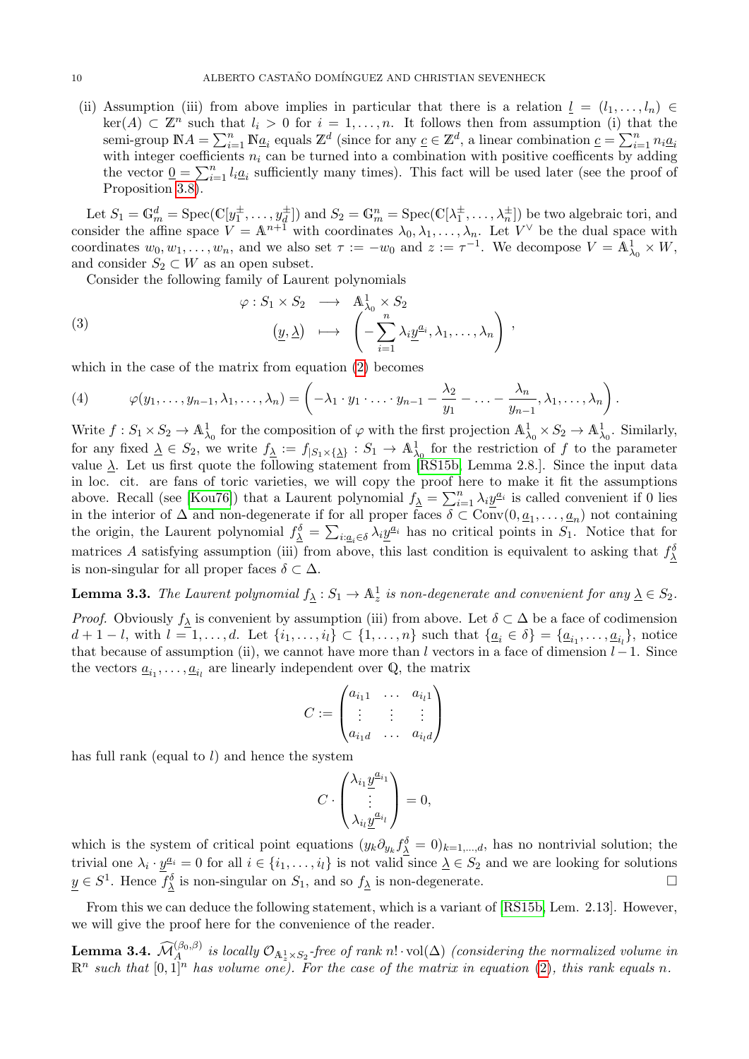(ii) Assumption (iii) from above implies in particular that there is a relation $\underline{l} = (l_1, \ldots, l_n) \in \ker(A) \subset \mathbb{Z}^n$ such that $l_i > 0$ for $i = 1, \ldots, n$. It follows then from assumption (i) that the semi-group $\mathbb{N}A = \sum_{i=1}^n \mathbb{N}\underline{a}_i$ equals $\mathbb{Z}^d$ (since for any $\underline{c} \in \mathbb{Z}^d$, a linear combination $\underline{c} = \sum_{i=1}^n n_i \underline{a}_i$ with integer coefficients $n_i$ can be turned into a combination with positive coefficents by adding the vector $\underline{0} = \sum_{i=1}^n l_i \underline{a}_i$ sufficiently many times). This fact will be used later (see the proof of Proposition 3.8).

Let $S_1 = \mathbb{G}_m^d = \operatorname{Spec}(\mathbb{C}[y_1^\pm, \ldots, y_d^\pm])$ and $S_2 = \mathbb{G}_m^n = \operatorname{Spec}(\mathbb{C}[\lambda_1^\pm, \ldots, \lambda_n^\pm])$ be two algebraic tori, and consider the affine space $V = \mathbb{A}^{n+1}$ with coordinates $\lambda_0, \lambda_1, \ldots, \lambda_n$. Let $V^\vee$ be the dual space with coordinates $w_0, w_1, \ldots, w_n$, and we also set $\tau := -w_0$ and $z := \tau^{-1}$. We decompose $V = \mathbb{A}^1_{\lambda_0} \times W$, and consider $S_2 \subset W$ as an open subset.

Consider the following family of Laurent polynomials

$$
\begin{aligned}
\varphi : S_1 \times S_2 &\longrightarrow \mathbb{A}^1_{\lambda_0} \times S_2 \\
(\underline{y}, \underline{\lambda}) &\longmapsto \left( -\sum_{i=1}^n \lambda_i \underline{y}^{\underline{a}_i}, \lambda_1, \ldots, \lambda_n \right),
\end{aligned}
\tag{3}
$$

which in the case of the matrix from equation (2) becomes

$$
\varphi(y_1, \ldots, y_{n-1}, \lambda_1, \ldots, \lambda_n) = \left( -\lambda_1 \cdot y_1 \cdot \ldots \cdot y_{n-1} - \frac{\lambda_2}{y_1} - \ldots - \frac{\lambda_n}{y_{n-1}}, \lambda_1, \ldots, \lambda_n \right).
\tag{4}
$$

Write $f : S_1 \times S_2 \to \mathbb{A}^1_{\lambda_0}$ for the composition of $\varphi$ with the first projection $\mathbb{A}^1_{\lambda_0} \times S_2 \to \mathbb{A}^1_{\lambda_0}$. Similarly, for any fixed $\underline{\lambda} \in S_2$, we write $f_{\underline{\lambda}} := f_{|S_1 \times \{\underline{\lambda}\}} : S_1 \to \mathbb{A}^1_{\lambda_0}$ for the restriction of $f$ to the parameter value $\underline{\lambda}$. Let us first quote the following statement from [RS15b, Lemma 2.8.]. Since the input data in loc. cit. are fans of toric varieties, we will copy the proof here to make it fit the assumptions above. Recall (see [Kou76]) that a Laurent polynomial $f_{\underline{\lambda}} = \sum_{i=1}^n \lambda_i \underline{y}^{\underline{a}_i}$ is called convenient if 0 lies in the interior of $\Delta$ and non-degenerate if for all proper faces $\delta \subset \operatorname{Conv}(0, \underline{a}_1, \ldots, \underline{a}_n)$ not containing the origin, the Laurent polynomial $f^\delta_{\underline{\lambda}} = \sum_{i: \underline{a}_i \in \delta} \lambda_i \underline{y}^{\underline{a}_i}$ has no critical points in $S_1$. Notice that for matrices $A$ satisfying assumption (iii) from above, this last condition is equivalent to asking that $f^\delta_{\underline{\lambda}}$ is non-singular for all proper faces $\delta \subset \Delta$.

**Lemma 3.3.** *The Laurent polynomial $f_{\underline{\lambda}} : S_1 \to \mathbb{A}^1_z$ is non-degenerate and convenient for any $\underline{\lambda} \in S_2$.*

*Proof.* Obviously $f_{\underline{\lambda}}$ is convenient by assumption (iii) from above. Let $\delta \subset \Delta$ be a face of codimension $d + 1 - l$, with $l = 1, \ldots, d$. Let $\{i_1, \ldots, i_l\} \subset \{1, \ldots, n\}$ such that $\{\underline{a}_i \in \delta\} = \{\underline{a}_{i_1}, \ldots, \underline{a}_{i_l}\}$, notice that because of assumption (ii), we cannot have more than $l$ vectors in a face of dimension $l - 1$. Since the vectors $\underline{a}_{i_1}, \ldots, \underline{a}_{i_l}$ are linearly independent over $\mathbb{Q}$, the matrix

$$
C := \begin{pmatrix} a_{i_1 1} & \ldots & a_{i_l 1} \\ \vdots & \vdots & \vdots \\ a_{i_1 d} & \ldots & a_{i_l d} \end{pmatrix}
$$

has full rank (equal to $l$) and hence the system

$$
C \cdot \begin{pmatrix} \lambda_{i_1} \underline{y}^{\underline{a}_{i_1}} \\ \vdots \\ \lambda_{i_l} \underline{y}^{\underline{a}_{i_l}} \end{pmatrix} = 0,
$$

which is the system of critical point equations $(y_k \partial_{y_k} f^\delta_{\underline{\lambda}} = 0)_{k=1,\ldots,d}$, has no nontrivial solution; the trivial one $\lambda_i \cdot \underline{y}^{\underline{a}_i} = 0$ for all $i \in \{i_1, \ldots, i_l\}$ is not valid since $\underline{\lambda} \in S_2$ and we are looking for solutions $\underline{y} \in S^1$. Hence $f^\delta_{\underline{\lambda}}$ is non-singular on $S_1$, and so $f_{\underline{\lambda}}$ is non-degenerate. □

From this we can deduce the following statement, which is a variant of [RS15b, Lem. 2.13]. However, we will give the proof here for the convenience of the reader.

**Lemma 3.4.** *$\widehat{\mathcal{M}}_A^{(\beta_0, \beta)}$ is locally $\mathcal{O}_{\mathbb{A}^1_z \times S_2}$-free of rank $n! \cdot \operatorname{vol}(\Delta)$ (considering the normalized volume in $\mathbb{R}^n$ such that $[0,1]^n$ has volume one). For the case of the matrix in equation (2), this rank equals $n$.*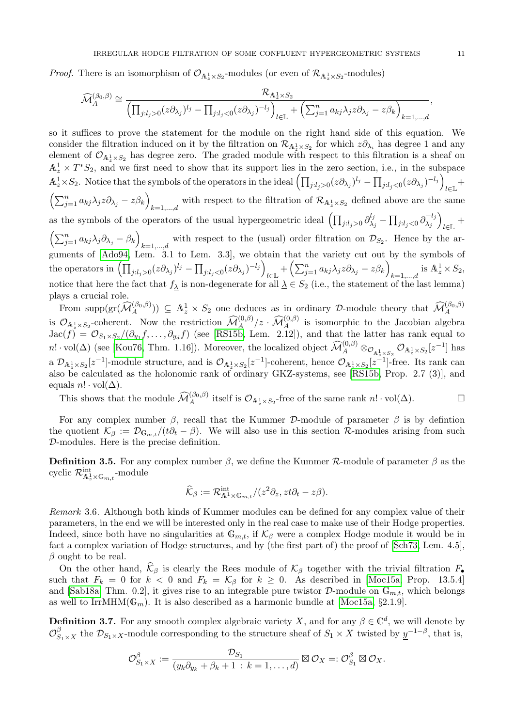*Proof.* There is an isomorphism of $\mathcal{O}_{\mathbb{A}^1_z\times S_2}$-modules (or even of $\mathcal{R}_{\mathbb{A}^1_z\times S_2}$-modules)

$$\widehat{\mathcal{M}}_A^{(\beta_0,\beta)} \cong \frac{\mathcal{R}_{\mathbb{A}^1_z\times S_2}}{\left(\prod_{j:l_j>0}(z\partial_{\lambda_j})^{l_j} - \prod_{j:l_j<0}(z\partial_{\lambda_j})^{-l_j}\right)_{l\in\mathbb{L}} + \left(\sum_{j=1}^n a_{kj}\lambda_j z\partial_{\lambda_j} - z\beta_k\right)_{k=1,\ldots,d}},$$

so it suffices to prove the statement for the module on the right hand side of this equation. We consider the filtration induced on it by the filtration on $\mathcal{R}_{\mathbb{A}^1_z\times S_2}$ for which $z\partial_{\lambda_i}$ has degree 1 and any element of $\mathcal{O}_{\mathbb{A}^1_z\times S_2}$ has degree zero. The graded module with respect to this filtration is a sheaf on $\mathbb{A}^1_z\times T^*S_2$, and we first need to show that its support lies in the zero section, i.e., in the subspace $\mathbb{A}^1_z\times S_2$. Notice that the symbols of the operators in the ideal $\left(\prod_{j:l_j>0}(z\partial_{\lambda_j})^{l_j} - \prod_{j:l_j<0}(z\partial_{\lambda_j})^{-l_j}\right)_{l\in\mathbb{L}} + \left(\sum_{j=1}^n a_{kj}\lambda_j z\partial_{\lambda_j} - z\beta_k\right)_{k=1,\ldots,d}$ with respect to the filtration of $\mathcal{R}_{\mathbb{A}^1_z\times S_2}$ defined above are the same as the symbols of the operators of the usual hypergeometric ideal $\left(\prod_{j:l_j>0}\partial_{\lambda_j}^{l_j} - \prod_{j:l_j<0}\partial_{\lambda_j}^{-l_j}\right)_{l\in\mathbb{L}} + \left(\sum_{j=1}^n a_{kj}\lambda_j\partial_{\lambda_j} - \beta_k\right)_{k=1,\ldots,d}$ with respect to the (usual) order filtration on $\mathcal{D}_{S_2}$. Hence by the arguments of [Ado94, Lem. 3.1 to Lem. 3.3], we obtain that the variety cut out by the symbols of the operators in $\left(\prod_{j:l_j>0}(z\partial_{\lambda_j})^{l_j} - \prod_{j:l_j<0}(z\partial_{\lambda_j})^{-l_j}\right)_{l\in\mathbb{L}} + \left(\sum_{j=1}^n a_{kj}\lambda_j z\partial_{\lambda_j} - z\beta_k\right)_{k=1,\ldots,d}$ is $\mathbb{A}^1_z\times S_2$, notice that here the fact that $f_{\underline{\lambda}}$ is non-degenerate for all $\underline{\lambda}\in S_2$ (i.e., the statement of the last lemma) plays a crucial role.

From $\operatorname{supp}(\operatorname{gr}(\widehat{\mathcal{M}}_A^{(\beta_0,\beta)})) \subseteq \mathbb{A}^1_z\times S_2$ one deduces as in ordinary $\mathcal{D}$-module theory that $\widehat{\mathcal{M}}_A^{(\beta_0,\beta)}$ is $\mathcal{O}_{\mathbb{A}^1_z\times S_2}$-coherent. Now the restriction $\widehat{\mathcal{M}}_A^{(0,\beta)}/z\cdot\widehat{\mathcal{M}}_A^{(0,\beta)}$ is isomorphic to the Jacobian algebra $\operatorname{Jac}(f) = \mathcal{O}_{S_1\times S_2}/(\partial_{y_1}f,\ldots,\partial_{y_d}f)$ (see [RS15b, Lem. 2.12]), and that the latter has rank equal to $n!\cdot\operatorname{vol}(\Delta)$ (see [Kou76, Thm. 1.16]). Moreover, the localized object $\widehat{\mathcal{M}}_A^{(0,\beta)}\otimes_{\mathcal{O}_{\mathbb{A}^1_z\times S_2}}\mathcal{O}_{\mathbb{A}^1_z\times S_2}[z^{-1}]$ has a $\mathcal{D}_{\mathbb{A}^1_z\times S_2}[z^{-1}]$-module structure, and is $\mathcal{O}_{\mathbb{A}^1_z\times S_2}[z^{-1}]$-coherent, hence $\mathcal{O}_{\mathbb{A}^1_z\times S_2}[z^{-1}]$-free. Its rank can also be calculated as the holonomic rank of ordinary GKZ-systems, see [RS15b, Prop. 2.7 (3)], and equals $n!\cdot\operatorname{vol}(\Delta)$.

This shows that the module $\widehat{\mathcal{M}}_A^{(\beta_0,\beta)}$ itself is $\mathcal{O}_{\mathbb{A}^1_z\times S_2}$-free of the same rank $n!\cdot\operatorname{vol}(\Delta)$. □

For any complex number $\beta$, recall that the Kummer $\mathcal{D}$-module of parameter $\beta$ is by defintion the quotient $\mathcal{K}_\beta := \mathcal{D}_{\mathbb{G}_{m,t}}/(t\partial_t - \beta)$. We will also use in this section $\mathcal{R}$-modules arising from such $\mathcal{D}$-modules. Here is the precise definition.

**Definition 3.5.** For any complex number $\beta$, we define the Kummer $\mathcal{R}$-module of parameter $\beta$ as the cyclic $\mathcal{R}^{\mathrm{int}}_{\mathbb{A}^1_z\times\mathbb{G}_{m,t}}$-module

$$\widehat{\mathcal{K}}_\beta := \mathcal{R}^{\mathrm{int}}_{\mathbb{A}^1\times\mathbb{G}_{m,t}}/(z^2\partial_z, zt\partial_t - z\beta).$$

*Remark* 3.6. Although both kinds of Kummer modules can be defined for any complex value of their parameters, in the end we will be interested only in the real case to make use of their Hodge properties. Indeed, since both have no singularities at $\mathbb{G}_{m,t}$, if $\mathcal{K}_\beta$ were a complex Hodge module it would be in fact a complex variation of Hodge structures, and by (the first part of) the proof of [Sch73, Lem. 4.5], $\beta$ ought to be real.

On the other hand, $\widehat{\mathcal{K}}_\beta$ is clearly the Rees module of $\mathcal{K}_\beta$ together with the trivial filtration $F_\bullet$ such that $F_k = 0$ for $k<0$ and $F_k = \mathcal{K}_\beta$ for $k\geq 0$. As described in [Moc15a, Prop. 13.5.4] and [Sab18a, Thm. 0.2], it gives rise to an integrable pure twistor $\mathcal{D}$-module on $\mathbb{G}_{m,t}$, which belongs as well to $\operatorname{IrrMHM}(\mathbb{G}_m)$. It is also described as a harmonic bundle at [Moc15a, §2.1.9].

**Definition 3.7.** For any smooth complex algebraic variety $X$, and for any $\beta\in\mathbb{C}^d$, we will denote by $\mathcal{O}^\beta_{S_1\times X}$ the $\mathcal{D}_{S_1\times X}$-module corresponding to the structure sheaf of $S_1\times X$ twisted by $\underline{y}^{-1-\beta}$, that is,

$$\mathcal{O}^\beta_{S_1\times X} := \frac{\mathcal{D}_{S_1}}{(y_k\partial_{y_k}+\beta_k+1\,:\,k=1,\ldots,d)}\boxtimes\mathcal{O}_X =: \mathcal{O}^\beta_{S_1}\boxtimes\mathcal{O}_X.$$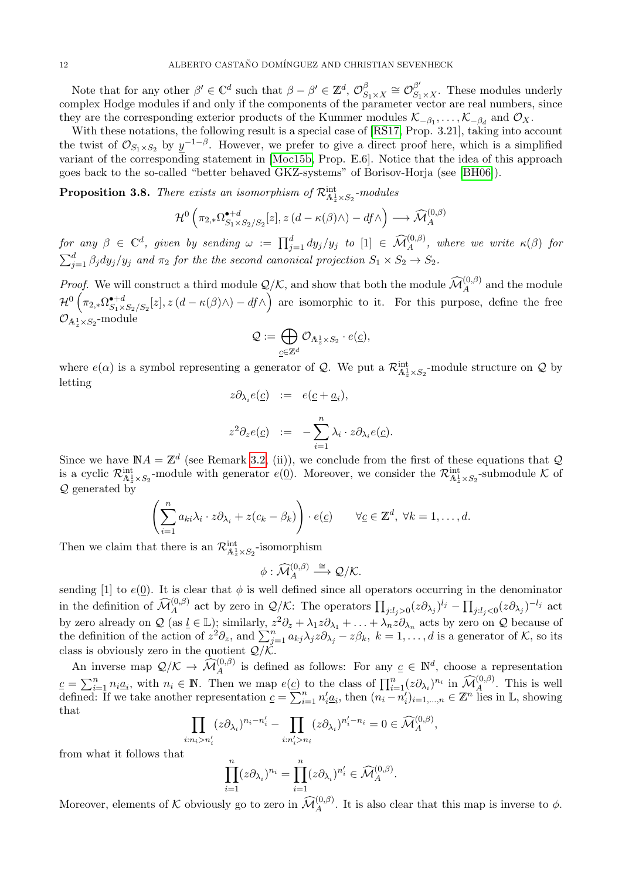Note that for any other $\beta' \in \mathbb{C}^d$ such that $\beta - \beta' \in \mathbb{Z}^d$, $\mathcal{O}^{\beta}_{S_1\times X} \cong \mathcal{O}^{\beta'}_{S_1\times X}$. These modules underly complex Hodge modules if and only if the components of the parameter vector are real numbers, since they are the corresponding exterior products of the Kummer modules $\mathcal{K}_{-\beta_1}, \ldots, \mathcal{K}_{-\beta_d}$ and $\mathcal{O}_X$.

With these notations, the following result is a special case of [RS17, Prop. 3.21], taking into account the twist of $\mathcal{O}_{S_1\times S_2}$ by $\underline{y}^{-1-\beta}$. However, we prefer to give a direct proof here, which is a simplified variant of the corresponding statement in [Moc15b, Prop. E.6]. Notice that the idea of this approach goes back to the so-called "better behaved GKZ-systems" of Borisov-Horja (see [BH06]).

**Proposition 3.8.** *There exists an isomorphism of $\mathcal{R}^{\mathrm{int}}_{\mathbb{A}^1_z\times S_2}$-modules*

$$\mathcal{H}^0\left(\pi_{2,*}\Omega^{\bullet+d}_{S_1\times S_2/S_2}[z], z\,(d-\kappa(\beta)\wedge) - df\wedge\right) \longrightarrow \widehat{\mathcal{M}}^{(0,\beta)}_A$$

*for any $\beta \in \mathbb{C}^d$, given by sending $\omega := \prod_{j=1}^d dy_j/y_j$ to $[1] \in \widehat{\mathcal{M}}^{(0,\beta)}_A$, where we write $\kappa(\beta)$ for $\sum_{j=1}^d \beta_j dy_j/y_j$ and $\pi_2$ for the the second canonical projection $S_1\times S_2 \to S_2$.*

*Proof.* We will construct a third module $\mathcal{Q}/\mathcal{K}$, and show that both the module $\widehat{\mathcal{M}}^{(0,\beta)}_A$ and the module $\mathcal{H}^0\left(\pi_{2,*}\Omega^{\bullet+d}_{S_1\times S_2/S_2}[z], z\,(d-\kappa(\beta)\wedge) - df\wedge\right)$ are isomorphic to it. For this purpose, define the free $\mathcal{O}_{\mathbb{A}^1_z\times S_2}$-module

$$\mathcal{Q} := \bigoplus_{\underline{c}\in\mathbb{Z}^d} \mathcal{O}_{\mathbb{A}^1_z\times S_2}\cdot e(\underline{c}),$$

where $e(\alpha)$ is a symbol representing a generator of $\mathcal{Q}$. We put a $\mathcal{R}^{\mathrm{int}}_{\mathbb{A}^1_z\times S_2}$-module structure on $\mathcal{Q}$ by letting

$$\begin{aligned} z\partial_{\lambda_i} e(\underline{c}) &:= e(\underline{c}+\underline{a}_i), \\ z^2\partial_z e(\underline{c}) &:= -\sum_{i=1}^n \lambda_i \cdot z\partial_{\lambda_i} e(\underline{c}). \end{aligned}$$

Since we have $\mathbb{N}A = \mathbb{Z}^d$ (see Remark 3.2, (ii)), we conclude from the first of these equations that $\mathcal{Q}$ is a cyclic $\mathcal{R}^{\mathrm{int}}_{\mathbb{A}^1_z\times S_2}$-module with generator $e(\underline{0})$. Moreover, we consider the $\mathcal{R}^{\mathrm{int}}_{\mathbb{A}^1_z\times S_2}$-submodule $\mathcal{K}$ of $\mathcal{Q}$ generated by

$$\left(\sum_{i=1}^n a_{ki}\lambda_i\cdot z\partial_{\lambda_i} + z(c_k - \beta_k)\right)\cdot e(\underline{c}) \qquad \forall \underline{c}\in\mathbb{Z}^d,\ \forall k=1,\ldots,d.$$

Then we claim that there is an $\mathcal{R}^{\mathrm{int}}_{\mathbb{A}^1_z\times S_2}$-isomorphism

$$\phi : \widehat{\mathcal{M}}^{(0,\beta)}_A \xrightarrow{\ \cong\ } \mathcal{Q}/\mathcal{K}.$$

sending $[1]$ to $e(\underline{0})$. It is clear that $\phi$ is well defined since all operators occurring in the denominator in the definition of $\widehat{\mathcal{M}}^{(0,\beta)}_A$ act by zero in $\mathcal{Q}/\mathcal{K}$: The operators $\prod_{j:l_j>0}(z\partial_{\lambda_j})^{l_j} - \prod_{j:l_j<0}(z\partial_{\lambda_j})^{-l_j}$ act by zero already on $\mathcal{Q}$ (as $\underline{l}\in\mathbb{L}$); similarly, $z^2\partial_z + \lambda_1 z\partial_{\lambda_1} + \ldots + \lambda_n z\partial_{\lambda_n}$ acts by zero on $\mathcal{Q}$ because of the definition of the action of $z^2\partial_z$, and $\sum_{j=1}^n a_{kj}\lambda_j z\partial_{\lambda_j} - z\beta_k$, $k=1,\ldots,d$ is a generator of $\mathcal{K}$, so its class is obviously zero in the quotient $\mathcal{Q}/\mathcal{K}$.

An inverse map $\mathcal{Q}/\mathcal{K} \to \widehat{\mathcal{M}}^{(0,\beta)}_A$ is defined as follows: For any $\underline{c}\in\mathbb{N}^d$, choose a representation $\underline{c} = \sum_{i=1}^n n_i\underline{a}_i$, with $n_i\in\mathbb{N}$. Then we map $e(\underline{c})$ to the class of $\prod_{i=1}^n (z\partial_{\lambda_i})^{n_i}$ in $\widehat{\mathcal{M}}^{(0,\beta)}_A$. This is well defined: If we take another representation $\underline{c} = \sum_{i=1}^n n'_i\underline{a}_i$, then $(n_i - n'_i)_{i=1,\ldots,n}\in\mathbb{Z}^n$ lies in $\mathbb{L}$, showing that

$$\prod_{i:n_i>n'_i}(z\partial_{\lambda_i})^{n_i-n'_i} - \prod_{i:n'_i>n_i}(z\partial_{\lambda_i})^{n'_i-n_i} = 0 \in \widehat{\mathcal{M}}^{(0,\beta)}_A,$$

from what it follows that

$$\prod_{i=1}^n (z\partial_{\lambda_i})^{n_i} = \prod_{i=1}^n (z\partial_{\lambda_i})^{n'_i} \in \widehat{\mathcal{M}}^{(0,\beta)}_A.$$

Moreover, elements of $\mathcal{K}$ obviously go to zero in $\widehat{\mathcal{M}}^{(0,\beta)}_A$. It is also clear that this map is inverse to $\phi$.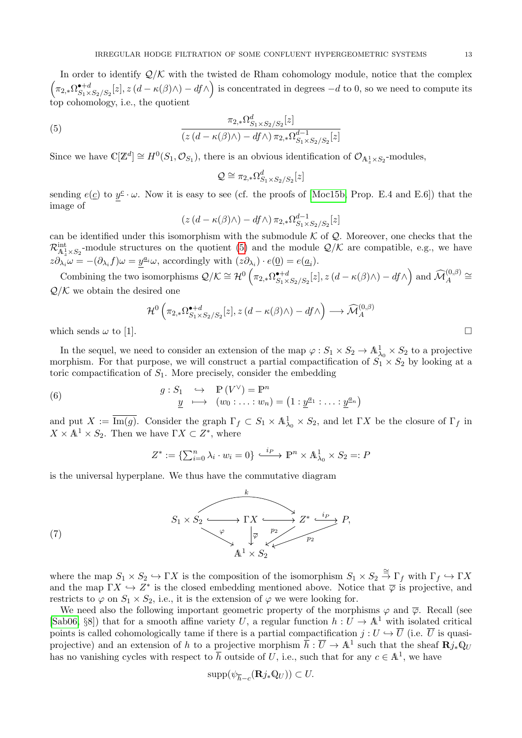In order to identify $\mathcal{Q}/\mathcal{K}$ with the twisted de Rham cohomology module, notice that the complex $\left(\pi_{2,*}\Omega^{\bullet+d}_{S_1\times S_2/S_2}[z], z\left(d-\kappa(\beta)\wedge\right)-df\wedge\right)$ is concentrated in degrees $-d$ to 0, so we need to compute its top cohomology, i.e., the quotient

$$
\frac{\pi_{2,*}\Omega^{d}_{S_1\times S_2/S_2}[z]}{\left(z\left(d-\kappa(\beta)\wedge\right)-df\wedge\right)\pi_{2,*}\Omega^{d-1}_{S_1\times S_2/S_2}[z]} \tag{5}
$$

Since we have $\mathbb{C}[\mathbb{Z}^d]\cong H^0(S_1,\mathcal{O}_{S_1})$, there is an obvious identification of $\mathcal{O}_{\mathbb{A}^1_z\times S_2}$-modules,

$$
\mathcal{Q}\cong \pi_{2,*}\Omega^{d}_{S_1\times S_2/S_2}[z]
$$

sending $e(\underline{c})$ to $\underline{y}^{\underline{c}}\cdot\omega$. Now it is easy to see (cf. the proofs of [Moc15b, Prop. E.4 and E.6]) that the image of

$$
\left(z\left(d-\kappa(\beta)\wedge\right)-df\wedge\right)\pi_{2,*}\Omega^{d-1}_{S_1\times S_2/S_2}[z]
$$

can be identified under this isomorphism with the submodule $\mathcal{K}$ of $\mathcal{Q}$. Moreover, one checks that the $\mathcal{R}^{\text{int}}_{\mathbb{A}^1_z\times S_2}$-module structures on the quotient (5) and the module $\mathcal{Q}/\mathcal{K}$ are compatible, e.g., we have $z\partial_{\lambda_i}\omega=-(\partial_{\lambda_i}f)\omega=\underline{y}^{\underline{a}_i}\omega$, accordingly with $(z\partial_{\lambda_i})\cdot e(\underline{0})=e(\underline{a}_i)$.

Combining the two isomorphisms $\mathcal{Q}/\mathcal{K}\cong\mathcal{H}^0\left(\pi_{2,*}\Omega^{\bullet+d}_{S_1\times S_2/S_2}[z], z\left(d-\kappa(\beta)\wedge\right)-df\wedge\right)$ and $\widehat{\mathcal{M}}_A^{(0,\beta)}\cong\mathcal{Q}/\mathcal{K}$ we obtain the desired one

$$
\mathcal{H}^0\left(\pi_{2,*}\Omega^{\bullet+d}_{S_1\times S_2/S_2}[z], z\left(d-\kappa(\beta)\wedge\right)-df\wedge\right)\longrightarrow\widehat{\mathcal{M}}_A^{(0,\beta)}
$$

which sends $\omega$ to $[1]$. $\square$

In the sequel, we need to consider an extension of the map $\varphi: S_1\times S_2\to\mathbb{A}^1_{\lambda_0}\times S_2$ to a projective morphism. For that purpose, we will construct a partial compactification of $S_1\times S_2$ by looking at a toric compactification of $S_1$. More precisely, consider the embedding

$$
\begin{array}{rccl} g: & S_1 & \hookrightarrow & \mathbb{P}\left(V^\vee\right)=\mathbb{P}^n \\ & \underline{y} & \longmapsto & (w_0:\ldots:w_n)=\left(1:\underline{y}^{\underline{a}_1}:\ldots:\underline{y}^{\underline{a}_n}\right) \end{array} \tag{6}
$$

and put $X:=\overline{\operatorname{Im}(g)}$. Consider the graph $\Gamma_f\subset S_1\times\mathbb{A}^1_{\lambda_0}\times S_2$, and let $\Gamma X$ be the closure of $\Gamma_f$ in $X\times\mathbb{A}^1\times S_2$. Then we have $\Gamma X\subset Z^*$, where

$$
Z^*:=\left\{\textstyle\sum_{i=0}^n\lambda_i\cdot w_i=0\right\}\xrightarrow{\;i_P\;}\mathbb{P}^n\times\mathbb{A}^1_{\lambda_0}\times S_2=:P
$$

is the universal hyperplane. We thus have the commutative diagram

$$
\begin{array}{c}
S_1\times S_2\hookrightarrow\Gamma X\hookrightarrow Z^*\xrightarrow{\;i_P\;}P,\quad k: S_1\times S_2\to Z^*,\\
\varphi: S_1\times S_2\to\mathbb{A}^1\times S_2,\quad \overline{\varphi}:\Gamma X\to\mathbb{A}^1\times S_2,\quad p_2: Z^*\to\mathbb{A}^1\times S_2,\quad p_2: P\to\mathbb{A}^1\times S_2
\end{array} \tag{7}
$$

where the map $S_1\times S_2\hookrightarrow\Gamma X$ is the composition of the isomorphism $S_1\times S_2\xrightarrow{\cong}\Gamma_f$ with $\Gamma_f\hookrightarrow\Gamma X$ and the map $\Gamma X\hookrightarrow Z^*$ is the closed embedding mentioned above. Notice that $\overline{\varphi}$ is projective, and restricts to $\varphi$ on $S_1\times S_2$, i.e., it is the extension of $\varphi$ we were looking for.

We need also the following important geometric property of the morphisms $\varphi$ and $\overline{\varphi}$. Recall (see [Sab06, §8]) that for a smooth affine variety $U$, a regular function $h:U\to\mathbb{A}^1$ with isolated critical points is called cohomologically tame if there is a partial compactification $j:U\hookrightarrow\overline{U}$ (i.e. $\overline{U}$ is quasi-projective) and an extension of $h$ to a projective morphism $\overline{h}:\overline{U}\to\mathbb{A}^1$ such that the sheaf $\mathbf{R}j_*\mathbb{Q}_U$ has no vanishing cycles with respect to $\overline{h}$ outside of $U$, i.e., such that for any $c\in\mathbb{A}^1$, we have

$$
\operatorname{supp}(\psi_{\overline{h}-c}(\mathbf{R}j_*\mathbb{Q}_U))\subset U.
$$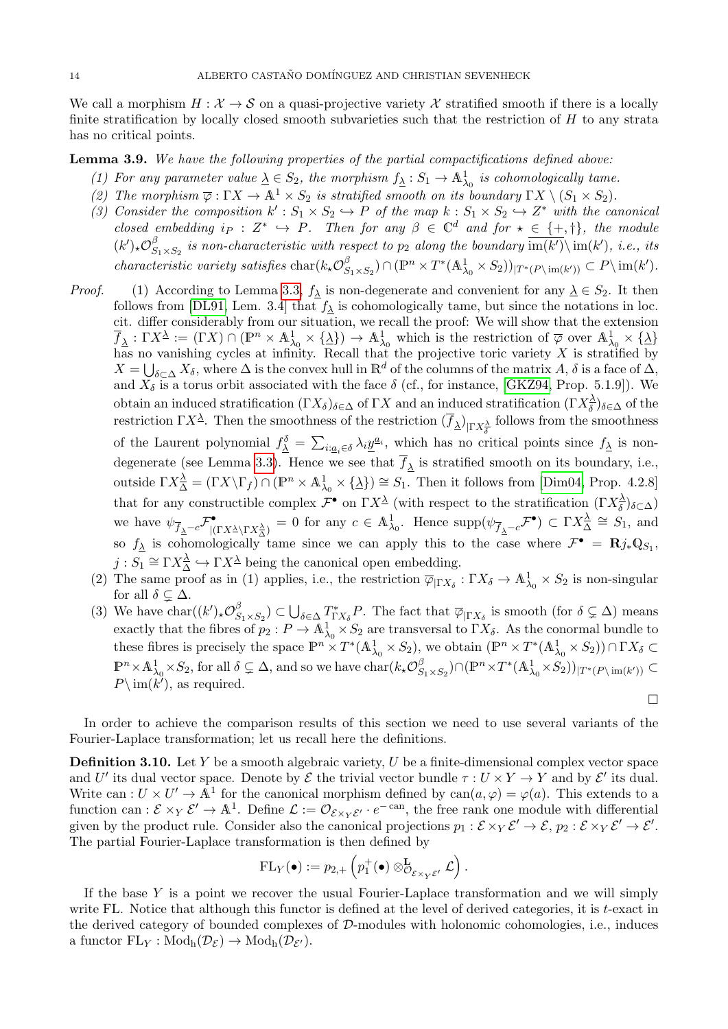We call a morphism $H : \mathcal{X} \to \mathcal{S}$ on a quasi-projective variety $\mathcal{X}$ stratified smooth if there is a locally finite stratification by locally closed smooth subvarieties such that the restriction of $H$ to any strata has no critical points.

**Lemma 3.9.** *We have the following properties of the partial compactifications defined above:*

1. *For any parameter value $\underline{\lambda} \in S_2$, the morphism $f_{\underline{\lambda}} : S_1 \to \mathbb{A}^1_{\lambda_0}$ is cohomologically tame.*
2. *The morphism $\overline{\varphi} : \Gamma X \to \mathbb{A}^1 \times S_2$ is stratified smooth on its boundary $\Gamma X \setminus (S_1 \times S_2)$.*
3. *Consider the composition $k' : S_1 \times S_2 \hookrightarrow P$ of the map $k : S_1 \times S_2 \hookrightarrow Z^*$ with the canonical closed embedding $i_P : Z^* \hookrightarrow P$. Then for any $\beta \in \mathbb{C}^d$ and for $\star \in \{+, \dagger\}$, the module $(k')_\star \mathcal{O}^\beta_{S_1 \times S_2}$ is non-characteristic with respect to $p_2$ along the boundary $\overline{\operatorname{im}(k')} \setminus \operatorname{im}(k')$, i.e., its characteristic variety satisfies $\operatorname{char}(k_\star \mathcal{O}^\beta_{S_1 \times S_2}) \cap (\mathbb{P}^n \times T^*(\mathbb{A}^1_{\lambda_0} \times S_2))_{|T^*(P \setminus \operatorname{im}(k'))} \subset P \setminus \operatorname{im}(k')$.*

*Proof.*

1. According to Lemma 3.3, $f_{\underline{\lambda}}$ is non-degenerate and convenient for any $\underline{\lambda} \in S_2$. It then follows from [DL91, Lem. 3.4] that $f_{\underline{\lambda}}$ is cohomologically tame, but since the notations in loc. cit. differ considerably from our situation, we recall the proof: We will show that the extension $\overline{f}_{\underline{\lambda}} : \Gamma X^{\underline{\lambda}} := (\Gamma X) \cap (\mathbb{P}^n \times \mathbb{A}^1_{\lambda_0} \times \{\underline{\lambda}\}) \to \mathbb{A}^1_{\lambda_0}$ which is the restriction of $\overline{\varphi}$ over $\mathbb{A}^1_{\lambda_0} \times \{\underline{\lambda}\}$ has no vanishing cycles at infinity. Recall that the projective toric variety $X$ is stratified by $X = \bigcup_{\delta \subset \Delta} X_\delta$, where $\Delta$ is the convex hull in $\mathbb{R}^d$ of the columns of the matrix $A$, $\delta$ is a face of $\Delta$, and $X_\delta$ is a torus orbit associated with the face $\delta$ (cf., for instance, [GKZ94, Prop. 5.1.9]). We obtain an induced stratification $(\Gamma X_\delta)_{\delta \in \Delta}$ of $\Gamma X$ and an induced stratification $(\Gamma X^{\underline{\lambda}}_\delta)_{\delta \in \Delta}$ of the restriction $\Gamma X^{\underline{\lambda}}$. Then the smoothness of the restriction $(\overline{f}_{\underline{\lambda}})_{|\Gamma X^{\underline{\lambda}}_\delta}$ follows from the smoothness of the Laurent polynomial $f^\delta_{\underline{\lambda}} = \sum_{i: \underline{a}_i \in \delta} \lambda_i \underline{y}^{\underline{a}_i}$, which has no critical points since $f_{\underline{\lambda}}$ is non-degenerate (see Lemma 3.3). Hence we see that $\overline{f}_{\underline{\lambda}}$ is stratified smooth on its boundary, i.e., outside $\Gamma X^{\underline{\lambda}}_\Delta = (\Gamma X \setminus \Gamma_f) \cap (\mathbb{P}^n \times \mathbb{A}^1_{\lambda_0} \times \{\underline{\lambda}\}) \cong S_1$. Then it follows from [Dim04, Prop. 4.2.8] that for any constructible complex $\mathcal{F}^\bullet$ on $\Gamma X^{\underline{\lambda}}$ (with respect to the stratification $(\Gamma X^{\underline{\lambda}}_\delta)_{\delta \subset \Delta}$) we have $\psi_{\overline{f}_{\underline{\lambda}} - c} \mathcal{F}^\bullet_{|(\Gamma X^{\underline{\lambda}} \setminus \Gamma X^{\underline{\lambda}}_\Delta)} = 0$ for any $c \in \mathbb{A}^1_{\lambda_0}$. Hence $\operatorname{supp}(\psi_{\overline{f}_{\underline{\lambda}} - c} \mathcal{F}^\bullet) \subset \Gamma X^{\underline{\lambda}}_\Delta \cong S_1$, and so $f_{\underline{\lambda}}$ is cohomologically tame since we can apply this to the case where $\mathcal{F}^\bullet = \mathbf{R} j_* \mathbb{Q}_{S_1}$, $j : S_1 \cong \Gamma X^{\underline{\lambda}}_\Delta \hookrightarrow \Gamma X^{\underline{\lambda}}$ being the canonical open embedding.
2. The same proof as in (1) applies, i.e., the restriction $\overline{\varphi}_{|\Gamma X_\delta} : \Gamma X_\delta \to \mathbb{A}^1_{\lambda_0} \times S_2$ is non-singular for all $\delta \subsetneq \Delta$.
3. We have $\operatorname{char}((k')_\star \mathcal{O}^\beta_{S_1 \times S_2}) \subset \bigcup_{\delta \in \Delta} T^*_{\Gamma X_\delta} P$. The fact that $\overline{\varphi}_{|\Gamma X_\delta}$ is smooth (for $\delta \subsetneq \Delta$) means exactly that the fibres of $p_2 : P \to \mathbb{A}^1_{\lambda_0} \times S_2$ are transversal to $\Gamma X_\delta$. As the conormal bundle to these fibres is precisely the space $\mathbb{P}^n \times T^*(\mathbb{A}^1_{\lambda_0} \times S_2)$, we obtain $(\mathbb{P}^n \times T^*(\mathbb{A}^1_{\lambda_0} \times S_2)) \cap \Gamma X_\delta \subset \mathbb{P}^n \times \mathbb{A}^1_{\lambda_0} \times S_2$, for all $\delta \subsetneq \Delta$, and so we have $\operatorname{char}(k_\star \mathcal{O}^\beta_{S_1 \times S_2}) \cap (\mathbb{P}^n \times T^*(\mathbb{A}^1_{\lambda_0} \times S_2))_{|T^*(P \setminus \operatorname{im}(k'))} \subset P \setminus \operatorname{im}(k')$, as required.

$\square$

In order to achieve the comparison results of this section we need to use several variants of the Fourier-Laplace transformation; let us recall here the definitions.

**Definition 3.10.** Let $Y$ be a smooth algebraic variety, $U$ be a finite-dimensional complex vector space and $U'$ its dual vector space. Denote by $\mathcal{E}$ the trivial vector bundle $\tau : U \times Y \to Y$ and by $\mathcal{E}'$ its dual. Write $\operatorname{can} : U \times U' \to \mathbb{A}^1$ for the canonical morphism defined by $\operatorname{can}(a, \varphi) = \varphi(a)$. This extends to a function $\operatorname{can} : \mathcal{E} \times_Y \mathcal{E}' \to \mathbb{A}^1$. Define $\mathcal{L} := \mathcal{O}_{\mathcal{E} \times_Y \mathcal{E}'} \cdot e^{-\operatorname{can}}$, the free rank one module with differential given by the product rule. Consider also the canonical projections $p_1 : \mathcal{E} \times_Y \mathcal{E}' \to \mathcal{E}$, $p_2 : \mathcal{E} \times_Y \mathcal{E}' \to \mathcal{E}'$. The partial Fourier-Laplace transformation is then defined by

$$\operatorname{FL}_Y(\bullet) := p_{2,+}\left(p_1^+(\bullet) \otimes^{\mathbf{L}}_{\mathcal{O}_{\mathcal{E} \times_Y \mathcal{E}'}} \mathcal{L}\right).$$

If the base $Y$ is a point we recover the usual Fourier-Laplace transformation and we will simply write FL. Notice that although this functor is defined at the level of derived categories, it is $t$-exact in the derived category of bounded complexes of $\mathcal{D}$-modules with holonomic cohomologies, i.e., induces a functor $\operatorname{FL}_Y : \operatorname{Mod}_h(\mathcal{D}_\mathcal{E}) \to \operatorname{Mod}_h(\mathcal{D}_{\mathcal{E}'})$.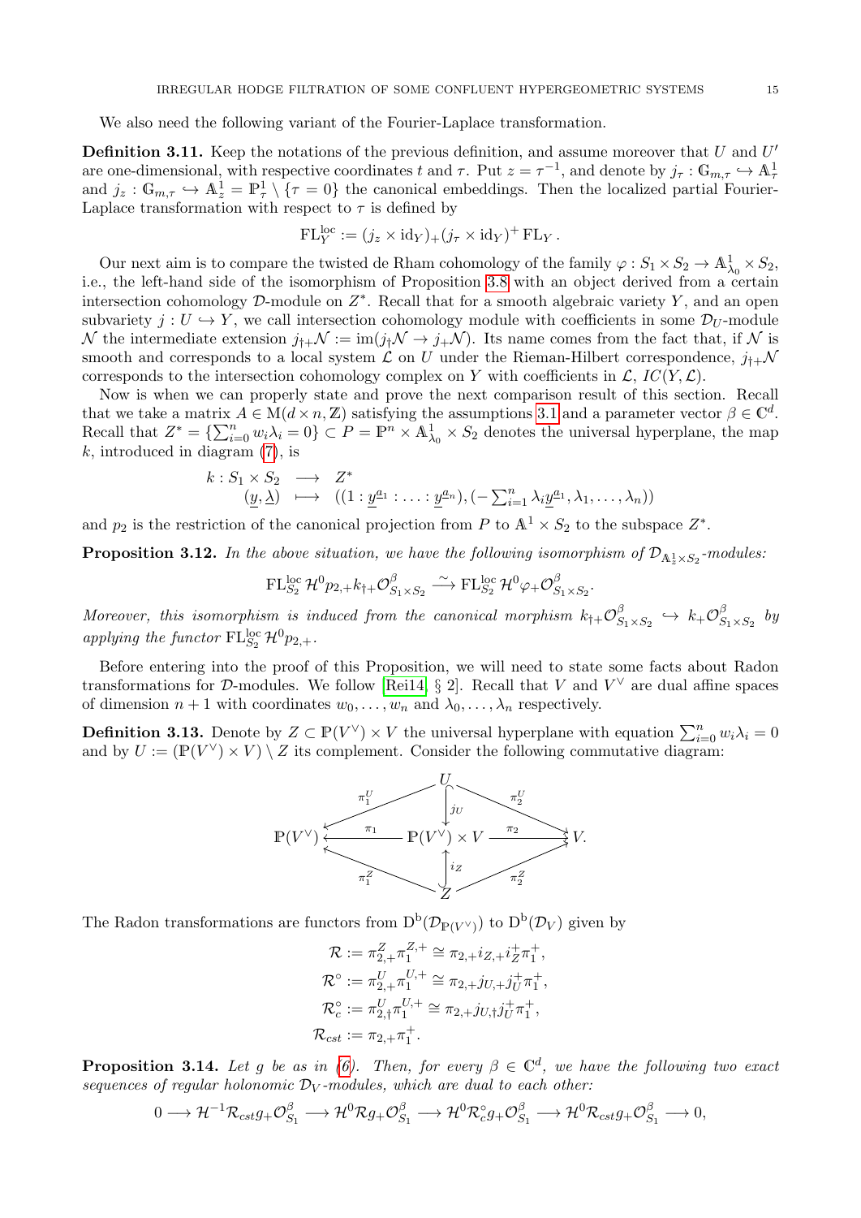We also need the following variant of the Fourier-Laplace transformation.

**Definition 3.11.** Keep the notations of the previous definition, and assume moreover that $U$ and $U'$ are one-dimensional, with respective coordinates $t$ and $\tau$. Put $z = \tau^{-1}$, and denote by $j_\tau : \mathbb{G}_{m,\tau} \hookrightarrow \mathbb{A}^1_\tau$ and $j_z : \mathbb{G}_{m,\tau} \hookrightarrow \mathbb{A}^1_z = \mathbb{P}^1_\tau \setminus \{\tau = 0\}$ the canonical embeddings. Then the localized partial Fourier-Laplace transformation with respect to $\tau$ is defined by

$$\mathrm{FL}^{\mathrm{loc}}_Y := (j_z \times \mathrm{id}_Y)_+ (j_\tau \times \mathrm{id}_Y)^+ \, \mathrm{FL}_Y \, .$$

Our next aim is to compare the twisted de Rham cohomology of the family $\varphi : S_1 \times S_2 \to \mathbb{A}^1_{\lambda_0} \times S_2$, i.e., the left-hand side of the isomorphism of Proposition 3.8 with an object derived from a certain intersection cohomology $\mathcal{D}$-module on $Z^*$. Recall that for a smooth algebraic variety $Y$, and an open subvariety $j : U \hookrightarrow Y$, we call intersection cohomology module with coefficients in some $\mathcal{D}_U$-module $\mathcal{N}$ the intermediate extension $j_{\dagger+}\mathcal{N} := \mathrm{im}(j_\dagger \mathcal{N} \to j_+\mathcal{N})$. Its name comes from the fact that, if $\mathcal{N}$ is smooth and corresponds to a local system $\mathcal{L}$ on $U$ under the Rieman-Hilbert correspondence, $j_{\dagger+}\mathcal{N}$ corresponds to the intersection cohomology complex on $Y$ with coefficients in $\mathcal{L}$, $IC(Y, \mathcal{L})$.

Now is when we can properly state and prove the next comparison result of this section. Recall that we take a matrix $A \in \mathrm{M}(d \times n, \mathbb{Z})$ satisfying the assumptions 3.1 and a parameter vector $\beta \in \mathbb{C}^d$. Recall that $Z^* = \{\sum_{i=0}^n w_i \lambda_i = 0\} \subset P = \mathbb{P}^n \times \mathbb{A}^1_{\lambda_0} \times S_2$ denotes the universal hyperplane, the map $k$, introduced in diagram (7), is

$$\begin{array}{rccl} k : & S_1 \times S_2 & \longrightarrow & Z^* \\ & (\underline{y}, \underline{\lambda}) & \longmapsto & ((1 : \underline{y}^{\underline{a}_1} : \ldots : \underline{y}^{\underline{a}_n}), (-\sum_{i=1}^n \lambda_i \underline{y}^{\underline{a}_1}, \lambda_1, \ldots, \lambda_n)) \end{array}$$

and $p_2$ is the restriction of the canonical projection from $P$ to $\mathbb{A}^1 \times S_2$ to the subspace $Z^*$.

**Proposition 3.12.** *In the above situation, we have the following isomorphism of $\mathcal{D}_{\mathbb{A}^1_z \times S_2}$-modules:*

$$\mathrm{FL}^{\mathrm{loc}}_{S_2} \mathcal{H}^0 p_{2,+} k_{\dagger+} \mathcal{O}^\beta_{S_1 \times S_2} \xrightarrow{\ \sim\ } \mathrm{FL}^{\mathrm{loc}}_{S_2} \mathcal{H}^0 \varphi_+ \mathcal{O}^\beta_{S_1 \times S_2}.$$

*Moreover, this isomorphism is induced from the canonical morphism $k_{\dagger+}\mathcal{O}^\beta_{S_1 \times S_2} \hookrightarrow k_+\mathcal{O}^\beta_{S_1 \times S_2}$ by applying the functor $\mathrm{FL}^{\mathrm{loc}}_{S_2} \mathcal{H}^0 p_{2,+}$.*

Before entering into the proof of this Proposition, we will need to state some facts about Radon transformations for $\mathcal{D}$-modules. We follow [Rei14, § 2]. Recall that $V$ and $V^\vee$ are dual affine spaces of dimension $n+1$ with coordinates $w_0, \ldots, w_n$ and $\lambda_0, \ldots, \lambda_n$ respectively.

**Definition 3.13.** Denote by $Z \subset \mathbb{P}(V^\vee) \times V$ the universal hyperplane with equation $\sum_{i=0}^n w_i \lambda_i = 0$ and by $U := (\mathbb{P}(V^\vee) \times V) \setminus Z$ its complement. Consider the following commutative diagram:

$$\begin{array}{ccccc} & & U & & \\ & \swarrow^{\pi_1^U} & \downarrow^{j_U} & \searrow^{\pi_2^U} & \\ \mathbb{P}(V^\vee) & \xleftarrow{\ \pi_1\ } & \mathbb{P}(V^\vee) \times V & \xrightarrow{\ \pi_2\ } & V. \\ & \nwarrow_{\pi_1^Z} & \uparrow^{i_Z} & \nearrow_{\pi_2^Z} & \\ & & Z & & \end{array}$$

The Radon transformations are functors from $\mathrm{D^b}(\mathcal{D}_{\mathbb{P}(V^\vee)})$ to $\mathrm{D^b}(\mathcal{D}_V)$ given by

$$\begin{aligned} \mathcal{R} &:= \pi^Z_{2,+} \pi^{Z,+}_1 \cong \pi_{2,+} i_{Z,+} i_Z^+ \pi_1^+, \\ \mathcal{R}^\circ &:= \pi^U_{2,+} \pi^{U,+}_1 \cong \pi_{2,+} j_{U,+} j_U^+ \pi_1^+, \\ \mathcal{R}^\circ_c &:= \pi^U_{2,\dagger} \pi^{U,+}_1 \cong \pi_{2,+} j_{U,\dagger} j_U^+ \pi_1^+, \\ \mathcal{R}_{cst} &:= \pi_{2,+} \pi_1^+. \end{aligned}$$

**Proposition 3.14.** *Let $g$ be as in (6). Then, for every $\beta \in \mathbb{C}^d$, we have the following two exact sequences of regular holonomic $\mathcal{D}_V$-modules, which are dual to each other:*

$$0 \longrightarrow \mathcal{H}^{-1}\mathcal{R}_{cst} g_+ \mathcal{O}^\beta_{S_1} \longrightarrow \mathcal{H}^0 \mathcal{R} g_+ \mathcal{O}^\beta_{S_1} \longrightarrow \mathcal{H}^0 \mathcal{R}^\circ_c g_+ \mathcal{O}^\beta_{S_1} \longrightarrow \mathcal{H}^0 \mathcal{R}_{cst} g_+ \mathcal{O}^\beta_{S_1} \longrightarrow 0,$$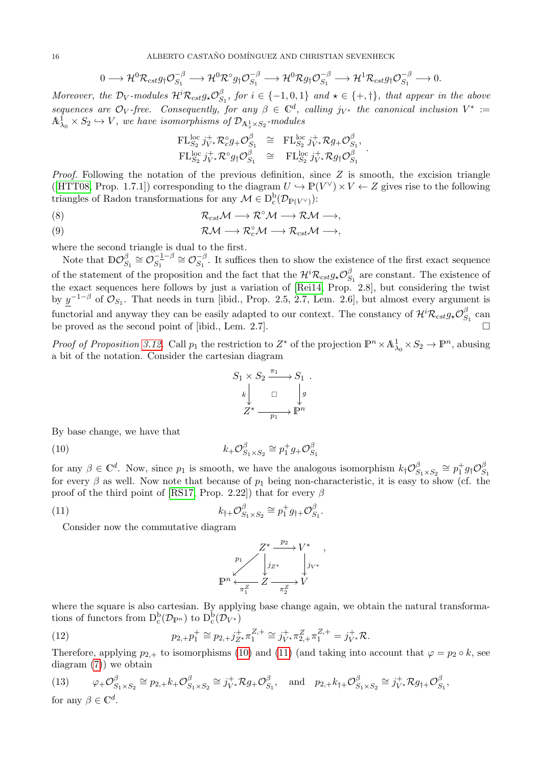$$0 \longrightarrow \mathcal{H}^0\mathcal{R}_{cst} g_\dagger \mathcal{O}_{S_1}^{-\beta} \longrightarrow \mathcal{H}^0\mathcal{R}^\circ g_\dagger \mathcal{O}_{S_1}^{-\beta} \longrightarrow \mathcal{H}^0\mathcal{R} g_\dagger \mathcal{O}_{S_1}^{-\beta} \longrightarrow \mathcal{H}^1\mathcal{R}_{cst} g_\dagger \mathcal{O}_{S_1}^{-\beta} \longrightarrow 0.$$

*Moreover, the $\mathcal{D}_V$-modules $\mathcal{H}^i\mathcal{R}_{cst} g_\star \mathcal{O}_{S_1}^{\beta}$, for $i \in \{-1,0,1\}$ and $\star \in \{+,\dagger\}$, that appear in the above sequences are $\mathcal{O}_V$-free. Consequently, for any $\beta \in \mathbb{C}^d$, calling $j_{V^*}$ the canonical inclusion $V^* := \mathbb{A}^1_{\lambda_0} \times S_2 \hookrightarrow V$, we have isomorphisms of $\mathcal{D}_{\mathbb{A}^1_z \times S_2}$-modules*

$$\begin{array}{rcl} \mathrm{FL}^{\mathrm{loc}}_{S_2}\, j_{V^*}^+ \mathcal{R}^\circ_c g_+ \mathcal{O}_{S_1}^{\beta} & \cong & \mathrm{FL}^{\mathrm{loc}}_{S_2}\, j_{V^*}^+ \mathcal{R} g_+ \mathcal{O}_{S_1}^{\beta}, \\ \mathrm{FL}^{\mathrm{loc}}_{S_2}\, j_{V^*}^+ \mathcal{R}^\circ g_\dagger \mathcal{O}_{S_1}^{\beta} & \cong & \mathrm{FL}^{\mathrm{loc}}_{S_2}\, j_{V^*}^+ \mathcal{R} g_\dagger \mathcal{O}_{S_1}^{\beta} \end{array}.$$

*Proof.* Following the notation of the previous definition, since $Z$ is smooth, the excision triangle ([HTT08, Prop. 1.7.1]) corresponding to the diagram $U \hookrightarrow \mathbb{P}(V^\vee) \times V \leftarrow Z$ gives rise to the following triangles of Radon transformations for any $\mathcal{M} \in \mathrm{D}^{\mathrm{b}}_{\mathrm{c}}(\mathcal{D}_{\mathbb{P}(V^\vee)})$:

$$\mathcal{R}_{cst}\mathcal{M} \longrightarrow \mathcal{R}^\circ\mathcal{M} \longrightarrow \mathcal{R}\mathcal{M} \longrightarrow, \tag{8}$$

$$\mathcal{R}\mathcal{M} \longrightarrow \mathcal{R}^\circ_c\mathcal{M} \longrightarrow \mathcal{R}_{cst}\mathcal{M} \longrightarrow, \tag{9}$$

where the second triangle is dual to the first.

Note that $\mathbb{D}\mathcal{O}_{S_1}^{\beta} \cong \mathcal{O}_{S_1}^{-1-\beta} \cong \mathcal{O}_{S_1}^{-\beta}$. It suffices then to show the existence of the first exact sequence of the statement of the proposition and the fact that the $\mathcal{H}^i\mathcal{R}_{cst} g_\star \mathcal{O}_{S_1}^{\beta}$ are constant. The existence of the exact sequences here follows by just a variation of [Rei14, Prop. 2.8], but considering the twist by $\underline{y}^{-1-\beta}$ of $\mathcal{O}_{S_1}$. That needs in turn [ibid., Prop. 2.5, 2.7, Lem. 2.6], but almost every argument is functorial and anyway they can be easily adapted to our context. The constancy of $\mathcal{H}^i\mathcal{R}_{cst} g_\star \mathcal{O}_{S_1}^{\beta}$ can be proved as the second point of [ibid., Lem. 2.7]. $\square$

*Proof of Proposition 3.12.* Call $p_1$ the restriction to $Z^*$ of the projection $\mathbb{P}^n \times \mathbb{A}^1_{\lambda_0} \times S_2 \to \mathbb{P}^n$, abusing a bit of the notation. Consider the cartesian diagram

$$\begin{array}{ccc} S_1 \times S_2 & \xrightarrow{\pi_1} & S_1 \\ {\scriptstyle k}\downarrow & \square & \downarrow{\scriptstyle g} \\ Z^* & \xrightarrow[p_1]{} & \mathbb{P}^n \end{array}.$$

By base change, we have that

$$k_+\mathcal{O}^{\beta}_{S_1\times S_2} \cong p_1^+ g_+ \mathcal{O}^{\beta}_{S_1} \tag{10}$$

for any $\beta \in \mathbb{C}^d$. Now, since $p_1$ is smooth, we have the analogous isomorphism $k_\dagger\mathcal{O}^{\beta}_{S_1\times S_2} \cong p_1^+ g_\dagger \mathcal{O}^{\beta}_{S_1}$ for every $\beta$ as well. Now note that because of $p_1$ being non-characteristic, it is easy to show (cf. the proof of the third point of [RS17, Prop. 2.22]) that for every $\beta$

$$k_{\dagger+}\mathcal{O}^{\beta}_{S_1\times S_2} \cong p_1^+ g_{\dagger+} \mathcal{O}^{\beta}_{S_1}. \tag{11}$$

Consider now the commutative diagram

$$\begin{array}{ccccc} & & Z^* & \xrightarrow{p_2} & V^* \\ & {\scriptstyle p_1}\swarrow & \downarrow{\scriptstyle j_{Z^*}} & & \downarrow{\scriptstyle j_{V^*}} \\ \mathbb{P}^n & \xleftarrow[\pi_1^Z]{} & Z & \xrightarrow[\pi_2^Z]{} & V \end{array},$$

where the square is also cartesian. By applying base change again, we obtain the natural transformations of functors from $\mathrm{D}^{\mathrm{b}}_{\mathrm{c}}(\mathcal{D}_{\mathbb{P}^n})$ to $\mathrm{D}^{\mathrm{b}}_{\mathrm{c}}(\mathcal{D}_{V^*})$

$$p_{2,+}p_1^+ \cong p_{2,+} j_{Z^*}^+ \pi_1^{Z,+} \cong j_{V^*}^+ \pi^Z_{2,+} \pi_1^{Z,+} = j_{V^*}^+ \mathcal{R}. \tag{12}$$

Therefore, applying $p_{2,+}$ to isomorphisms (10) and (11) (and taking into account that $\varphi = p_2 \circ k$, see diagram (7)) we obtain

$$\varphi_+\mathcal{O}^{\beta}_{S_1\times S_2} \cong p_{2,+} k_+ \mathcal{O}^{\beta}_{S_1\times S_2} \cong j_{V^*}^+ \mathcal{R} g_+ \mathcal{O}^{\beta}_{S_1}, \quad \text{and} \quad p_{2,+} k_{\dagger+} \mathcal{O}^{\beta}_{S_1\times S_2} \cong j_{V^*}^+ \mathcal{R} g_{\dagger+} \mathcal{O}^{\beta}_{S_1}, \tag{13}$$

for any $\beta \in \mathbb{C}^d$.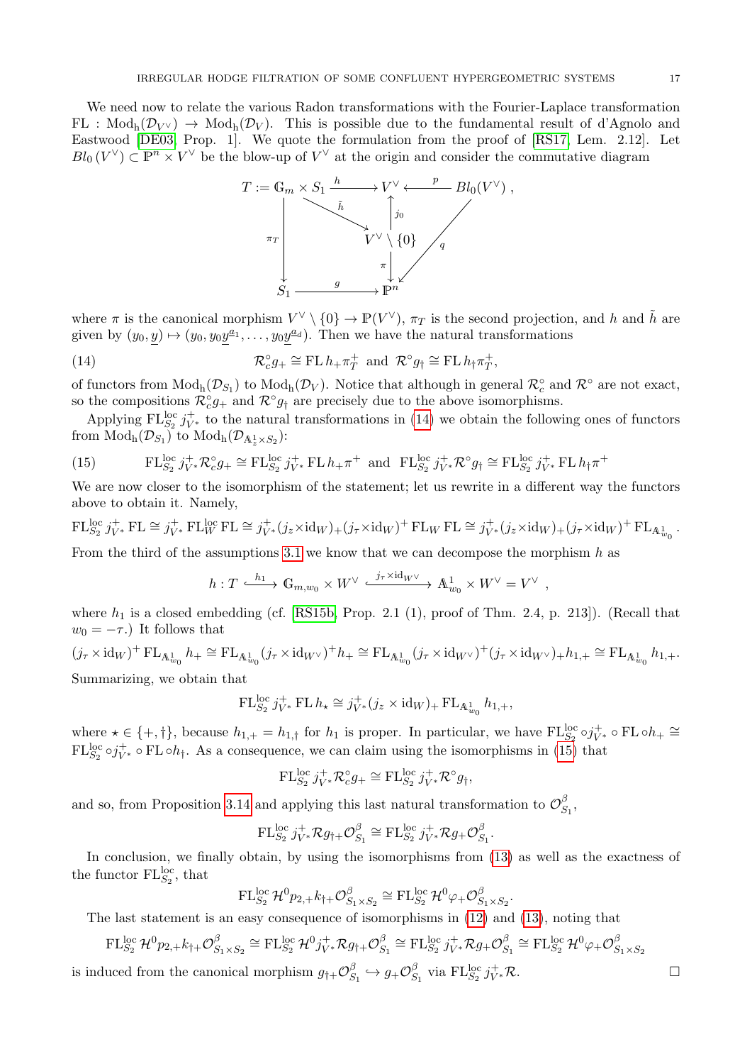We need now to relate the various Radon transformations with the Fourier-Laplace transformation $\mathrm{FL} : \mathrm{Mod_h}(\mathcal{D}_{V^\vee}) \to \mathrm{Mod_h}(\mathcal{D}_V)$. This is possible due to the fundamental result of d'Agnolo and Eastwood [DE03, Prop. 1]. We quote the formulation from the proof of [RS17, Lem. 2.12]. Let $Bl_0(V^\vee) \subset \mathbb{P}^n \times V^\vee$ be the blow-up of $V^\vee$ at the origin and consider the commutative diagram

$$\begin{array}{ccccc}
T := \mathbb{G}_m \times S_1 & \xrightarrow{h} & V^\vee & \xleftarrow{p} & Bl_0(V^\vee)\,, \\
 & \searrow^{\tilde{h}} & \uparrow{\scriptstyle j_0} & & \\
\downarrow{\scriptstyle \pi_T} & & V^\vee \setminus \{0\} & \swarrow_{q} & \\
 & & \downarrow{\scriptstyle \pi} & & \\
S_1 & \xrightarrow{g} & \mathbb{P}^n & &
\end{array}$$

where $\pi$ is the canonical morphism $V^\vee \setminus \{0\} \to \mathbb{P}(V^\vee)$, $\pi_T$ is the second projection, and $h$ and $\tilde{h}$ are given by $(y_0, \underline{y}) \mapsto (y_0, y_0\underline{y}^{\underline{a}_1}, \dots, y_0\underline{y}^{\underline{a}_d})$. Then we have the natural transformations

$$\mathcal{R}^\circ_c g_+ \cong \mathrm{FL}\, h_+ \pi_T^+ \quad \text{and} \quad \mathcal{R}^\circ g_\dagger \cong \mathrm{FL}\, h_\dagger \pi_T^+, \tag{14}$$

of functors from $\mathrm{Mod_h}(\mathcal{D}_{S_1})$ to $\mathrm{Mod_h}(\mathcal{D}_V)$. Notice that although in general $\mathcal{R}^\circ_c$ and $\mathcal{R}^\circ$ are not exact, so the compositions $\mathcal{R}^\circ_c g_+$ and $\mathcal{R}^\circ g_\dagger$ are precisely due to the above isomorphisms.

Applying $\mathrm{FL}^{\mathrm{loc}}_{S_2} j^+_{V^*}$ to the natural transformations in (14) we obtain the following ones of functors from $\mathrm{Mod_h}(\mathcal{D}_{S_1})$ to $\mathrm{Mod_h}(\mathcal{D}_{\mathbb{A}^1_z \times S_2})$:

$$\mathrm{FL}^{\mathrm{loc}}_{S_2} j^+_{V^*} \mathcal{R}^\circ_c g_+ \cong \mathrm{FL}^{\mathrm{loc}}_{S_2} j^+_{V^*} \mathrm{FL}\, h_+ \pi^+ \quad \text{and} \quad \mathrm{FL}^{\mathrm{loc}}_{S_2} j^+_{V^*} \mathcal{R}^\circ g_\dagger \cong \mathrm{FL}^{\mathrm{loc}}_{S_2} j^+_{V^*} \mathrm{FL}\, h_\dagger \pi^+ \tag{15}$$

We are now closer to the isomorphism of the statement; let us rewrite in a different way the functors above to obtain it. Namely,

$$\mathrm{FL}^{\mathrm{loc}}_{S_2} j^+_{V^*} \mathrm{FL} \cong j^+_{V^*} \mathrm{FL}^{\mathrm{loc}}_W \mathrm{FL} \cong j^+_{V^*} (j_z \times \mathrm{id}_W)_+ (j_\tau \times \mathrm{id}_W)^+ \mathrm{FL}_W \mathrm{FL} \cong j^+_{V^*} (j_z \times \mathrm{id}_W)_+ (j_\tau \times \mathrm{id}_W)^+ \mathrm{FL}_{\mathbb{A}^1_{w_0}}.$$

From the third of the assumptions 3.1 we know that we can decompose the morphism $h$ as

$$h : T \xhookrightarrow{h_1} \mathbb{G}_{m,w_0} \times W^\vee \xhookrightarrow{j_\tau \times \mathrm{id}_{W^\vee}} \mathbb{A}^1_{w_0} \times W^\vee = V^\vee \,,$$

where $h_1$ is a closed embedding (cf. [RS15b, Prop. 2.1 (1), proof of Thm. 2.4, p. 213]). (Recall that $w_0 = -\tau$.) It follows that

$$(j_\tau \times \mathrm{id}_W)^+ \mathrm{FL}_{\mathbb{A}^1_{w_0}} h_+ \cong \mathrm{FL}_{\mathbb{A}^1_{w_0}} (j_\tau \times \mathrm{id}_{W^\vee})^+ h_+ \cong \mathrm{FL}_{\mathbb{A}^1_{w_0}} (j_\tau \times \mathrm{id}_{W^\vee})^+ (j_\tau \times \mathrm{id}_{W^\vee})_+ h_{1,+} \cong \mathrm{FL}_{\mathbb{A}^1_{w_0}} h_{1,+}.$$

Summarizing, we obtain that

$$\mathrm{FL}^{\mathrm{loc}}_{S_2} j^+_{V^*} \mathrm{FL}\, h_\star \cong j^+_{V^*} (j_z \times \mathrm{id}_W)_+ \mathrm{FL}_{\mathbb{A}^1_{w_0}} h_{1,+},$$

where $\star \in \{+, \dagger\}$, because $h_{1,+} = h_{1,\dagger}$ for $h_1$ is proper. In particular, we have $\mathrm{FL}^{\mathrm{loc}}_{S_2} \circ j^+_{V^*} \circ \mathrm{FL} \circ h_+ \cong \mathrm{FL}^{\mathrm{loc}}_{S_2} \circ j^+_{V^*} \circ \mathrm{FL} \circ h_\dagger$. As a consequence, we can claim using the isomorphisms in (15) that

$$\mathrm{FL}^{\mathrm{loc}}_{S_2} j^+_{V^*} \mathcal{R}^\circ_c g_+ \cong \mathrm{FL}^{\mathrm{loc}}_{S_2} j^+_{V^*} \mathcal{R}^\circ g_\dagger,$$

and so, from Proposition 3.14 and applying this last natural transformation to $\mathcal{O}^\beta_{S_1}$,

$$\mathrm{FL}^{\mathrm{loc}}_{S_2} j^+_{V^*} \mathcal{R} g_{\dagger+} \mathcal{O}^\beta_{S_1} \cong \mathrm{FL}^{\mathrm{loc}}_{S_2} j^+_{V^*} \mathcal{R} g_+ \mathcal{O}^\beta_{S_1}.$$

In conclusion, we finally obtain, by using the isomorphisms from (13) as well as the exactness of the functor $\mathrm{FL}^{\mathrm{loc}}_{S_2}$, that

$$\mathrm{FL}^{\mathrm{loc}}_{S_2} \mathcal{H}^0 p_{2,+} k_{\dagger+} \mathcal{O}^\beta_{S_1 \times S_2} \cong \mathrm{FL}^{\mathrm{loc}}_{S_2} \mathcal{H}^0 \varphi_+ \mathcal{O}^\beta_{S_1 \times S_2}.$$

The last statement is an easy consequence of isomorphisms in (12) and (13), noting that

$$\mathrm{FL}^{\mathrm{loc}}_{S_2} \mathcal{H}^0 p_{2,+} k_{\dagger+} \mathcal{O}^\beta_{S_1 \times S_2} \cong \mathrm{FL}^{\mathrm{loc}}_{S_2} \mathcal{H}^0 j^+_{V^*} \mathcal{R} g_{\dagger+} \mathcal{O}^\beta_{S_1} \cong \mathrm{FL}^{\mathrm{loc}}_{S_2} j^+_{V^*} \mathcal{R} g_+ \mathcal{O}^\beta_{S_1} \cong \mathrm{FL}^{\mathrm{loc}}_{S_2} \mathcal{H}^0 \varphi_+ \mathcal{O}^\beta_{S_1 \times S_2}$$

is induced from the canonical morphism $g_{\dagger+} \mathcal{O}^\beta_{S_1} \hookrightarrow g_+ \mathcal{O}^\beta_{S_1}$ via $\mathrm{FL}^{\mathrm{loc}}_{S_2} j^+_{V^*} \mathcal{R}$. $\square$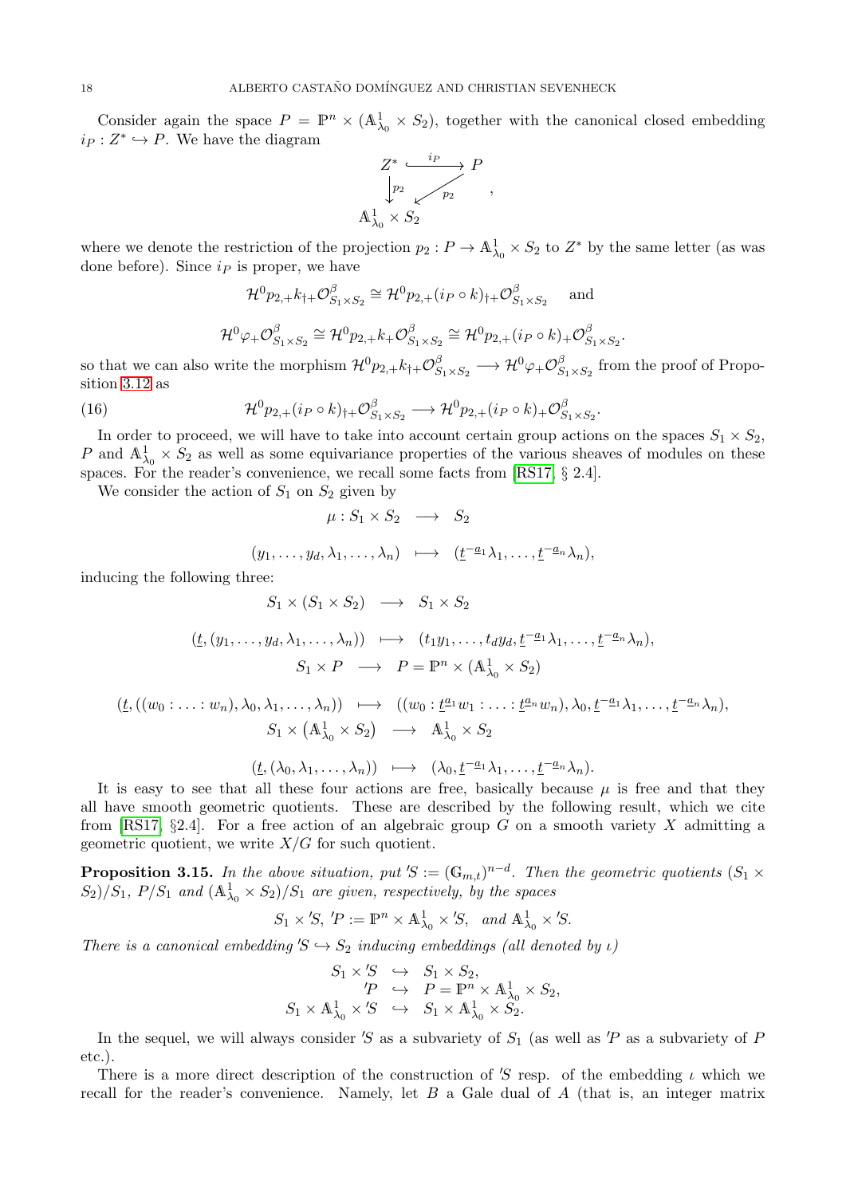Consider again the space $P = \mathbb{P}^n \times (\mathbb{A}^1_{\lambda_0} \times S_2)$, together with the canonical closed embedding $i_P : Z^* \hookrightarrow P$. We have the diagram

$$\begin{array}{ccc} Z^* & \xrightarrow{i_P} & P \\ \downarrow{\scriptstyle p_2} & \swarrow{\scriptstyle p_2} & \\ \mathbb{A}^1_{\lambda_0} \times S_2 & & \end{array},$$

where we denote the restriction of the projection $p_2 : P \to \mathbb{A}^1_{\lambda_0} \times S_2$ to $Z^*$ by the same letter (as was done before). Since $i_P$ is proper, we have

$$\mathcal{H}^0 p_{2,+} k_{\dagger +} \mathcal{O}^\beta_{S_1 \times S_2} \cong \mathcal{H}^0 p_{2,+} (i_P \circ k)_{\dagger +} \mathcal{O}^\beta_{S_1 \times S_2} \quad \text{and}$$

$$\mathcal{H}^0 \varphi_+ \mathcal{O}^\beta_{S_1 \times S_2} \cong \mathcal{H}^0 p_{2,+} k_+ \mathcal{O}^\beta_{S_1 \times S_2} \cong \mathcal{H}^0 p_{2,+} (i_P \circ k)_+ \mathcal{O}^\beta_{S_1 \times S_2}.$$

so that we can also write the morphism $\mathcal{H}^0 p_{2,+} k_{\dagger +} \mathcal{O}^\beta_{S_1 \times S_2} \longrightarrow \mathcal{H}^0 \varphi_+ \mathcal{O}^\beta_{S_1 \times S_2}$ from the proof of Proposition 3.12 as

$$\mathcal{H}^0 p_{2,+} (i_P \circ k)_{\dagger +} \mathcal{O}^\beta_{S_1 \times S_2} \longrightarrow \mathcal{H}^0 p_{2,+} (i_P \circ k)_+ \mathcal{O}^\beta_{S_1 \times S_2}. \tag{16}$$

In order to proceed, we will have to take into account certain group actions on the spaces $S_1 \times S_2$, $P$ and $\mathbb{A}^1_{\lambda_0} \times S_2$ as well as some equivariance properties of the various sheaves of modules on these spaces. For the reader's convenience, we recall some facts from [RS17, § 2.4].

We consider the action of $S_1$ on $S_2$ given by

$$\begin{array}{rcl} \mu : S_1 \times S_2 & \longrightarrow & S_2 \\ (y_1, \ldots, y_d, \lambda_1, \ldots, \lambda_n) & \longmapsto & (\underline{t}^{-\underline{a}_1} \lambda_1, \ldots, \underline{t}^{-\underline{a}_n} \lambda_n), \end{array}$$

inducing the following three:

$$\begin{array}{rcl} S_1 \times (S_1 \times S_2) & \longrightarrow & S_1 \times S_2 \\ (\underline{t}, (y_1, \ldots, y_d, \lambda_1, \ldots, \lambda_n)) & \longmapsto & (t_1 y_1, \ldots, t_d y_d, \underline{t}^{-\underline{a}_1} \lambda_1, \ldots, \underline{t}^{-\underline{a}_n} \lambda_n), \\ S_1 \times P & \longrightarrow & P = \mathbb{P}^n \times (\mathbb{A}^1_{\lambda_0} \times S_2) \\ (\underline{t}, ((w_0 : \ldots : w_n), \lambda_0, \lambda_1, \ldots, \lambda_n)) & \longmapsto & ((w_0 : \underline{t}^{\underline{a}_1} w_1 : \ldots : \underline{t}^{\underline{a}_n} w_n), \lambda_0, \underline{t}^{-\underline{a}_1} \lambda_1, \ldots, \underline{t}^{-\underline{a}_n} \lambda_n), \\ S_1 \times \left(\mathbb{A}^1_{\lambda_0} \times S_2\right) & \longrightarrow & \mathbb{A}^1_{\lambda_0} \times S_2 \\ (\underline{t}, (\lambda_0, \lambda_1, \ldots, \lambda_n)) & \longmapsto & (\lambda_0, \underline{t}^{-\underline{a}_1} \lambda_1, \ldots, \underline{t}^{-\underline{a}_n} \lambda_n). \end{array}$$

It is easy to see that all these four actions are free, basically because $\mu$ is free and that they all have smooth geometric quotients. These are described by the following result, which we cite from [RS17, §2.4]. For a free action of an algebraic group $G$ on a smooth variety $X$ admitting a geometric quotient, we write $X/G$ for such quotient.

**Proposition 3.15.** *In the above situation, put $'S := (\mathbb{G}_{m,t})^{n-d}$. Then the geometric quotients $(S_1 \times S_2)/S_1$, $P/S_1$ and $(\mathbb{A}^1_{\lambda_0} \times S_2)/S_1$ are given, respectively, by the spaces*

$$S_1 \times {'S},\ {'P} := \mathbb{P}^n \times \mathbb{A}^1_{\lambda_0} \times {'S}, \quad \text{and } \mathbb{A}^1_{\lambda_0} \times {'S}.$$

*There is a canonical embedding $'S \hookrightarrow S_2$ inducing embeddings (all denoted by $\iota$)*

$$\begin{array}{rcl} S_1 \times {'S} & \hookrightarrow & S_1 \times S_2, \\ {'P} & \hookrightarrow & P = \mathbb{P}^n \times \mathbb{A}^1_{\lambda_0} \times S_2, \\ S_1 \times \mathbb{A}^1_{\lambda_0} \times {'S} & \hookrightarrow & S_1 \times \mathbb{A}^1_{\lambda_0} \times S_2. \end{array}$$

In the sequel, we will always consider $'S$ as a subvariety of $S_1$ (as well as $'P$ as a subvariety of $P$ etc.).

There is a more direct description of the construction of $'S$ resp. of the embedding $\iota$ which we recall for the reader's convenience. Namely, let $B$ a Gale dual of $A$ (that is, an integer matrix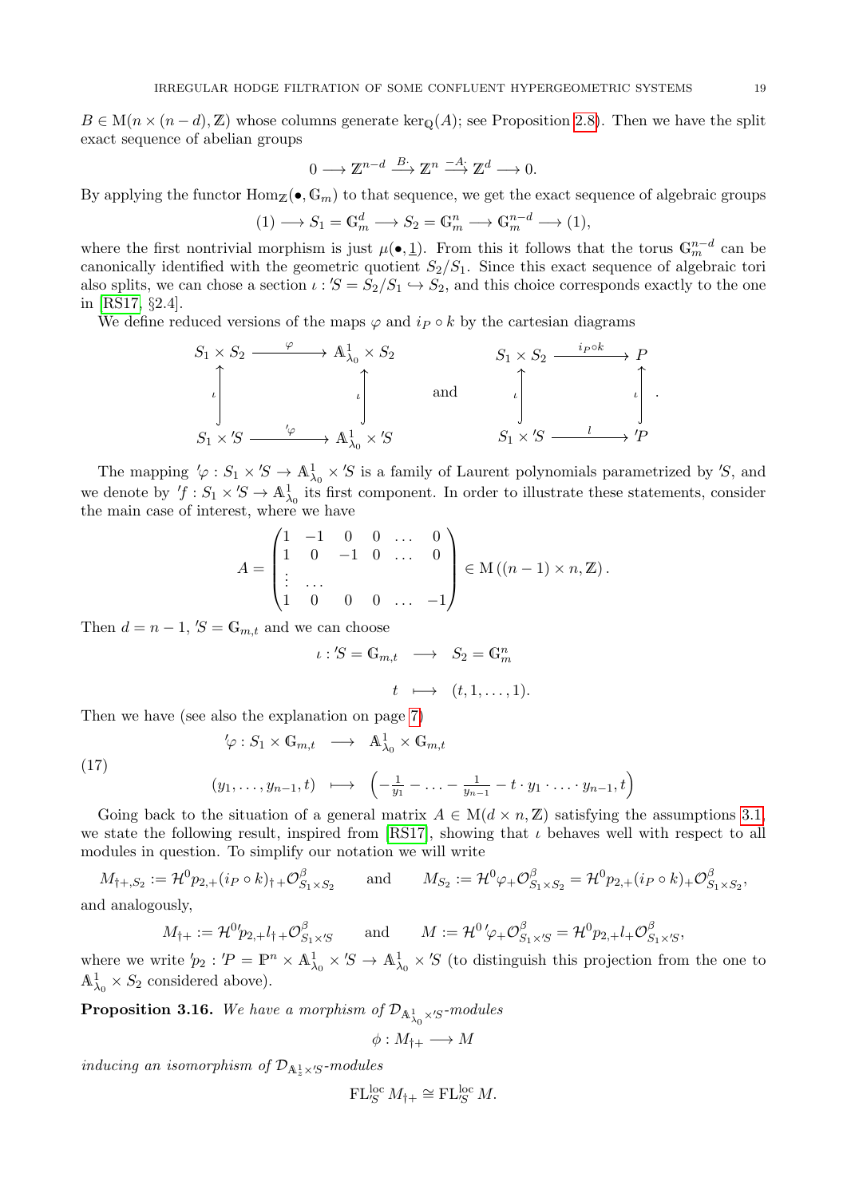$B \in \mathrm{M}(n \times (n-d), \mathbb{Z})$ whose columns generate $\ker_{\mathbb{Q}}(A)$; see Proposition 2.8). Then we have the split exact sequence of abelian groups

$$0 \longrightarrow \mathbb{Z}^{n-d} \xrightarrow{B\cdot} \mathbb{Z}^n \xrightarrow{-A\cdot} \mathbb{Z}^d \longrightarrow 0.$$

By applying the functor $\mathrm{Hom}_{\mathbb{Z}}(\bullet, \mathbb{G}_m)$ to that sequence, we get the exact sequence of algebraic groups

$$(1) \longrightarrow S_1 = \mathbb{G}_m^d \longrightarrow S_2 = \mathbb{G}_m^n \longrightarrow \mathbb{G}_m^{n-d} \longrightarrow (1),$$

where the first nontrivial morphism is just $\mu(\bullet, \underline{1})$. From this it follows that the torus $\mathbb{G}_m^{n-d}$ can be canonically identified with the geometric quotient $S_2/S_1$. Since this exact sequence of algebraic tori also splits, we can chose a section $\iota : {'S} = S_2/S_1 \hookrightarrow S_2$, and this choice corresponds exactly to the one in [RS17, §2.4].

We define reduced versions of the maps $\varphi$ and $i_P \circ k$ by the cartesian diagrams

$$\begin{array}{ccc} S_1 \times S_2 & \xrightarrow{\varphi} & \mathbb{A}^1_{\lambda_0} \times S_2 \\ \uparrow{\scriptstyle\iota} & & \uparrow{\scriptstyle\iota} \\ S_1 \times {'S} & \xrightarrow{{'\varphi}} & \mathbb{A}^1_{\lambda_0} \times {'S} \end{array} \qquad \text{and} \qquad \begin{array}{ccc} S_1 \times S_2 & \xrightarrow{i_P \circ k} & P \\ \uparrow{\scriptstyle\iota} & & \uparrow{\scriptstyle\iota} \\ S_1 \times {'S} & \xrightarrow{l} & {'P} \end{array}.$$

The mapping ${'\varphi} : S_1 \times {'S} \to \mathbb{A}^1_{\lambda_0} \times {'S}$ is a family of Laurent polynomials parametrized by ${'S}$, and we denote by ${'f} : S_1 \times {'S} \to \mathbb{A}^1_{\lambda_0}$ its first component. In order to illustrate these statements, consider the main case of interest, where we have

$$A = \begin{pmatrix} 1 & -1 & 0 & 0 & \dots & 0 \\ 1 & 0 & -1 & 0 & \dots & 0 \\ \vdots & \dots & & & & \\ 1 & 0 & 0 & 0 & \dots & -1 \end{pmatrix} \in \mathrm{M}\left((n-1) \times n, \mathbb{Z}\right).$$

Then $d = n-1$, ${'S} = \mathbb{G}_{m,t}$ and we can choose

$$\begin{aligned} \iota : {'S} = \mathbb{G}_{m,t} &\longrightarrow S_2 = \mathbb{G}_m^n \\ t &\longmapsto (t, 1, \dots, 1). \end{aligned}$$

Then we have (see also the explanation on page 7)

$$\begin{aligned} {'\varphi} : S_1 \times \mathbb{G}_{m,t} &\longrightarrow \mathbb{A}^1_{\lambda_0} \times \mathbb{G}_{m,t} \\ (y_1, \dots, y_{n-1}, t) &\longmapsto \left(-\tfrac{1}{y_1} - \dots - \tfrac{1}{y_{n-1}} - t \cdot y_1 \cdot \dots \cdot y_{n-1}, t\right) \end{aligned} \tag{17}$$

Going back to the situation of a general matrix $A \in \mathrm{M}(d \times n, \mathbb{Z})$ satisfying the assumptions 3.1, we state the following result, inspired from [RS17], showing that $\iota$ behaves well with respect to all modules in question. To simplify our notation we will write

$$M_{\dagger+,S_2} := \mathcal{H}^0 p_{2,+}(i_P \circ k)_{\dagger+}\mathcal{O}^{\beta}_{S_1 \times S_2} \qquad \text{and} \qquad M_{S_2} := \mathcal{H}^0 \varphi_+ \mathcal{O}^{\beta}_{S_1 \times S_2} = \mathcal{H}^0 p_{2,+}(i_P \circ k)_+ \mathcal{O}^{\beta}_{S_1 \times S_2},$$

and analogously,

$$M_{\dagger+} := \mathcal{H}^0 {'p}_{2,+} l_{\dagger+} \mathcal{O}^{\beta}_{S_1 \times {'S}} \qquad \text{and} \qquad M := \mathcal{H}^0 {'\varphi}_+ \mathcal{O}^{\beta}_{S_1 \times {'S}} = \mathcal{H}^0 p_{2,+} l_+ \mathcal{O}^{\beta}_{S_1 \times {'S}},$$

where we write ${'p}_2 : {'P} = \mathbb{P}^n \times \mathbb{A}^1_{\lambda_0} \times {'S} \to \mathbb{A}^1_{\lambda_0} \times {'S}$ (to distinguish this projection from the one to $\mathbb{A}^1_{\lambda_0} \times S_2$ considered above).

**Proposition 3.16.** *We have a morphism of $\mathcal{D}_{\mathbb{A}^1_{\lambda_0} \times {'S}}$-modules*

$$\phi : M_{\dagger+} \longrightarrow M$$

*inducing an isomorphism of $\mathcal{D}_{\mathbb{A}^1_z \times {'S}}$-modules*

$$\mathrm{FL}^{\mathrm{loc}}_{'S} M_{\dagger+} \cong \mathrm{FL}^{\mathrm{loc}}_{'S} M.$$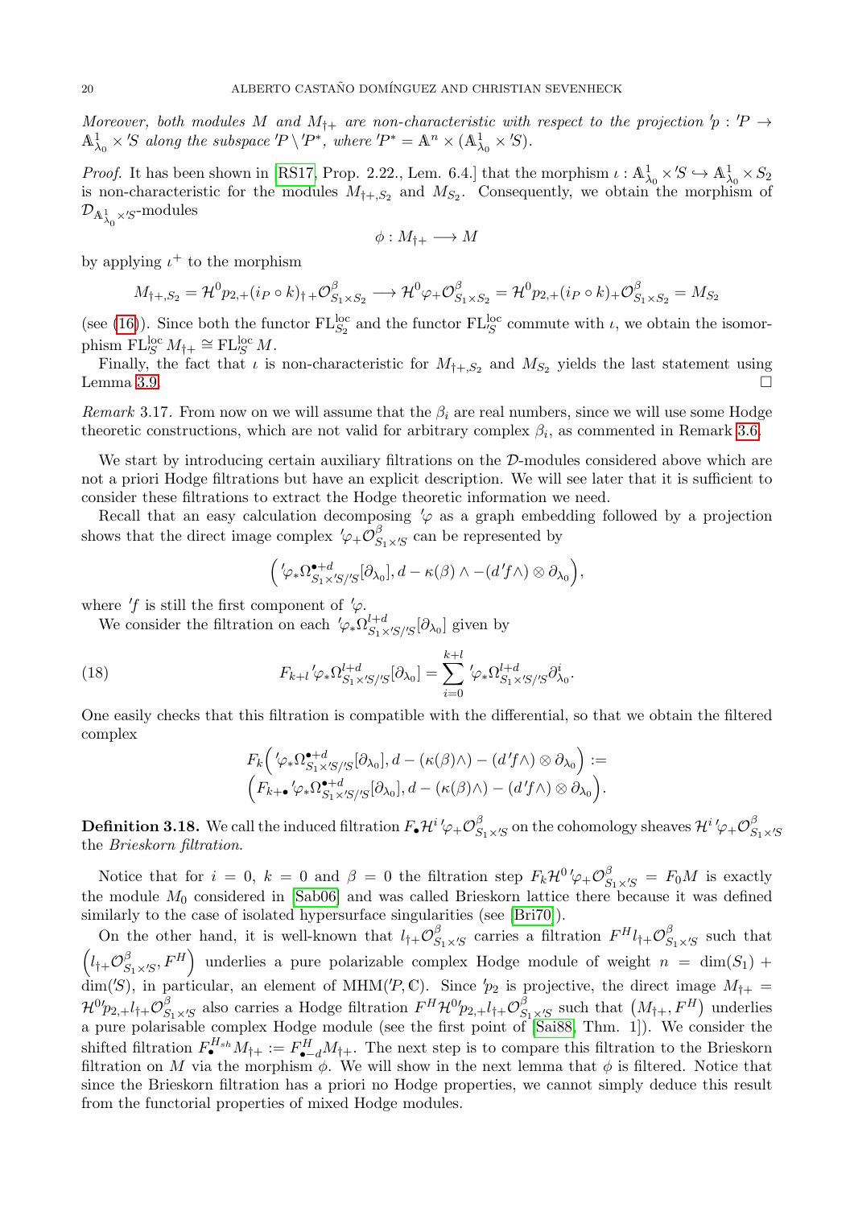*Moreover, both modules $M$ and $M_{\dagger+}$ are non-characteristic with respect to the projection $'p : {'P} \to \mathbb{A}^1_{\lambda_0} \times {'S}$ along the subspace $'P \setminus {'P^*}$, where $'P^* = \mathbb{A}^n \times (\mathbb{A}^1_{\lambda_0} \times {'S})$.*

*Proof.* It has been shown in [RS17, Prop. 2.22., Lem. 6.4.] that the morphism $\iota : \mathbb{A}^1_{\lambda_0} \times {'S} \hookrightarrow \mathbb{A}^1_{\lambda_0} \times S_2$ is non-characteristic for the modules $M_{\dagger+,S_2}$ and $M_{S_2}$. Consequently, we obtain the morphism of $\mathcal{D}_{\mathbb{A}^1_{\lambda_0} \times {'S}}$-modules

$$\phi : M_{\dagger+} \longrightarrow M$$

by applying $\iota^+$ to the morphism

$$M_{\dagger+,S_2} = \mathcal{H}^0 p_{2,+}(i_P \circ k)_{\dagger+} \mathcal{O}^\beta_{S_1 \times S_2} \longrightarrow \mathcal{H}^0 \varphi_+ \mathcal{O}^\beta_{S_1 \times S_2} = \mathcal{H}^0 p_{2,+}(i_P \circ k)_+ \mathcal{O}^\beta_{S_1 \times S_2} = M_{S_2}$$

(see (16)). Since both the functor $\mathrm{FL}^{\mathrm{loc}}_{S_2}$ and the functor $\mathrm{FL}^{\mathrm{loc}}_{'S}$ commute with $\iota$, we obtain the isomorphism $\mathrm{FL}^{\mathrm{loc}}_{'S} M_{\dagger+} \cong \mathrm{FL}^{\mathrm{loc}}_{'S} M$.

Finally, the fact that $\iota$ is non-characteristic for $M_{\dagger+,S_2}$ and $M_{S_2}$ yields the last statement using Lemma 3.9. $\square$

*Remark* 3.17. From now on we will assume that the $\beta_i$ are real numbers, since we will use some Hodge theoretic constructions, which are not valid for arbitrary complex $\beta_i$, as commented in Remark 3.6.

We start by introducing certain auxiliary filtrations on the $\mathcal{D}$-modules considered above which are not a priori Hodge filtrations but have an explicit description. We will see later that it is sufficient to consider these filtrations to extract the Hodge theoretic information we need.

Recall that an easy calculation decomposing $'\varphi$ as a graph embedding followed by a projection shows that the direct image complex $'\varphi_+ \mathcal{O}^\beta_{S_1 \times {'S}}$ can be represented by

$$\Big( {'\varphi_*} \Omega^{\bullet+d}_{S_1 \times {'S}/{'S}}[\partial_{\lambda_0}], d - \kappa(\beta) \wedge -(d{'f}\wedge) \otimes \partial_{\lambda_0} \Big),$$

where $'f$ is still the first component of $'\varphi$.

We consider the filtration on each $'\varphi_* \Omega^{l+d}_{S_1 \times {'S}/{'S}}[\partial_{\lambda_0}]$ given by

$$F_{k+l}\, {'\varphi_*} \Omega^{l+d}_{S_1 \times {'S}/{'S}}[\partial_{\lambda_0}] = \sum_{i=0}^{k+l} {'\varphi_*} \Omega^{l+d}_{S_1 \times {'S}/{'S}} \partial^i_{\lambda_0}. \tag{18}$$

One easily checks that this filtration is compatible with the differential, so that we obtain the filtered complex

$$F_k \Big( {'\varphi_*} \Omega^{\bullet+d}_{S_1 \times {'S}/{'S}}[\partial_{\lambda_0}], d - (\kappa(\beta)\wedge) - (d{'f}\wedge) \otimes \partial_{\lambda_0} \Big) :=$$
$$\Big( F_{k+\bullet}\, {'\varphi_*} \Omega^{\bullet+d}_{S_1 \times {'S}/{'S}}[\partial_{\lambda_0}], d - (\kappa(\beta)\wedge) - (d{'f}\wedge) \otimes \partial_{\lambda_0} \Big).$$

**Definition 3.18.** We call the induced filtration $F_\bullet \mathcal{H}^i\, {'\varphi_+} \mathcal{O}^\beta_{S_1 \times {'S}}$ on the cohomology sheaves $\mathcal{H}^i\, {'\varphi_+} \mathcal{O}^\beta_{S_1 \times {'S}}$ the *Brieskorn filtration*.

Notice that for $i = 0$, $k = 0$ and $\beta = 0$ the filtration step $F_k \mathcal{H}^0\, {'\varphi_+} \mathcal{O}^\beta_{S_1 \times {'S}} = F_0 M$ is exactly the module $M_0$ considered in [Sab06] and was called Brieskorn lattice there because it was defined similarly to the case of isolated hypersurface singularities (see [Bri70]).

On the other hand, it is well-known that $l_{\dagger+} \mathcal{O}^\beta_{S_1 \times {'S}}$ carries a filtration $F^H l_{\dagger+} \mathcal{O}^\beta_{S_1 \times {'S}}$ such that $\Big( l_{\dagger+} \mathcal{O}^\beta_{S_1 \times {'S}}, F^H \Big)$ underlies a pure polarizable complex Hodge module of weight $n = \dim(S_1) + \dim({'S})$, in particular, an element of $\mathrm{MHM}({'P}, \mathbb{C})$. Since $'p_2$ is projective, the direct image $M_{\dagger+} = \mathcal{H}^0 {'p_{2,+}} l_{\dagger+} \mathcal{O}^\beta_{S_1 \times {'S}}$ also carries a Hodge filtration $F^H \mathcal{H}^0 {'p_{2,+}} l_{\dagger+} \mathcal{O}^\beta_{S_1 \times {'S}}$ such that $\big( M_{\dagger+}, F^H \big)$ underlies a pure polarisable complex Hodge module (see the first point of [Sai88, Thm. 1]). We consider the shifted filtration $F^{H_{sh}}_\bullet M_{\dagger+} := F^H_{\bullet-d} M_{\dagger+}$. The next step is to compare this filtration to the Brieskorn filtration on $M$ via the morphism $\phi$. We will show in the next lemma that $\phi$ is filtered. Notice that since the Brieskorn filtration has a priori no Hodge properties, we cannot simply deduce this result from the functorial properties of mixed Hodge modules.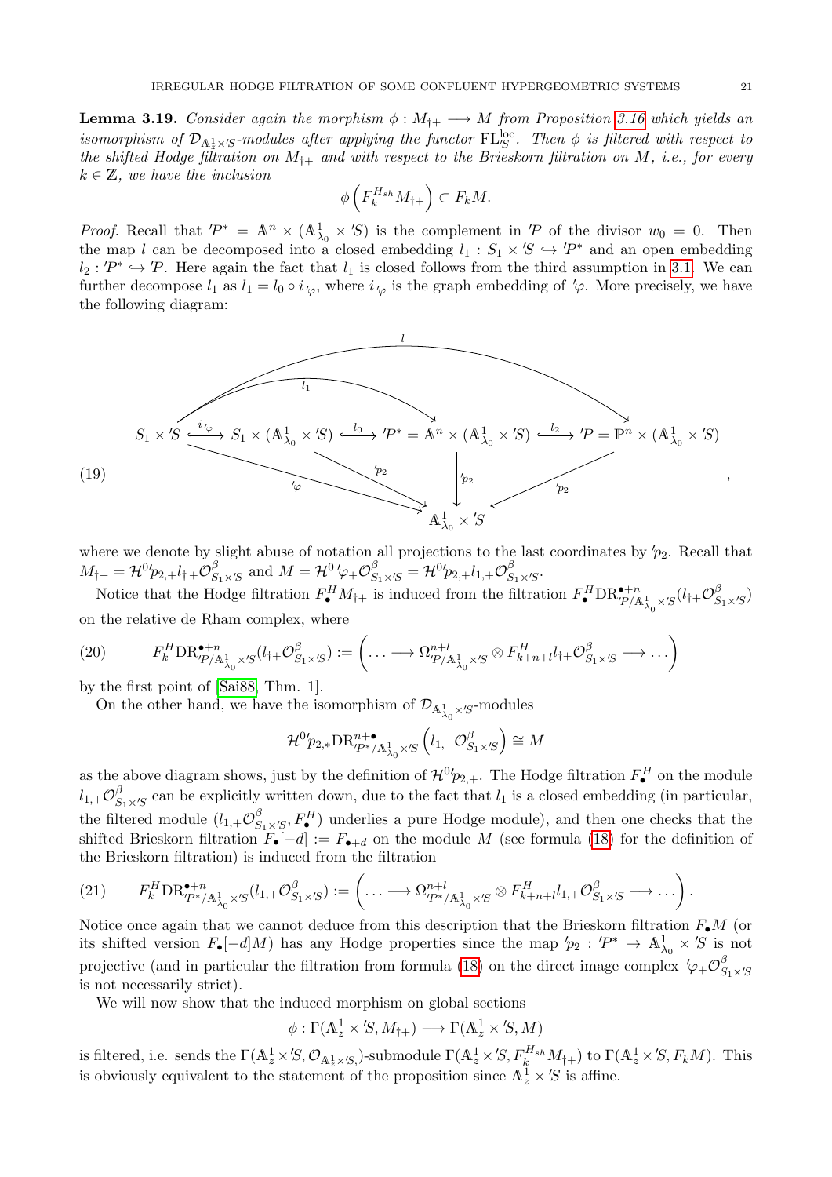**Lemma 3.19.** *Consider again the morphism $\phi : M_{\dagger+} \longrightarrow M$ from Proposition 3.16 which yields an isomorphism of $\mathcal{D}_{\mathbb{A}^1_z \times 'S}$-modules after applying the functor $\mathrm{FL}^{\mathrm{loc}}_S$. Then $\phi$ is filtered with respect to the shifted Hodge filtration on $M_{\dagger+}$ and with respect to the Brieskorn filtration on $M$, i.e., for every $k \in \mathbb{Z}$, we have the inclusion*

$$\phi\left(F^{H_{sh}}_k M_{\dagger+}\right) \subset F_k M.$$

*Proof.* Recall that $'P^* = \mathbb{A}^n \times (\mathbb{A}^1_{\lambda_0} \times 'S)$ is the complement in $'P$ of the divisor $w_0 = 0$. Then the map $l$ can be decomposed into a closed embedding $l_1 : S_1 \times 'S \hookrightarrow 'P^*$ and an open embedding $l_2 : 'P^* \hookrightarrow 'P$. Here again the fact that $l_1$ is closed follows from the third assumption in 3.1. We can further decompose $l_1$ as $l_1 = l_0 \circ i_{'\varphi}$, where $i_{'\varphi}$ is the graph embedding of $'\varphi$. More precisely, we have the following diagram:

$$
\begin{array}{ccccccc}
S_1 \times 'S & \xrightarrow{i_{'\varphi}} & S_1 \times (\mathbb{A}^1_{\lambda_0} \times 'S) & \xrightarrow{l_0} & 'P^* = \mathbb{A}^n \times (\mathbb{A}^1_{\lambda_0} \times 'S) & \xrightarrow{l_2} & 'P = \mathbb{P}^n \times (\mathbb{A}^1_{\lambda_0} \times 'S) \\
 & {\scriptstyle '\varphi} \searrow & & {\scriptstyle 'p_2} \searrow & \downarrow {\scriptstyle 'p_2} & \swarrow {\scriptstyle 'p_2} & \\
 & & & & \mathbb{A}^1_{\lambda_0} \times 'S & &
\end{array}
\tag{19}
$$

(with $l_1 : S_1 \times 'S \to 'P^*$ and $l : S_1 \times 'S \to 'P$ the composed maps), where we denote by slight abuse of notation all projections to the last coordinates by $'p_2$. Recall that $M_{\dagger+} = \mathcal{H}^0 'p_{2,+} l_{\dagger+} \mathcal{O}^\beta_{S_1 \times 'S}$ and $M = \mathcal{H}^0 '\varphi_+ \mathcal{O}^\beta_{S_1 \times 'S} = \mathcal{H}^0 'p_{2,+} l_{1,+} \mathcal{O}^\beta_{S_1 \times 'S}$.

Notice that the Hodge filtration $F^H_\bullet M_{\dagger+}$ is induced from the filtration $F^H_\bullet \mathrm{DR}^{\bullet+n}_{'P/\mathbb{A}^1_{\lambda_0} \times 'S}(l_{\dagger+} \mathcal{O}^\beta_{S_1 \times 'S})$ on the relative de Rham complex, where

$$F^H_k \mathrm{DR}^{\bullet+n}_{'P/\mathbb{A}^1_{\lambda_0} \times 'S}(l_{\dagger+} \mathcal{O}^\beta_{S_1 \times 'S}) := \left(\ldots \longrightarrow \Omega^{n+l}_{'P/\mathbb{A}^1_{\lambda_0} \times 'S} \otimes F^H_{k+n+l} l_{\dagger+} \mathcal{O}^\beta_{S_1 \times 'S} \longrightarrow \ldots\right) \tag{20}$$

by the first point of [Sai88, Thm. 1].

On the other hand, we have the isomorphism of $\mathcal{D}_{\mathbb{A}^1_{\lambda_0} \times 'S}$-modules

$$\mathcal{H}^0 'p_{2,*} \mathrm{DR}^{n+\bullet}_{'P^*/\mathbb{A}^1_{\lambda_0} \times 'S}\left(l_{1,+} \mathcal{O}^\beta_{S_1 \times 'S}\right) \cong M$$

as the above diagram shows, just by the definition of $\mathcal{H}^0 'p_{2,+}$. The Hodge filtration $F^H_\bullet$ on the module $l_{1,+} \mathcal{O}^\beta_{S_1 \times 'S}$ can be explicitly written down, due to the fact that $l_1$ is a closed embedding (in particular, the filtered module $(l_{1,+} \mathcal{O}^\beta_{S_1 \times 'S}, F^H_\bullet)$ underlies a pure Hodge module), and then one checks that the shifted Brieskorn filtration $F_\bullet[-d] := F_{\bullet+d}$ on the module $M$ (see formula (18) for the definition of the Brieskorn filtration) is induced from the filtration

$$F^H_k \mathrm{DR}^{\bullet+n}_{'P^*/\mathbb{A}^1_{\lambda_0} \times 'S}(l_{1,+} \mathcal{O}^\beta_{S_1 \times 'S}) := \left(\ldots \longrightarrow \Omega^{n+l}_{'P^*/\mathbb{A}^1_{\lambda_0} \times 'S} \otimes F^H_{k+n+l} l_{1,+} \mathcal{O}^\beta_{S_1 \times 'S} \longrightarrow \ldots\right). \tag{21}$$

Notice once again that we cannot deduce from this description that the Brieskorn filtration $F_\bullet M$ (or its shifted version $F_\bullet[-d]M$) has any Hodge properties since the map $'p_2 : 'P^* \to \mathbb{A}^1_{\lambda_0} \times 'S$ is not projective (and in particular the filtration from formula (18) on the direct image complex $'\varphi_+ \mathcal{O}^\beta_{S_1 \times 'S}$ is not necessarily strict).

We will now show that the induced morphism on global sections

$$\phi : \Gamma(\mathbb{A}^1_z \times 'S, M_{\dagger+}) \longrightarrow \Gamma(\mathbb{A}^1_z \times 'S, M)$$

is filtered, i.e. sends the $\Gamma(\mathbb{A}^1_z \times 'S, \mathcal{O}_{\mathbb{A}^1_z \times 'S})$-submodule $\Gamma(\mathbb{A}^1_z \times 'S, F^{H_{sh}}_k M_{\dagger+})$ to $\Gamma(\mathbb{A}^1_z \times 'S, F_k M)$. This is obviously equivalent to the statement of the proposition since $\mathbb{A}^1_z \times 'S$ is affine.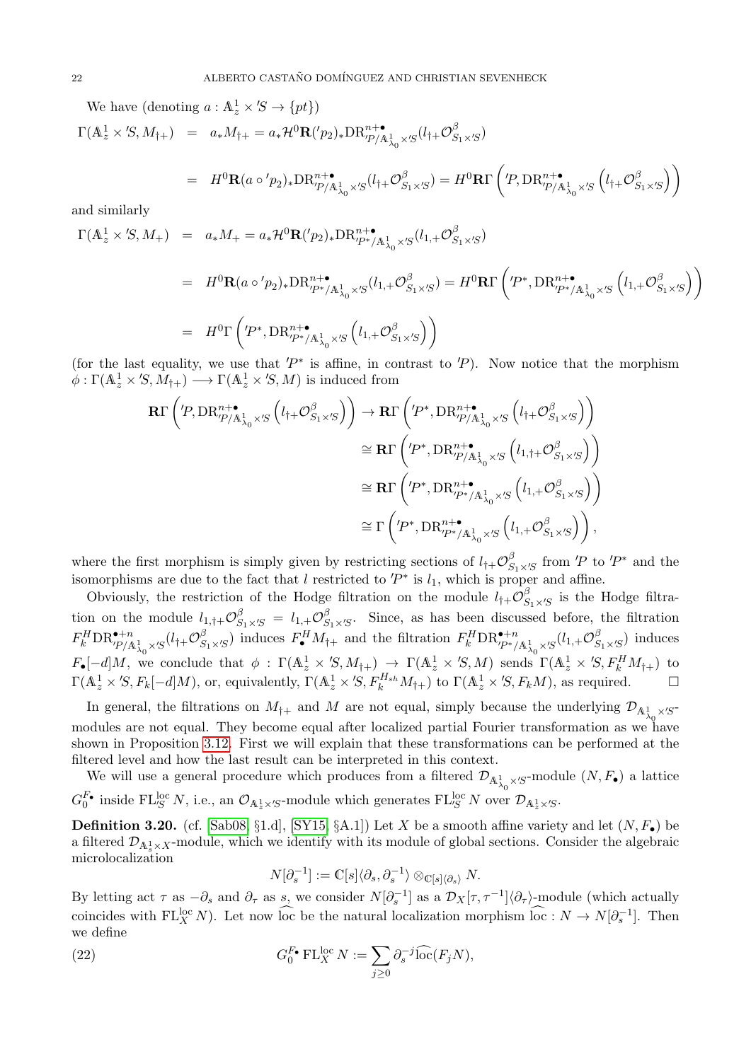We have (denoting $a : \mathbb{A}^1_z \times {}'S \to \{pt\}$)

$$
\begin{aligned}
\Gamma(\mathbb{A}^1_z \times {}'S, M_{\dagger+}) &= a_* M_{\dagger+} = a_* \mathcal{H}^0 \mathbf{R}({}'p_2)_* \mathrm{DR}^{n+\bullet}_{{}'P/\mathbb{A}^1_{\lambda_0} \times {}'S}(l_{\dagger+}\mathcal{O}^\beta_{S_1 \times {}'S}) \\
&= H^0 \mathbf{R}(a \circ {}'p_2)_* \mathrm{DR}^{n+\bullet}_{{}'P/\mathbb{A}^1_{\lambda_0} \times {}'S}(l_{\dagger+}\mathcal{O}^\beta_{S_1 \times {}'S}) = H^0 \mathbf{R}\Gamma\left({}'P, \mathrm{DR}^{n+\bullet}_{{}'P/\mathbb{A}^1_{\lambda_0} \times {}'S}\left(l_{\dagger+}\mathcal{O}^\beta_{S_1 \times {}'S}\right)\right)
\end{aligned}
$$

and similarly

$$
\begin{aligned}
\Gamma(\mathbb{A}^1_z \times {}'S, M_{+}) &= a_* M_{+} = a_* \mathcal{H}^0 \mathbf{R}({}'p_2)_* \mathrm{DR}^{n+\bullet}_{{}'P^*/\mathbb{A}^1_{\lambda_0} \times {}'S}(l_{1,+}\mathcal{O}^\beta_{S_1 \times {}'S}) \\
&= H^0 \mathbf{R}(a \circ {}'p_2)_* \mathrm{DR}^{n+\bullet}_{{}'P^*/\mathbb{A}^1_{\lambda_0} \times {}'S}(l_{1,+}\mathcal{O}^\beta_{S_1 \times {}'S}) = H^0 \mathbf{R}\Gamma\left({}'P^*, \mathrm{DR}^{n+\bullet}_{{}'P^*/\mathbb{A}^1_{\lambda_0} \times {}'S}\left(l_{1,+}\mathcal{O}^\beta_{S_1 \times {}'S}\right)\right) \\
&= H^0 \Gamma\left({}'P^*, \mathrm{DR}^{n+\bullet}_{{}'P^*/\mathbb{A}^1_{\lambda_0} \times {}'S}\left(l_{1,+}\mathcal{O}^\beta_{S_1 \times {}'S}\right)\right)
\end{aligned}
$$

(for the last equality, we use that ${}'P^*$ is affine, in contrast to ${}'P$). Now notice that the morphism $\phi : \Gamma(\mathbb{A}^1_z \times {}'S, M_{\dagger+}) \longrightarrow \Gamma(\mathbb{A}^1_z \times {}'S, M)$ is induced from

$$
\begin{aligned}
\mathbf{R}\Gamma\left({}'P, \mathrm{DR}^{n+\bullet}_{{}'P/\mathbb{A}^1_{\lambda_0} \times {}'S}\left(l_{\dagger+}\mathcal{O}^\beta_{S_1 \times {}'S}\right)\right) &\to \mathbf{R}\Gamma\left({}'P^*, \mathrm{DR}^{n+\bullet}_{{}'P/\mathbb{A}^1_{\lambda_0} \times {}'S}\left(l_{\dagger+}\mathcal{O}^\beta_{S_1 \times {}'S}\right)\right) \\
&\cong \mathbf{R}\Gamma\left({}'P^*, \mathrm{DR}^{n+\bullet}_{{}'P/\mathbb{A}^1_{\lambda_0} \times {}'S}\left(l_{1,\dagger+}\mathcal{O}^\beta_{S_1 \times {}'S}\right)\right) \\
&\cong \mathbf{R}\Gamma\left({}'P^*, \mathrm{DR}^{n+\bullet}_{{}'P^*/\mathbb{A}^1_{\lambda_0} \times {}'S}\left(l_{1,+}\mathcal{O}^\beta_{S_1 \times {}'S}\right)\right) \\
&\cong \Gamma\left({}'P^*, \mathrm{DR}^{n+\bullet}_{{}'P^*/\mathbb{A}^1_{\lambda_0} \times {}'S}\left(l_{1,+}\mathcal{O}^\beta_{S_1 \times {}'S}\right)\right),
\end{aligned}
$$

where the first morphism is simply given by restricting sections of $l_{\dagger+}\mathcal{O}^\beta_{S_1 \times {}'S}$ from ${}'P$ to ${}'P^*$ and the isomorphisms are due to the fact that $l$ restricted to ${}'P^*$ is $l_1$, which is proper and affine.

Obviously, the restriction of the Hodge filtration on the module $l_{\dagger+}\mathcal{O}^\beta_{S_1 \times {}'S}$ is the Hodge filtration on the module $l_{1,\dagger+}\mathcal{O}^\beta_{S_1 \times {}'S} = l_{1,+}\mathcal{O}^\beta_{S_1 \times {}'S}$. Since, as has been discussed before, the filtration $F^H_k \mathrm{DR}^{\bullet+n}_{{}'P/\mathbb{A}^1_{\lambda_0} \times {}'S}(l_{\dagger+}\mathcal{O}^\beta_{S_1 \times {}'S})$ induces $F^H_\bullet M_{\dagger+}$ and the filtration $F^H_k \mathrm{DR}^{\bullet+n}_{{}'P^*/\mathbb{A}^1_{\lambda_0} \times {}'S}(l_{1,+}\mathcal{O}^\beta_{S_1 \times {}'S})$ induces $F_\bullet[-d]M$, we conclude that $\phi : \Gamma(\mathbb{A}^1_z \times {}'S, M_{\dagger+}) \to \Gamma(\mathbb{A}^1_z \times {}'S, M)$ sends $\Gamma(\mathbb{A}^1_z \times {}'S, F^H_k M_{\dagger+})$ to $\Gamma(\mathbb{A}^1_z \times {}'S, F_k[-d]M)$, or, equivalently, $\Gamma(\mathbb{A}^1_z \times {}'S, F^{H_{sh}}_k M_{\dagger+})$ to $\Gamma(\mathbb{A}^1_z \times {}'S, F_k M)$, as required. □

In general, the filtrations on $M_{\dagger+}$ and $M$ are not equal, simply because the underlying $\mathcal{D}_{\mathbb{A}^1_{\lambda_0} \times {}'S}$-modules are not equal. They become equal after localized partial Fourier transformation as we have shown in Proposition 3.12. First we will explain that these transformations can be performed at the filtered level and how the last result can be interpreted in this context.

We will use a general procedure which produces from a filtered $\mathcal{D}_{\mathbb{A}^1_{\lambda_0} \times {}'S}$-module $(N, F_\bullet)$ a lattice $G^{F_\bullet}_0$ inside $\mathrm{FL}^{\mathrm{loc}}_{{}'S} N$, i.e., an $\mathcal{O}_{\mathbb{A}^1_z \times {}'S}$-module which generates $\mathrm{FL}^{\mathrm{loc}}_{{}'S} N$ over $\mathcal{D}_{\mathbb{A}^1_z \times {}'S}$.

**Definition 3.20.** (cf. [Sab08, §1.d], [SY15, §A.1]) Let $X$ be a smooth affine variety and let $(N, F_\bullet)$ be a filtered $\mathcal{D}_{\mathbb{A}^1_s \times X}$-module, which we identify with its module of global sections. Consider the algebraic microlocalization

$$
N[\partial_s^{-1}] := \mathbb{C}[s]\langle \partial_s, \partial_s^{-1} \rangle \otimes_{\mathbb{C}[s]\langle \partial_s \rangle} N.
$$

By letting act $\tau$ as $-\partial_s$ and $\partial_\tau$ as $s$, we consider $N[\partial_s^{-1}]$ as a $\mathcal{D}_X[\tau, \tau^{-1}]\langle \partial_\tau \rangle$-module (which actually coincides with $\mathrm{FL}^{\mathrm{loc}}_X N$). Let now $\widehat{\mathrm{loc}}$ be the natural localization morphism $\widehat{\mathrm{loc}} : N \to N[\partial_s^{-1}]$. Then we define

$$
G^{F_\bullet}_0 \mathrm{FL}^{\mathrm{loc}}_X N := \sum_{j \geq 0} \partial_s^{-j} \widehat{\mathrm{loc}}(F_j N), \tag{22}
$$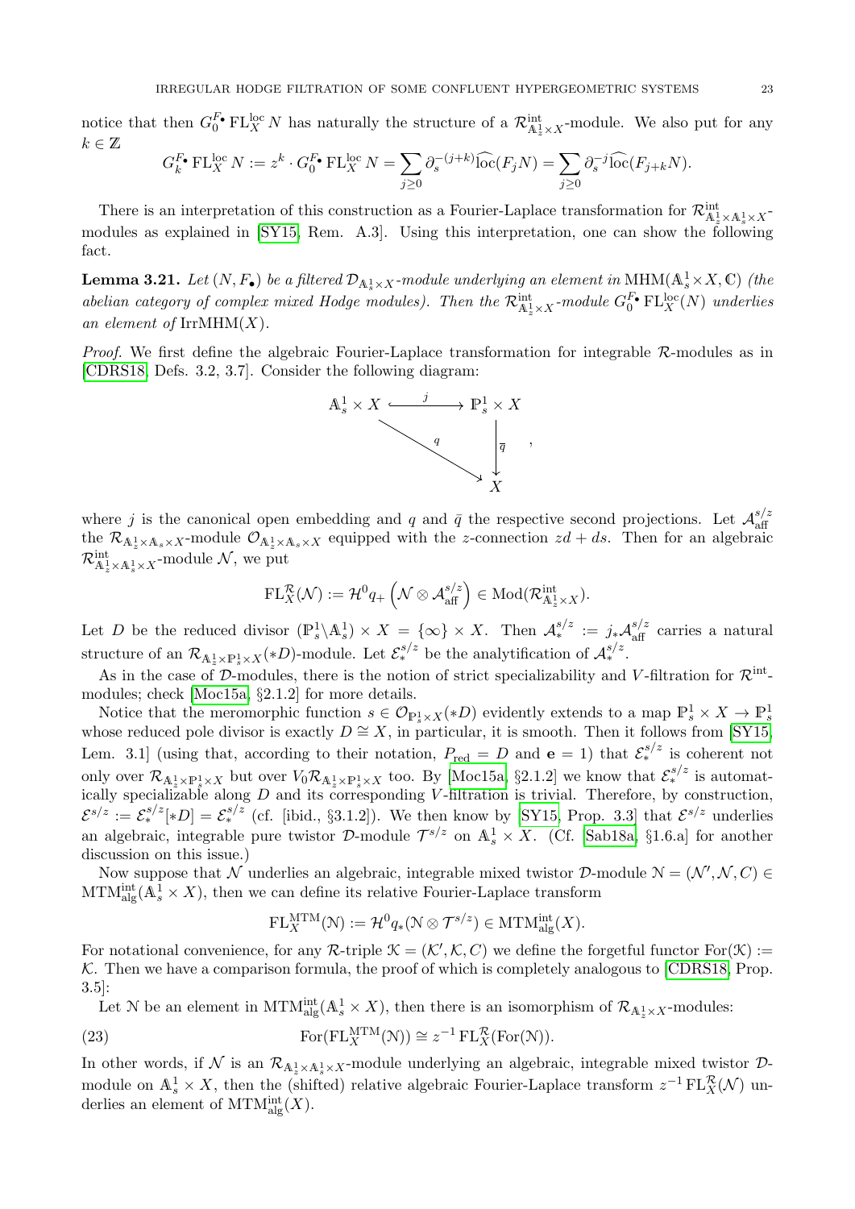notice that then $G_0^{F_\bullet}\,\mathrm{FL}_X^{\mathrm{loc}}\,N$ has naturally the structure of a $\mathcal{R}^{\mathrm{int}}_{\mathbb{A}^1_z\times X}$-module. We also put for any $k\in\mathbb{Z}$

$$G_k^{F_\bullet}\,\mathrm{FL}_X^{\mathrm{loc}}\,N := z^k\cdot G_0^{F_\bullet}\,\mathrm{FL}_X^{\mathrm{loc}}\,N = \sum_{j\geq 0}\partial_s^{-(j+k)}\widehat{\mathrm{loc}}(F_jN) = \sum_{j\geq 0}\partial_s^{-j}\widehat{\mathrm{loc}}(F_{j+k}N).$$

There is an interpretation of this construction as a Fourier-Laplace transformation for $\mathcal{R}^{\mathrm{int}}_{\mathbb{A}^1_z\times\mathbb{A}^1_s\times X}$-modules as explained in [SY15, Rem. A.3]. Using this interpretation, one can show the following fact.

**Lemma 3.21.** *Let $(N,F_\bullet)$ be a filtered $\mathcal{D}_{\mathbb{A}^1_s\times X}$-module underlying an element in $\mathrm{MHM}(\mathbb{A}^1_s\times X,\mathbb{C})$ (the abelian category of complex mixed Hodge modules). Then the $\mathcal{R}^{\mathrm{int}}_{\mathbb{A}^1_z\times X}$-module $G_0^{F_\bullet}\,\mathrm{FL}_X^{\mathrm{loc}}(N)$ underlies an element of $\mathrm{IrrMHM}(X)$.*

*Proof.* We first define the algebraic Fourier-Laplace transformation for integrable $\mathcal{R}$-modules as in [CDRS18, Defs. 3.2, 3.7]. Consider the following diagram:

$$\begin{array}{ccc} \mathbb{A}^1_s\times X & \xrightarrow{\;j\;} & \mathbb{P}^1_s\times X \\ & \searrow^{q} & \downarrow{\bar q} \\ & & X \end{array},$$

where $j$ is the canonical open embedding and $q$ and $\bar q$ the respective second projections. Let $\mathcal{A}^{s/z}_{\mathrm{aff}}$ the $\mathcal{R}_{\mathbb{A}^1_z\times\mathbb{A}_s\times X}$-module $\mathcal{O}_{\mathbb{A}^1_z\times\mathbb{A}_s\times X}$ equipped with the $z$-connection $zd+ds$. Then for an algebraic $\mathcal{R}^{\mathrm{int}}_{\mathbb{A}^1_z\times\mathbb{A}^1_s\times X}$-module $\mathcal{N}$, we put

$$\mathrm{FL}_X^{\mathcal{R}}(\mathcal{N}) := \mathcal{H}^0q_+\left(\mathcal{N}\otimes\mathcal{A}^{s/z}_{\mathrm{aff}}\right)\in\mathrm{Mod}(\mathcal{R}^{\mathrm{int}}_{\mathbb{A}^1_z\times X}).$$

Let $D$ be the reduced divisor $(\mathbb{P}^1_s\backslash\mathbb{A}^1_s)\times X=\{\infty\}\times X$. Then $\mathcal{A}^{s/z}_* := j_*\mathcal{A}^{s/z}_{\mathrm{aff}}$ carries a natural structure of an $\mathcal{R}_{\mathbb{A}^1_z\times\mathbb{P}^1_s\times X}(*D)$-module. Let $\mathcal{E}^{s/z}_*$ be the analytification of $\mathcal{A}^{s/z}_*$.

As in the case of $\mathcal{D}$-modules, there is the notion of strict specializability and $V$-filtration for $\mathcal{R}^{\mathrm{int}}$-modules; check [Moc15a, §2.1.2] for more details.

Notice that the meromorphic function $s\in\mathcal{O}_{\mathbb{P}^1_s\times X}(*D)$ evidently extends to a map $\mathbb{P}^1_s\times X\to\mathbb{P}^1_s$ whose reduced pole divisor is exactly $D\cong X$, in particular, it is smooth. Then it follows from [SY15, Lem. 3.1] (using that, according to their notation, $P_{\mathrm{red}}=D$ and $\mathbf{e}=1$) that $\mathcal{E}^{s/z}_*$ is coherent not only over $\mathcal{R}_{\mathbb{A}^1_z\times\mathbb{P}^1_s\times X}$ but over $V_0\mathcal{R}_{\mathbb{A}^1_z\times\mathbb{P}^1_s\times X}$ too. By [Moc15a, §2.1.2] we know that $\mathcal{E}^{s/z}_*$ is automatically specializable along $D$ and its corresponding $V$-filtration is trivial. Therefore, by construction, $\mathcal{E}^{s/z} := \mathcal{E}^{s/z}_*[*D]=\mathcal{E}^{s/z}_*$ (cf. [ibid., §3.1.2]). We then know by [SY15, Prop. 3.3] that $\mathcal{E}^{s/z}$ underlies an algebraic, integrable pure twistor $\mathcal{D}$-module $\mathcal{T}^{s/z}$ on $\mathbb{A}^1_s\times X$. (Cf. [Sab18a, §1.6.a] for another discussion on this issue.)

Now suppose that $\mathcal{N}$ underlies an algebraic, integrable mixed twistor $\mathcal{D}$-module $\mathcal{N}=(\mathcal{N}',\mathcal{N},C)\in\mathrm{MTM}^{\mathrm{int}}_{\mathrm{alg}}(\mathbb{A}^1_s\times X)$, then we can define its relative Fourier-Laplace transform

$$\mathrm{FL}_X^{\mathrm{MTM}}(\mathcal{N}) := \mathcal{H}^0q_*(\mathcal{N}\otimes\mathcal{T}^{s/z})\in\mathrm{MTM}^{\mathrm{int}}_{\mathrm{alg}}(X).$$

For notational convenience, for any $\mathcal{R}$-triple $\mathcal{K}=(\mathcal{K}',\mathcal{K},C)$ we define the forgetful functor $\mathrm{For}(\mathcal{K}):=\mathcal{K}$. Then we have a comparison formula, the proof of which is completely analogous to [CDRS18, Prop. 3.5]:

Let $\mathcal{N}$ be an element in $\mathrm{MTM}^{\mathrm{int}}_{\mathrm{alg}}(\mathbb{A}^1_s\times X)$, then there is an isomorphism of $\mathcal{R}_{\mathbb{A}^1_z\times X}$-modules:

$$\mathrm{For}(\mathrm{FL}_X^{\mathrm{MTM}}(\mathcal{N}))\cong z^{-1}\,\mathrm{FL}_X^{\mathcal{R}}(\mathrm{For}(\mathcal{N})). \tag{23}$$

In other words, if $\mathcal{N}$ is an $\mathcal{R}_{\mathbb{A}^1_z\times\mathbb{A}^1_s\times X}$-module underlying an algebraic, integrable mixed twistor $\mathcal{D}$-module on $\mathbb{A}^1_s\times X$, then the (shifted) relative algebraic Fourier-Laplace transform $z^{-1}\,\mathrm{FL}_X^{\mathcal{R}}(\mathcal{N})$ underlies an element of $\mathrm{MTM}^{\mathrm{int}}_{\mathrm{alg}}(X)$.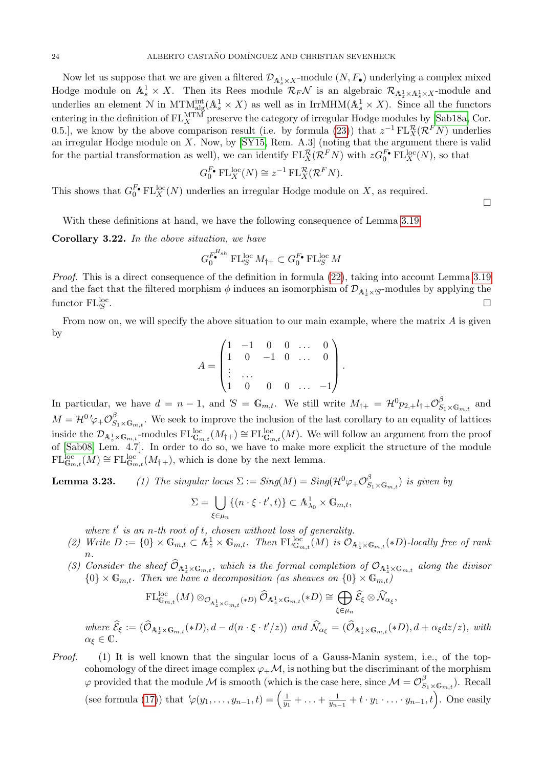Now let us suppose that we are given a filtered $\mathcal{D}_{\mathbb{A}^1_s\times X}$-module $(N, F_\bullet)$ underlying a complex mixed Hodge module on $\mathbb{A}^1_s \times X$. Then its Rees module $\mathcal{R}_F\mathcal{N}$ is an algebraic $\mathcal{R}_{\mathbb{A}^1_z\times\mathbb{A}^1_s\times X}$-module and underlies an element $\mathcal{N}$ in $\mathrm{MTM}^{\mathrm{int}}_{\mathrm{alg}}(\mathbb{A}^1_s \times X)$ as well as in $\mathrm{IrrMHM}(\mathbb{A}^1_s \times X)$. Since all the functors entering in the definition of $\mathrm{FL}^{\mathrm{MTM}}_X$ preserve the category of irregular Hodge modules by [Sab18a, Cor. 0.5.], we know by the above comparison result (i.e. by formula (23)) that $z^{-1}\,\mathrm{FL}^{\mathcal{R}}_X(\mathcal{R}^F N)$ underlies an irregular Hodge module on $X$. Now, by [SY15, Rem. A.3] (noting that the argument there is valid for the partial transformation as well), we can identify $\mathrm{FL}^{\mathcal{R}}_X(\mathcal{R}^F N)$ with $zG^{F_\bullet}_0\,\mathrm{FL}^{\mathrm{loc}}_X(N)$, so that

$$G^{F_\bullet}_0\,\mathrm{FL}^{\mathrm{loc}}_X(N) \cong z^{-1}\,\mathrm{FL}^{\mathcal{R}}_X(\mathcal{R}^F N).$$

This shows that $G^{F_\bullet}_0\,\mathrm{FL}^{\mathrm{loc}}_X(N)$ underlies an irregular Hodge module on $X$, as required. $\square$

With these definitions at hand, we have the following consequence of Lemma 3.19.

**Corollary 3.22.** *In the above situation, we have*

$$G^{F^{H_{sh}}_\bullet}_0\,\mathrm{FL}^{\mathrm{loc}}_{'S}\,M_{\dagger+} \subset G^{F_\bullet}_0\,\mathrm{FL}^{\mathrm{loc}}_{'S}\,M$$

*Proof.* This is a direct consequence of the definition in formula (22), taking into account Lemma 3.19 and the fact that the filtered morphism $\phi$ induces an isomorphism of $\mathcal{D}_{\mathbb{A}^1_z\times{}'S}$-modules by applying the functor $\mathrm{FL}^{\mathrm{loc}}_{'S}$. $\square$

From now on, we will specify the above situation to our main example, where the matrix $A$ is given by

$$A = \begin{pmatrix} 1 & -1 & 0 & 0 & \dots & 0 \\ 1 & 0 & -1 & 0 & \dots & 0 \\ \vdots & \dots & & & & \\ 1 & 0 & 0 & 0 & \dots & -1 \end{pmatrix}.$$

In particular, we have $d = n-1$, and $'S = \mathbb{G}_{m,t}$. We still write $M_{\dagger+} = \mathcal{H}^0 p_{2,+} l_{\dagger+}\mathcal{O}^\beta_{S_1\times\mathbb{G}_{m,t}}$ and $M = \mathcal{H}^0\,{}'\varphi_+\mathcal{O}^\beta_{S_1\times\mathbb{G}_{m,t}}$. We seek to improve the inclusion of the last corollary to an equality of lattices inside the $\mathcal{D}_{\mathbb{A}^1_z\times\mathbb{G}_{m,t}}$-modules $\mathrm{FL}^{\mathrm{loc}}_{\mathbb{G}_{m,t}}(M_{\dagger+}) \cong \mathrm{FL}^{\mathrm{loc}}_{\mathbb{G}_{m,t}}(M)$. We will follow an argument from the proof of [Sab08, Lem. 4.7]. In order to do so, we have to make more explicit the structure of the module $\mathrm{FL}^{\mathrm{loc}}_{\mathbb{G}_{m,t}}(M) \cong \mathrm{FL}^{\mathrm{loc}}_{\mathbb{G}_{m,t}}(M_{\dagger+})$, which is done by the next lemma.

**Lemma 3.23.** 
(1) *The singular locus $\Sigma := Sing(M) = Sing(\mathcal{H}^0\varphi_+\mathcal{O}^\beta_{S_1\times\mathbb{G}_{m,t}})$ is given by*

$$\Sigma = \bigcup_{\xi\in\mu_n} \{(n\cdot\xi\cdot t', t)\} \subset \mathbb{A}^1_{\lambda_0}\times\mathbb{G}_{m,t},$$

*where $t'$ is an $n$-th root of $t$, chosen without loss of generality.*

(2) *Write $D := \{0\}\times\mathbb{G}_{m,t} \subset \mathbb{A}^1_z\times\mathbb{G}_{m,t}$. Then $\mathrm{FL}^{\mathrm{loc}}_{\mathbb{G}_{m,t}}(M)$ is $\mathcal{O}_{\mathbb{A}^1_z\times\mathbb{G}_{m,t}}(*D)$-locally free of rank $n$.*

(3) *Consider the sheaf $\widehat{\mathcal{O}}_{\mathbb{A}^1_z\times\mathbb{G}_{m,t}}$, which is the formal completion of $\mathcal{O}_{\mathbb{A}^1_z\times\mathbb{G}_{m,t}}$ along the divisor $\{0\}\times\mathbb{G}_{m,t}$. Then we have a decomposition (as sheaves on $\{0\}\times\mathbb{G}_{m,t}$)*

$$\mathrm{FL}^{\mathrm{loc}}_{\mathbb{G}_{m,t}}(M)\otimes_{\mathcal{O}_{\mathbb{A}^1_z\times\mathbb{G}_{m,t}}(*D)}\widehat{\mathcal{O}}_{\mathbb{A}^1_z\times\mathbb{G}_{m,t}}(*D) \cong \bigoplus_{\xi\in\mu_n}\widehat{\mathcal{E}}_\xi\otimes\widehat{\mathcal{N}}_{\alpha_\xi},$$

*where $\widehat{\mathcal{E}}_\xi := (\widehat{\mathcal{O}}_{\mathbb{A}^1_z\times\mathbb{G}_{m,t}}(*D), d - d(n\cdot\xi\cdot t'/z))$ and $\widehat{\mathcal{N}}_{\alpha_\xi} = (\widehat{\mathcal{O}}_{\mathbb{A}^1_z\times\mathbb{G}_{m,t}}(*D), d + \alpha_\xi dz/z)$, with $\alpha_\xi\in\mathbb{C}$.*

*Proof.* (1) It is well known that the singular locus of a Gauss-Manin system, i.e., of the top-cohomology of the direct image complex $\varphi_+\mathcal{M}$, is nothing but the discriminant of the morphism $\varphi$ provided that the module $\mathcal{M}$ is smooth (which is the case here, since $\mathcal{M} = \mathcal{O}^\beta_{S_1\times\mathbb{G}_{m,t}}$). Recall (see formula (17)) that ${}'\varphi(y_1,\dots,y_{n-1},t) = \left(\frac{1}{y_1}+\dots+\frac{1}{y_{n-1}}+t\cdot y_1\cdot\dots\cdot y_{n-1}, t\right)$. One easily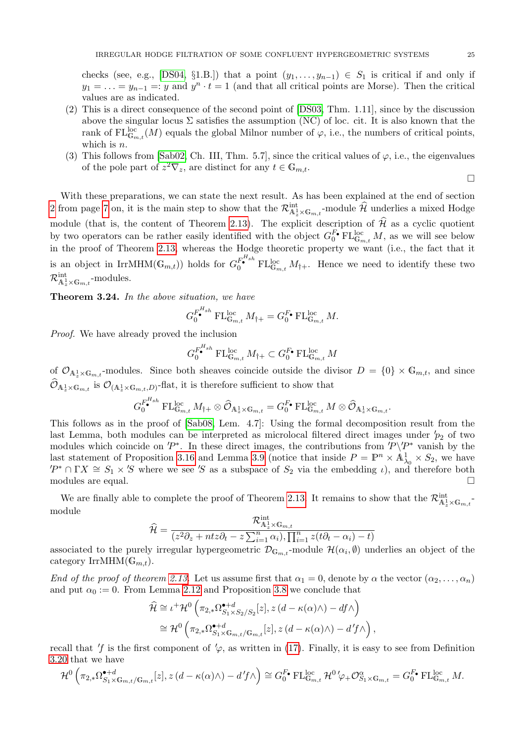checks (see, e.g., [DS04, §1.B.]) that a point $(y_1, \ldots, y_{n-1}) \in S_1$ is critical if and only if $y_1 = \ldots = y_{n-1} =: y$ and $y^n \cdot t = 1$ (and that all critical points are Morse). Then the critical values are as indicated.

(2) This is a direct consequence of the second point of [DS03, Thm. 1.11], since by the discussion above the singular locus $\Sigma$ satisfies the assumption (NC) of loc. cit. It is also known that the rank of $\mathrm{FL}^{\mathrm{loc}}_{\mathbb{G}_{m,t}}(M)$ equals the global Milnor number of $\varphi$, i.e., the numbers of critical points, which is $n$.

(3) This follows from [Sab02, Ch. III, Thm. 5.7], since the critical values of $\varphi$, i.e., the eigenvalues of the pole part of $z^2\nabla_z$, are distinct for any $t \in \mathbb{G}_{m,t}$.

□

With these preparations, we can state the next result. As has been explained at the end of section 2 from page 7 on, it is the main step to show that the $\mathcal{R}^{\mathrm{int}}_{\mathbb{A}^1_z \times \mathbb{G}_{m,t}}$-module $\widehat{\mathcal{H}}$ underlies a mixed Hodge module (that is, the content of Theorem 2.13). The explicit description of $\widehat{\mathcal{H}}$ as a cyclic quotient by two operators can be rather easily identified with the object $G_0^{F_\bullet} \mathrm{FL}^{\mathrm{loc}}_{\mathbb{G}_{m,t}} M$, as we will see below in the proof of Theorem 2.13, whereas the Hodge theoretic property we want (i.e., the fact that it is an object in $\mathrm{IrrMHM}(\mathbb{G}_{m,t})$) holds for $G_0^{F_\bullet^{H_{sh}}} \mathrm{FL}^{\mathrm{loc}}_{\mathbb{G}_{m,t}} M_{\dagger+}$. Hence we need to identify these two $\mathcal{R}^{\mathrm{int}}_{\mathbb{A}^1_z \times \mathbb{G}_{m,t}}$-modules.

**Theorem 3.24.** *In the above situation, we have*

$$G_0^{F_\bullet^{H_{sh}}} \mathrm{FL}^{\mathrm{loc}}_{\mathbb{G}_{m,t}} M_{\dagger+} = G_0^{F_\bullet} \mathrm{FL}^{\mathrm{loc}}_{\mathbb{G}_{m,t}} M.$$

*Proof.* We have already proved the inclusion

$$G_0^{F_\bullet^{H_{sh}}} \mathrm{FL}^{\mathrm{loc}}_{\mathbb{G}_{m,t}} M_{\dagger+} \subset G_0^{F_\bullet} \mathrm{FL}^{\mathrm{loc}}_{\mathbb{G}_{m,t}} M$$

of $\mathcal{O}_{\mathbb{A}^1_z \times \mathbb{G}_{m,t}}$-modules. Since both sheaves coincide outside the divisor $D = \{0\} \times \mathbb{G}_{m,t}$, and since $\widehat{\mathcal{O}}_{\mathbb{A}^1_z \times \mathbb{G}_{m,t}}$ is $\mathcal{O}_{(\mathbb{A}^1_z \times \mathbb{G}_{m,t}, D)}$-flat, it is therefore sufficient to show that

$$G_0^{F_\bullet^{H_{sh}}} \mathrm{FL}^{\mathrm{loc}}_{\mathbb{G}_{m,t}} M_{\dagger+} \otimes \widehat{\mathcal{O}}_{\mathbb{A}^1_z \times \mathbb{G}_{m,t}} = G_0^{F_\bullet} \mathrm{FL}^{\mathrm{loc}}_{\mathbb{G}_{m,t}} M \otimes \widehat{\mathcal{O}}_{\mathbb{A}^1_z \times \mathbb{G}_{m,t}}.$$

This follows as in the proof of [Sab08, Lem. 4.7]: Using the formal decomposition result from the last Lemma, both modules can be interpreted as microlocal filtered direct images under ${}'p_2$ of two modules which coincide on ${}'P^*$. In these direct images, the contributions from ${}'P \backslash {}'P^*$ vanish by the last statement of Proposition 3.16 and Lemma 3.9 (notice that inside $P = \mathbb{P}^n \times \mathbb{A}^1_{\lambda_0} \times S_2$, we have ${}'P^* \cap \Gamma X \cong S_1 \times {}'S$ where we see ${}'S$ as a subspace of $S_2$ via the embedding $\iota$), and therefore both modules are equal. □

We are finally able to complete the proof of Theorem 2.13. It remains to show that the $\mathcal{R}^{\mathrm{int}}_{\mathbb{A}^1_z \times \mathbb{G}_{m,t}}$-module

$$\widehat{\mathcal{H}} = \frac{\mathcal{R}^{\mathrm{int}}_{\mathbb{A}^1_z \times \mathbb{G}_{m,t}}}{(z^2\partial_z + ntz\partial_t - z\sum_{i=1}^n \alpha_i), \prod_{i=1}^n z(t\partial_t - \alpha_i) - t)}$$

associated to the purely irregular hypergeometric $\mathcal{D}_{\mathbb{G}_{m,t}}$-module $\mathcal{H}(\alpha_i, \emptyset)$ underlies an object of the category $\mathrm{IrrMHM}(\mathbb{G}_{m,t})$.

*End of the proof of theorem 2.13.* Let us assume first that $\alpha_1 = 0$, denote by $\alpha$ the vector $(\alpha_2, \ldots, \alpha_n)$ and put $\alpha_0 := 0$. From Lemma 2.12 and Proposition 3.8 we conclude that

$$\begin{aligned}
\widehat{\mathcal{H}} &\cong \iota^+ \mathcal{H}^0 \left( \pi_{2,*} \Omega^{\bullet+d}_{S_1 \times S_2/S_2}[z], z\left(d - \kappa(\alpha)\wedge\right) - df\wedge \right) \\
&\cong \mathcal{H}^0 \left( \pi_{2,*} \Omega^{\bullet+d}_{S_1 \times \mathbb{G}_{m,t}/\mathbb{G}_{m,t}}[z], z\left(d - \kappa(\alpha)\wedge\right) - d'f\wedge \right),
\end{aligned}$$

recall that ${}'f$ is the first component of ${}'\varphi$, as written in (17). Finally, it is easy to see from Definition 3.20 that we have

$$\mathcal{H}^0 \left( \pi_{2,*} \Omega^{\bullet+d}_{S_1 \times \mathbb{G}_{m,t}/\mathbb{G}_{m,t}}[z], z\left(d - \kappa(\alpha)\wedge\right) - d'f\wedge \right) \cong G_0^{F_\bullet} \mathrm{FL}^{\mathrm{loc}}_{\mathbb{G}_{m,t}} \mathcal{H}^0\, {}'\varphi_+ \mathcal{O}^\alpha_{S_1 \times \mathbb{G}_{m,t}} = G_0^{F_\bullet} \mathrm{FL}^{\mathrm{loc}}_{\mathbb{G}_{m,t}} M.$$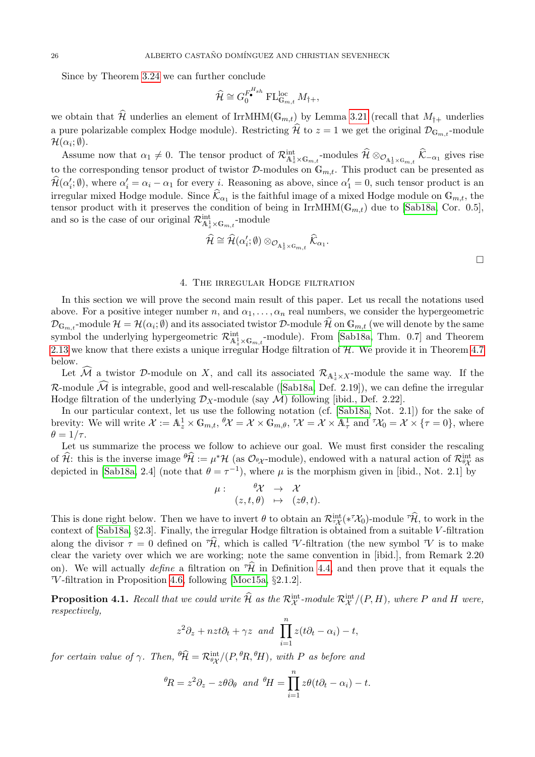Since by Theorem 3.24 we can further conclude

$$\widehat{\mathcal{H}} \cong G_0^{F_\bullet^{H_{sh}}} \mathrm{FL}^{\mathrm{loc}}_{\mathbb{G}_{m,t}} M_{\dagger+},$$

we obtain that $\widehat{\mathcal{H}}$ underlies an element of $\mathrm{IrrMHM}(\mathbb{G}_{m,t})$ by Lemma 3.21 (recall that $M_{\dagger+}$ underlies a pure polarizable complex Hodge module). Restricting $\widehat{\mathcal{H}}$ to $z = 1$ we get the original $\mathcal{D}_{\mathbb{G}_{m,t}}$-module $\mathcal{H}(\alpha_i; \emptyset)$.

Assume now that $\alpha_1 \neq 0$. The tensor product of $\mathcal{R}^{\mathrm{int}}_{\mathbb{A}^1_z \times \mathbb{G}_{m,t}}$-modules $\widehat{\mathcal{H}} \otimes_{\mathcal{O}_{\mathbb{A}^1_z \times \mathbb{G}_{m,t}}} \widehat{\mathcal{K}}_{-\alpha_1}$ gives rise to the corresponding tensor product of twistor $\mathcal{D}$-modules on $\mathbb{G}_{m,t}$. This product can be presented as $\widehat{\mathcal{H}}(\alpha_i'; \emptyset)$, where $\alpha_i' = \alpha_i - \alpha_1$ for every $i$. Reasoning as above, since $\alpha_1' = 0$, such tensor product is an irregular mixed Hodge module. Since $\widehat{\mathcal{K}}_{\alpha_1}$ is the faithful image of a mixed Hodge module on $\mathbb{G}_{m,t}$, the tensor product with it preserves the condition of being in $\mathrm{IrrMHM}(\mathbb{G}_{m,t})$ due to [Sab18a, Cor. 0.5], and so is the case of our original $\mathcal{R}^{\mathrm{int}}_{\mathbb{A}^1_z \times \mathbb{G}_{m,t}}$-module

$$\widehat{\mathcal{H}} \cong \widehat{\mathcal{H}}(\alpha_i'; \emptyset) \otimes_{\mathcal{O}_{\mathbb{A}^1_z \times \mathbb{G}_{m,t}}} \widehat{\mathcal{K}}_{\alpha_1}.$$

□

## 4. The irregular Hodge filtration

In this section we will prove the second main result of this paper. Let us recall the notations used above. For a positive integer number $n$, and $\alpha_1, \ldots, \alpha_n$ real numbers, we consider the hypergeometric $\mathcal{D}_{\mathbb{G}_{m,t}}$-module $\mathcal{H} = \mathcal{H}(\alpha_i; \emptyset)$ and its associated twistor $\mathcal{D}$-module $\widehat{\mathcal{H}}$ on $\mathbb{G}_{m,t}$ (we will denote by the same symbol the underlying hypergeometric $\mathcal{R}^{\mathrm{int}}_{\mathbb{A}^1_z \times \mathbb{G}_{m,t}}$-module). From [Sab18a, Thm. 0.7] and Theorem 2.13 we know that there exists a unique irregular Hodge filtration of $\mathcal{H}$. We provide it in Theorem 4.7 below.

Let $\widehat{\mathcal{M}}$ a twistor $\mathcal{D}$-module on $X$, and call its associated $\mathcal{R}_{\mathbb{A}^1_z \times X}$-module the same way. If the $\mathcal{R}$-module $\widehat{\mathcal{M}}$ is integrable, good and well-rescalable ([Sab18a, Def. 2.19]), we can define the irregular Hodge filtration of the underlying $\mathcal{D}_X$-module (say $\mathcal{M}$) following [ibid., Def. 2.22].

In our particular context, let us use the following notation (cf. [Sab18a, Not. 2.1]) for the sake of brevity: We will write $\mathcal{X} := \mathbb{A}^1_z \times \mathbb{G}_{m,t}$, ${}^\theta\mathcal{X} = \mathcal{X} \times \mathbb{G}_{m,\theta}$, ${}^\tau\mathcal{X} = \mathcal{X} \times \mathbb{A}^1_\tau$ and ${}^\tau\mathcal{X}_0 = \mathcal{X} \times \{\tau = 0\}$, where $\theta = 1/\tau$.

Let us summarize the process we follow to achieve our goal. We must first consider the rescaling of $\widehat{\mathcal{H}}$: this is the inverse image ${}^\theta\widehat{\mathcal{H}} := \mu^*\mathcal{H}$ (as $\mathcal{O}_{{}^\theta\mathcal{X}}$-module), endowed with a natural action of $\mathcal{R}^{\mathrm{int}}_{{}^\theta\mathcal{X}}$ as depicted in [Sab18a, 2.4] (note that $\theta = \tau^{-1}$), where $\mu$ is the morphism given in [ibid., Not. 2.1] by

$$\begin{array}{cccc} \mu: & {}^\theta\mathcal{X} & \to & \mathcal{X} \\ & (z, t, \theta) & \mapsto & (z\theta, t). \end{array}$$

This is done right below. Then we have to invert $\theta$ to obtain an $\mathcal{R}^{\mathrm{int}}_{{}^\tau\mathcal{X}}(*{}^\tau\mathcal{X}_0)$-module ${}^\tau\widehat{\mathcal{H}}$, to work in the context of [Sab18a, §2.3]. Finally, the irregular Hodge filtration is obtained from a suitable $V$-filtration along the divisor $\tau = 0$ defined on ${}^\tau\widehat{\mathcal{H}}$, which is called ${}^\tau V$-filtration (the new symbol ${}^\tau V$ is to make clear the variety over which we are working; note the same convention in [ibid.], from Remark 2.20 on). We will actually *define* a filtration on ${}^\tau\widehat{\mathcal{H}}$ in Definition 4.4, and then prove that it equals the ${}^\tau V$-filtration in Proposition 4.6, following [Moc15a, §2.1.2].

**Proposition 4.1.** *Recall that we could write $\widehat{\mathcal{H}}$ as the $\mathcal{R}^{\mathrm{int}}_{\mathcal{X}}$-module $\mathcal{R}^{\mathrm{int}}_{\mathcal{X}}/(P, H)$, where $P$ and $H$ were, respectively,*

$$z^2\partial_z + nzt\partial_t + \gamma z \;\; \text{and} \;\; \prod_{i=1}^n z(t\partial_t - \alpha_i) - t,$$

*for certain value of $\gamma$. Then, ${}^\theta\widehat{\mathcal{H}} = \mathcal{R}^{\mathrm{int}}_{{}^\theta\mathcal{X}}/(P, {}^\theta R, {}^\theta H)$, with $P$ as before and*

$${}^\theta R = z^2\partial_z - z\theta\partial_\theta \;\; \text{and} \;\; {}^\theta H = \prod_{i=1}^n z\theta(t\partial_t - \alpha_i) - t.$$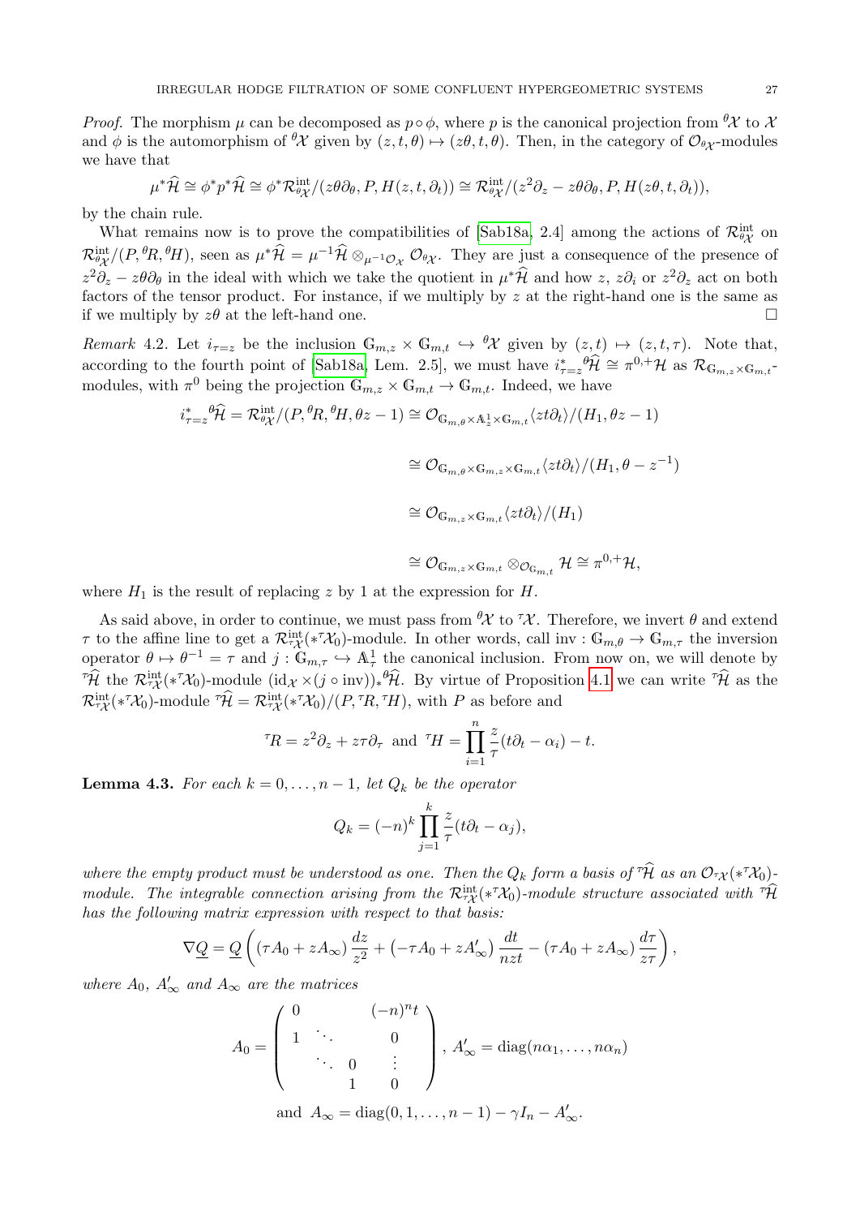*Proof.* The morphism $\mu$ can be decomposed as $p \circ \phi$, where $p$ is the canonical projection from ${}^\theta\mathcal{X}$ to $\mathcal{X}$ and $\phi$ is the automorphism of ${}^\theta\mathcal{X}$ given by $(z,t,\theta) \mapsto (z\theta, t, \theta)$. Then, in the category of $\mathcal{O}_{{}^\theta\mathcal{X}}$-modules we have that

$$\mu^*\widehat{\mathcal{H}} \cong \phi^* p^* \widehat{\mathcal{H}} \cong \phi^* \mathcal{R}^{\mathrm{int}}_{{}^\theta\mathcal{X}}/(z\theta\partial_\theta, P, H(z,t,\partial_t)) \cong \mathcal{R}^{\mathrm{int}}_{{}^\theta\mathcal{X}}/(z^2\partial_z - z\theta\partial_\theta, P, H(z\theta, t, \partial_t)),$$

by the chain rule.

What remains now is to prove the compatibilities of [Sab18a, 2.4] among the actions of $\mathcal{R}^{\mathrm{int}}_{{}^\theta\mathcal{X}}$ on $\mathcal{R}^{\mathrm{int}}_{{}^\theta\mathcal{X}}/(P, {}^\theta R, {}^\theta H)$, seen as $\mu^*\widehat{\mathcal{H}} = \mu^{-1}\widehat{\mathcal{H}} \otimes_{\mu^{-1}\mathcal{O}_{\mathcal{X}}} \mathcal{O}_{{}^\theta\mathcal{X}}$. They are just a consequence of the presence of $z^2\partial_z - z\theta\partial_\theta$ in the ideal with which we take the quotient in $\mu^*\widehat{\mathcal{H}}$ and how $z$, $z\partial_i$ or $z^2\partial_z$ act on both factors of the tensor product. For instance, if we multiply by $z$ at the right-hand one is the same as if we multiply by $z\theta$ at the left-hand one. $\square$

*Remark* 4.2. Let $i_{\tau=z}$ be the inclusion $\mathbb{G}_{m,z} \times \mathbb{G}_{m,t} \hookrightarrow {}^\theta\mathcal{X}$ given by $(z,t) \mapsto (z,t,\tau)$. Note that, according to the fourth point of [Sab18a, Lem. 2.5], we must have $i^*_{\tau=z}{}^\theta\widehat{\mathcal{H}} \cong \pi^{0,+}\mathcal{H}$ as $\mathcal{R}_{\mathbb{G}_{m,z}\times\mathbb{G}_{m,t}}$-modules, with $\pi^0$ being the projection $\mathbb{G}_{m,z} \times \mathbb{G}_{m,t} \to \mathbb{G}_{m,t}$. Indeed, we have

$$\begin{aligned}
i^*_{\tau=z}{}^\theta\widehat{\mathcal{H}} = \mathcal{R}^{\mathrm{int}}_{{}^\theta\mathcal{X}}/(P, {}^\theta R, {}^\theta H, \theta z - 1) &\cong \mathcal{O}_{\mathbb{G}_{m,\theta}\times\mathbb{A}^1_z\times\mathbb{G}_{m,t}}\langle zt\partial_t\rangle/(H_1, \theta z - 1)\\
&\cong \mathcal{O}_{\mathbb{G}_{m,\theta}\times\mathbb{G}_{m,z}\times\mathbb{G}_{m,t}}\langle zt\partial_t\rangle/(H_1, \theta - z^{-1})\\
&\cong \mathcal{O}_{\mathbb{G}_{m,z}\times\mathbb{G}_{m,t}}\langle zt\partial_t\rangle/(H_1)\\
&\cong \mathcal{O}_{\mathbb{G}_{m,z}\times\mathbb{G}_{m,t}} \otimes_{\mathcal{O}_{\mathbb{G}_{m,t}}} \mathcal{H} \cong \pi^{0,+}\mathcal{H},
\end{aligned}$$

where $H_1$ is the result of replacing $z$ by 1 at the expression for $H$.

As said above, in order to continue, we must pass from ${}^\theta\mathcal{X}$ to ${}^\tau\mathcal{X}$. Therefore, we invert $\theta$ and extend $\tau$ to the affine line to get a $\mathcal{R}^{\mathrm{int}}_{{}^\tau\mathcal{X}}(*{}^\tau\mathcal{X}_0)$-module. In other words, call $\mathrm{inv} : \mathbb{G}_{m,\theta} \to \mathbb{G}_{m,\tau}$ the inversion operator $\theta \mapsto \theta^{-1} = \tau$ and $j : \mathbb{G}_{m,\tau} \hookrightarrow \mathbb{A}^1_\tau$ the canonical inclusion. From now on, we will denote by ${}^\tau\widehat{\mathcal{H}}$ the $\mathcal{R}^{\mathrm{int}}_{{}^\tau\mathcal{X}}(*{}^\tau\mathcal{X}_0)$-module $(\mathrm{id}_{\mathcal{X}} \times (j \circ \mathrm{inv}))_* {}^\theta\widehat{\mathcal{H}}$. By virtue of Proposition 4.1 we can write ${}^\tau\widehat{\mathcal{H}}$ as the $\mathcal{R}^{\mathrm{int}}_{{}^\tau\mathcal{X}}(*{}^\tau\mathcal{X}_0)$-module ${}^\tau\widehat{\mathcal{H}} = \mathcal{R}^{\mathrm{int}}_{{}^\tau\mathcal{X}}(*{}^\tau\mathcal{X}_0)/(P, {}^\tau R, {}^\tau H)$, with $P$ as before and

$${}^\tau R = z^2\partial_z + z\tau\partial_\tau \text{ and } {}^\tau H = \prod_{i=1}^n \frac{z}{\tau}(t\partial_t - \alpha_i) - t.$$

**Lemma 4.3.** *For each $k = 0, \ldots, n-1$, let $Q_k$ be the operator*

$$Q_k = (-n)^k \prod_{j=1}^k \frac{z}{\tau}(t\partial_t - \alpha_j),$$

*where the empty product must be understood as one. Then the $Q_k$ form a basis of ${}^\tau\widehat{\mathcal{H}}$ as an $\mathcal{O}_{{}^\tau\mathcal{X}}(*{}^\tau\mathcal{X}_0)$-module. The integrable connection arising from the $\mathcal{R}^{\mathrm{int}}_{{}^\tau\mathcal{X}}(*{}^\tau\mathcal{X}_0)$-module structure associated with ${}^\tau\widehat{\mathcal{H}}$ has the following matrix expression with respect to that basis:*

$$\nabla\underline{Q} = \underline{Q}\left((\tau A_0 + zA_\infty)\frac{dz}{z^2} + \left(-\tau A_0 + zA'_\infty\right)\frac{dt}{nzt} - (\tau A_0 + zA_\infty)\frac{d\tau}{z\tau}\right),$$

*where $A_0$, $A'_\infty$ and $A_\infty$ are the matrices*

$$A_0 = \begin{pmatrix} 0 & & & (-n)^n t \\ 1 & \ddots & & 0 \\ & \ddots & 0 & \vdots \\ & & 1 & 0 \end{pmatrix},\ A'_\infty = \mathrm{diag}(n\alpha_1, \ldots, n\alpha_n)$$

$$\text{and } A_\infty = \mathrm{diag}(0, 1, \ldots, n-1) - \gamma I_n - A'_\infty.$$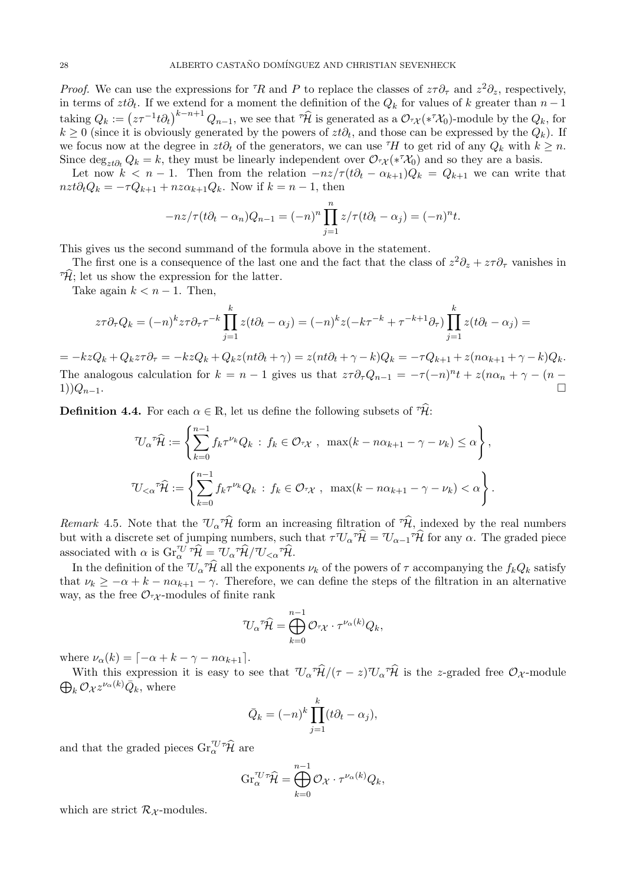*Proof.* We can use the expressions for ${}^{\tau}\!R$ and $P$ to replace the classes of $z\tau\partial_\tau$ and $z^2\partial_z$, respectively, in terms of $zt\partial_t$. If we extend for a moment the definition of the $Q_k$ for values of $k$ greater than $n-1$ taking $Q_k := \left(z\tau^{-1}t\partial_t\right)^{k-n+1}Q_{n-1}$, we see that ${}^{\tau}\widehat{\mathcal{H}}$ is generated as a $\mathcal{O}_{{}^{\tau}\mathcal{X}}(*{}^{\tau}\mathcal{X}_0)$-module by the $Q_k$, for $k \geq 0$ (since it is obviously generated by the powers of $zt\partial_t$, and those can be expressed by the $Q_k$). If we focus now at the degree in $zt\partial_t$ of the generators, we can use ${}^{\tau}\!H$ to get rid of any $Q_k$ with $k \geq n$. Since $\deg_{zt\partial_t} Q_k = k$, they must be linearly independent over $\mathcal{O}_{{}^{\tau}\mathcal{X}}(*{}^{\tau}\mathcal{X}_0)$ and so they are a basis.

Let now $k < n-1$. Then from the relation $-nz/\tau(t\partial_t - \alpha_{k+1})Q_k = Q_{k+1}$ we can write that $nzt\partial_t Q_k = -\tau Q_{k+1} + nz\alpha_{k+1}Q_k$. Now if $k = n-1$, then

$$-nz/\tau(t\partial_t - \alpha_n)Q_{n-1} = (-n)^n \prod_{j=1}^{n} z/\tau(t\partial_t - \alpha_j) = (-n)^n t.$$

This gives us the second summand of the formula above in the statement.

The first one is a consequence of the last one and the fact that the class of $z^2\partial_z + z\tau\partial_\tau$ vanishes in ${}^{\tau}\widehat{\mathcal{H}}$; let us show the expression for the latter.

Take again $k < n-1$. Then,

$$z\tau\partial_\tau Q_k = (-n)^k z\tau\partial_\tau \tau^{-k}\prod_{j=1}^{k} z(t\partial_t - \alpha_j) = (-n)^k z(-k\tau^{-k} + \tau^{-k+1}\partial_\tau)\prod_{j=1}^{k} z(t\partial_t - \alpha_j) =$$

$$= -kzQ_k + Q_k z\tau\partial_\tau = -kzQ_k + Q_k z(nt\partial_t + \gamma) = z(nt\partial_t + \gamma - k)Q_k = -\tau Q_{k+1} + z(n\alpha_{k+1} + \gamma - k)Q_k.$$

The analogous calculation for $k = n-1$ gives us that $z\tau\partial_\tau Q_{n-1} = -\tau(-n)^n t + z(n\alpha_n + \gamma - (n-1))Q_{n-1}$. □

**Definition 4.4.** For each $\alpha \in \mathbb{R}$, let us define the following subsets of ${}^{\tau}\widehat{\mathcal{H}}$:

$${}^{\tau}U_\alpha {}^{\tau}\widehat{\mathcal{H}} := \left\{ \sum_{k=0}^{n-1} f_k \tau^{\nu_k} Q_k \; : \; f_k \in \mathcal{O}_{{}^{\tau}\mathcal{X}} \;, \; \max(k - n\alpha_{k+1} - \gamma - \nu_k) \leq \alpha \right\},$$

$${}^{\tau}U_{<\alpha} {}^{\tau}\widehat{\mathcal{H}} := \left\{ \sum_{k=0}^{n-1} f_k \tau^{\nu_k} Q_k \; : \; f_k \in \mathcal{O}_{{}^{\tau}\mathcal{X}} \;, \; \max(k - n\alpha_{k+1} - \gamma - \nu_k) < \alpha \right\}.$$

*Remark* 4.5. Note that the ${}^{\tau}U_\alpha {}^{\tau}\widehat{\mathcal{H}}$ form an increasing filtration of ${}^{\tau}\widehat{\mathcal{H}}$, indexed by the real numbers but with a discrete set of jumping numbers, such that $\tau\, {}^{\tau}U_\alpha {}^{\tau}\widehat{\mathcal{H}} = {}^{\tau}U_{\alpha-1} {}^{\tau}\widehat{\mathcal{H}}$ for any $\alpha$. The graded piece associated with $\alpha$ is $\mathrm{Gr}_\alpha^{{}^{\tau}U} {}^{\tau}\widehat{\mathcal{H}} = {}^{\tau}U_\alpha {}^{\tau}\widehat{\mathcal{H}} / {}^{\tau}U_{<\alpha} {}^{\tau}\widehat{\mathcal{H}}$.

In the definition of the ${}^{\tau}U_\alpha {}^{\tau}\widehat{\mathcal{H}}$ all the exponents $\nu_k$ of the powers of $\tau$ accompanying the $f_k Q_k$ satisfy that $\nu_k \geq -\alpha + k - n\alpha_{k+1} - \gamma$. Therefore, we can define the steps of the filtration in an alternative way, as the free $\mathcal{O}_{{}^{\tau}\mathcal{X}}$-modules of finite rank

$${}^{\tau}U_\alpha {}^{\tau}\widehat{\mathcal{H}} = \bigoplus_{k=0}^{n-1} \mathcal{O}_{{}^{\tau}\mathcal{X}} \cdot \tau^{\nu_\alpha(k)} Q_k,$$

where $\nu_\alpha(k) = \lceil -\alpha + k - \gamma - n\alpha_{k+1} \rceil$.

With this expression it is easy to see that ${}^{\tau}U_\alpha {}^{\tau}\widehat{\mathcal{H}} / (\tau - z) {}^{\tau}U_\alpha {}^{\tau}\widehat{\mathcal{H}}$ is the $z$-graded free $\mathcal{O}_{\mathcal{X}}$-module $\bigoplus_k \mathcal{O}_{\mathcal{X}} z^{\nu_\alpha(k)} \bar{Q}_k$, where

$$\bar{Q}_k = (-n)^k \prod_{j=1}^{k} (t\partial_t - \alpha_j),$$

and that the graded pieces $\mathrm{Gr}_\alpha^{{}^{\tau}U} {}^{\tau}\widehat{\mathcal{H}}$ are

$$\mathrm{Gr}_\alpha^{{}^{\tau}U} {}^{\tau}\widehat{\mathcal{H}} = \bigoplus_{k=0}^{n-1} \mathcal{O}_{\mathcal{X}} \cdot \tau^{\nu_\alpha(k)} Q_k,$$

which are strict $\mathcal{R}_{\mathcal{X}}$-modules.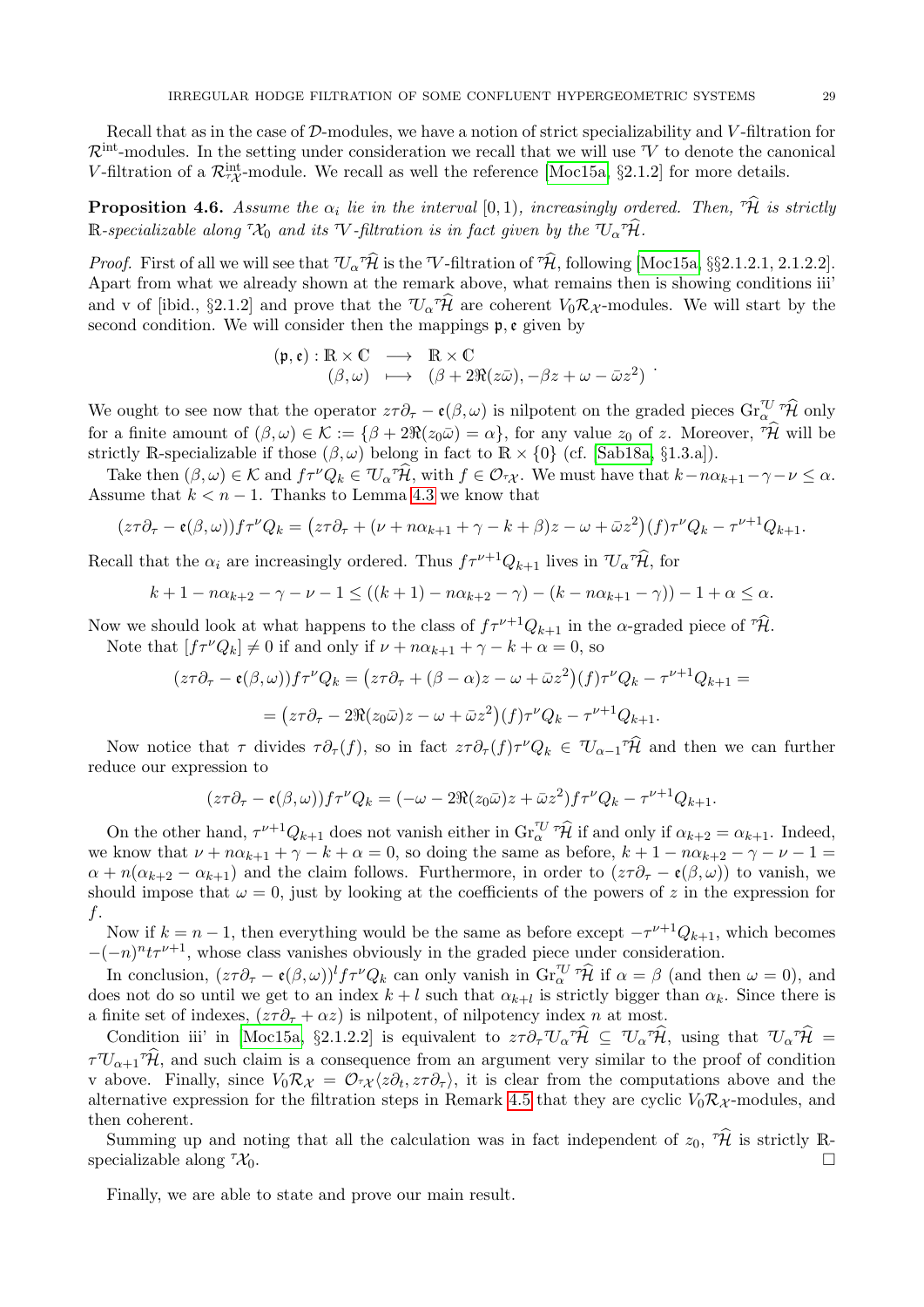Recall that as in the case of $\mathcal{D}$-modules, we have a notion of strict specializability and $V$-filtration for $\mathcal{R}^{\text{int}}$-modules. In the setting under consideration we recall that we will use ${}^{\tau}V$ to denote the canonical $V$-filtration of a $\mathcal{R}^{\text{int}}_{{}^\tau\mathcal{X}}$-module. We recall as well the reference [Moc15a, §2.1.2] for more details.

**Proposition 4.6.** *Assume the $\alpha_i$ lie in the interval $[0,1)$, increasingly ordered. Then, ${}^{\tau}\widehat{\mathcal{H}}$ is strictly $\mathbb{R}$-specializable along ${}^{\tau}\mathcal{X}_0$ and its ${}^{\tau}V$-filtration is in fact given by the ${}^{\tau}U_\alpha{}^{\tau}\widehat{\mathcal{H}}$.*

*Proof.* First of all we will see that ${}^{\tau}U_\alpha{}^{\tau}\widehat{\mathcal{H}}$ is the ${}^{\tau}V$-filtration of ${}^{\tau}\widehat{\mathcal{H}}$, following [Moc15a, §§2.1.2.1, 2.1.2.2]. Apart from what we already shown at the remark above, what remains then is showing conditions iii' and v of [ibid., §2.1.2] and prove that the ${}^{\tau}U_\alpha{}^{\tau}\widehat{\mathcal{H}}$ are coherent $V_0\mathcal{R}_{\mathcal{X}}$-modules. We will start by the second condition. We will consider then the mappings $\mathfrak{p}, \mathfrak{e}$ given by

$$(\mathfrak{p},\mathfrak{e}) : \begin{array}{ccc} \mathbb{R}\times\mathbb{C} & \longrightarrow & \mathbb{R}\times\mathbb{C} \\ (\beta,\omega) & \longmapsto & (\beta + 2\Re(z\bar{\omega}), -\beta z + \omega - \bar{\omega}z^2) \end{array}.$$

We ought to see now that the operator $z\tau\partial_\tau - \mathfrak{e}(\beta,\omega)$ is nilpotent on the graded pieces $\mathrm{Gr}^{{}^{\tau}U}_\alpha{}^{\tau}\widehat{\mathcal{H}}$ only for a finite amount of $(\beta,\omega)\in\mathcal{K} := \{\beta + 2\Re(z_0\bar{\omega}) = \alpha\}$, for any value $z_0$ of $z$. Moreover, ${}^{\tau}\widehat{\mathcal{H}}$ will be strictly $\mathbb{R}$-specializable if those $(\beta,\omega)$ belong in fact to $\mathbb{R}\times\{0\}$ (cf. [Sab18a, §1.3.a]).

Take then $(\beta,\omega)\in\mathcal{K}$ and $f\tau^\nu Q_k \in {}^{\tau}U_\alpha{}^{\tau}\widehat{\mathcal{H}}$, with $f\in\mathcal{O}_{{}^\tau\mathcal{X}}$. We must have that $k - n\alpha_{k+1} - \gamma - \nu \leq \alpha$. Assume that $k < n-1$. Thanks to Lemma 4.3 we know that

$$(z\tau\partial_\tau - \mathfrak{e}(\beta,\omega))f\tau^\nu Q_k = \big(z\tau\partial_\tau + (\nu + n\alpha_{k+1} + \gamma - k + \beta)z - \omega + \bar{\omega}z^2\big)(f)\tau^\nu Q_k - \tau^{\nu+1}Q_{k+1}.$$

Recall that the $\alpha_i$ are increasingly ordered. Thus $f\tau^{\nu+1}Q_{k+1}$ lives in ${}^{\tau}U_\alpha{}^{\tau}\widehat{\mathcal{H}}$, for

$$k+1-n\alpha_{k+2}-\gamma-\nu-1 \leq ((k+1)-n\alpha_{k+2}-\gamma) - (k-n\alpha_{k+1}-\gamma)) - 1 + \alpha \leq \alpha.$$

Now we should look at what happens to the class of $f\tau^{\nu+1}Q_{k+1}$ in the $\alpha$-graded piece of ${}^{\tau}\widehat{\mathcal{H}}$.

Note that $[f\tau^\nu Q_k]\neq 0$ if and only if $\nu + n\alpha_{k+1} + \gamma - k + \alpha = 0$, so

$$(z\tau\partial_\tau - \mathfrak{e}(\beta,\omega))f\tau^\nu Q_k = \big(z\tau\partial_\tau + (\beta-\alpha)z - \omega + \bar{\omega}z^2\big)(f)\tau^\nu Q_k - \tau^{\nu+1}Q_{k+1} =$$

$$= \big(z\tau\partial_\tau - 2\Re(z_0\bar{\omega})z - \omega + \bar{\omega}z^2\big)(f)\tau^\nu Q_k - \tau^{\nu+1}Q_{k+1}.$$

Now notice that $\tau$ divides $\tau\partial_\tau(f)$, so in fact $z\tau\partial_\tau(f)\tau^\nu Q_k \in {}^{\tau}U_{\alpha-1}{}^{\tau}\widehat{\mathcal{H}}$ and then we can further reduce our expression to

$$(z\tau\partial_\tau - \mathfrak{e}(\beta,\omega))f\tau^\nu Q_k = (-\omega - 2\Re(z_0\bar{\omega})z + \bar{\omega}z^2)f\tau^\nu Q_k - \tau^{\nu+1}Q_{k+1}.$$

On the other hand, $\tau^{\nu+1}Q_{k+1}$ does not vanish either in $\mathrm{Gr}^{{}^{\tau}U}_\alpha{}^{\tau}\widehat{\mathcal{H}}$ if and only if $\alpha_{k+2} = \alpha_{k+1}$. Indeed, we know that $\nu + n\alpha_{k+1} + \gamma - k + \alpha = 0$, so doing the same as before, $k+1-n\alpha_{k+2}-\gamma-\nu-1 = \alpha + n(\alpha_{k+2}-\alpha_{k+1})$ and the claim follows. Furthermore, in order to $(z\tau\partial_\tau - \mathfrak{e}(\beta,\omega))$ to vanish, we should impose that $\omega = 0$, just by looking at the coefficients of the powers of $z$ in the expression for $f$.

Now if $k = n-1$, then everything would be the same as before except $-\tau^{\nu+1}Q_{k+1}$, which becomes $-(-n)^n t\tau^{\nu+1}$, whose class vanishes obviously in the graded piece under consideration.

In conclusion, $(z\tau\partial_\tau - \mathfrak{e}(\beta,\omega))^l f\tau^\nu Q_k$ can only vanish in $\mathrm{Gr}^{{}^{\tau}U}_\alpha{}^{\tau}\widehat{\mathcal{H}}$ if $\alpha = \beta$ (and then $\omega = 0$), and does not do so until we get to an index $k+l$ such that $\alpha_{k+l}$ is strictly bigger than $\alpha_k$. Since there is a finite set of indexes, $(z\tau\partial_\tau + \alpha z)$ is nilpotent, of nilpotency index $n$ at most.

Condition iii' in [Moc15a, §2.1.2.2] is equivalent to $z\tau\partial_\tau{}^{\tau}U_\alpha{}^{\tau}\widehat{\mathcal{H}} \subseteq {}^{\tau}U_\alpha{}^{\tau}\widehat{\mathcal{H}}$, using that ${}^{\tau}U_\alpha{}^{\tau}\widehat{\mathcal{H}} = \tau{}^{\tau}U_{\alpha+1}{}^{\tau}\widehat{\mathcal{H}}$, and such claim is a consequence from an argument very similar to the proof of condition v above. Finally, since $V_0\mathcal{R}_{\mathcal{X}} = \mathcal{O}_{{}^\tau\mathcal{X}}\langle z\partial_t, z\tau\partial_\tau\rangle$, it is clear from the computations above and the alternative expression for the filtration steps in Remark 4.5 that they are cyclic $V_0\mathcal{R}_{\mathcal{X}}$-modules, and then coherent.

Summing up and noting that all the calculation was in fact independent of $z_0$, ${}^{\tau}\widehat{\mathcal{H}}$ is strictly $\mathbb{R}$-specializable along ${}^{\tau}\mathcal{X}_0$. $\square$

Finally, we are able to state and prove our main result.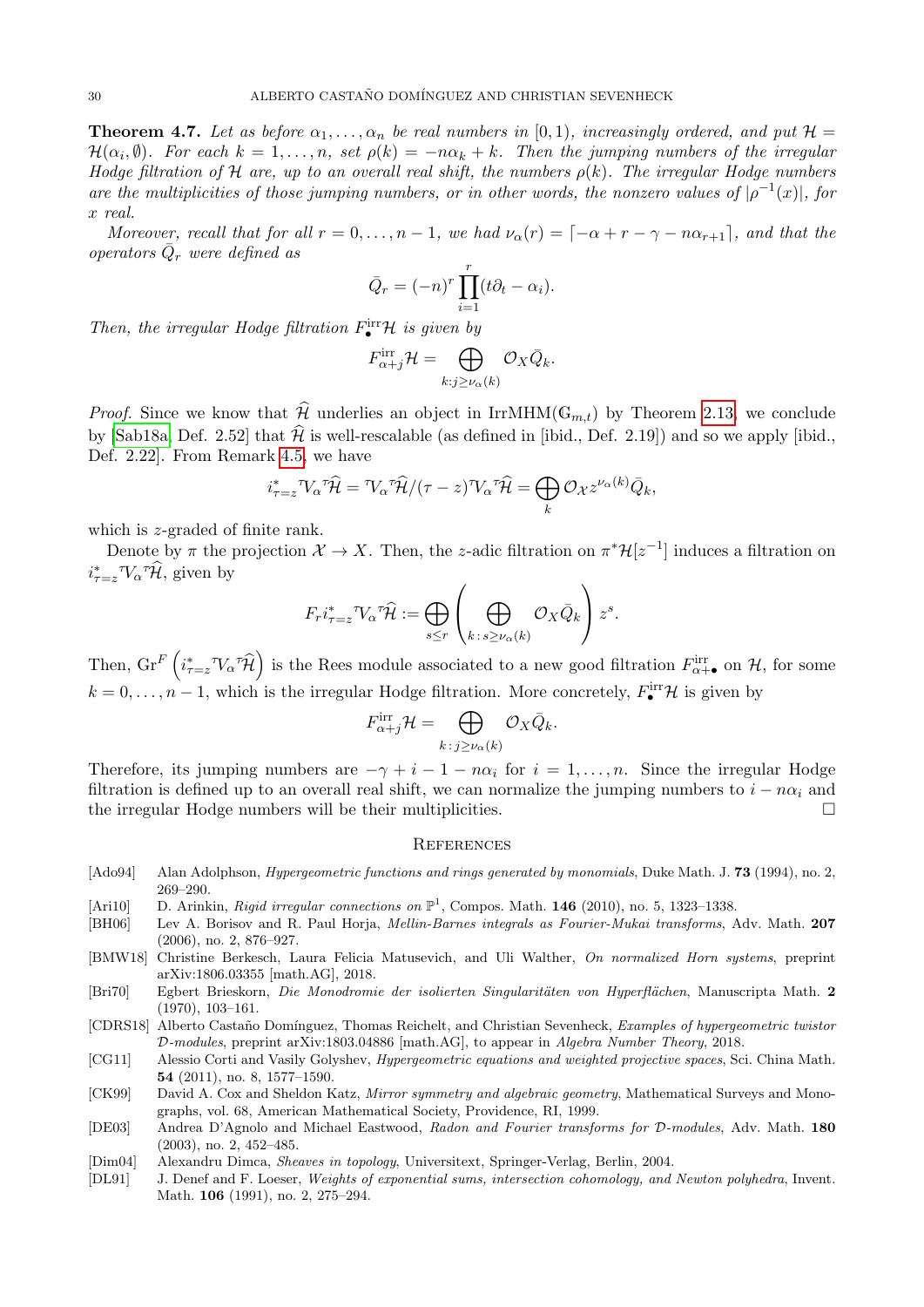**Theorem 4.7.** *Let as before $\alpha_1, \dots, \alpha_n$ be real numbers in $[0,1)$, increasingly ordered, and put $\mathcal{H} = \mathcal{H}(\alpha_i, \emptyset)$. For each $k = 1, \dots, n$, set $\rho(k) = -n\alpha_k + k$. Then the jumping numbers of the irregular Hodge filtration of $\mathcal{H}$ are, up to an overall real shift, the numbers $\rho(k)$. The irregular Hodge numbers are the multiplicities of those jumping numbers, or in other words, the nonzero values of $|\rho^{-1}(x)|$, for $x$ real.*

*Moreover, recall that for all $r = 0, \dots, n-1$, we had $\nu_\alpha(r) = \lceil -\alpha + r - \gamma - n\alpha_{r+1} \rceil$, and that the operators $\bar{Q}_r$ were defined as*

$$\bar{Q}_r = (-n)^r \prod_{i=1}^{r} (t\partial_t - \alpha_i).$$

*Then, the irregular Hodge filtration $F_\bullet^{\mathrm{irr}}\mathcal{H}$ is given by*

$$F_{\alpha+j}^{\mathrm{irr}}\mathcal{H} = \bigoplus_{k : j \geq \nu_\alpha(k)} \mathcal{O}_X \bar{Q}_k.$$

*Proof.* Since we know that $\widehat{\mathcal{H}}$ underlies an object in $\mathrm{IrrMHM}(\mathbb{G}_{m,t})$ by Theorem 2.13, we conclude by [Sab18a, Def. 2.52] that $\widehat{\mathcal{H}}$ is well-rescalable (as defined in [ibid., Def. 2.19]) and so we apply [ibid., Def. 2.22]. From Remark 4.5, we have

$$i^*_{\tau=z} {}^{\tau}V_\alpha {}^{\tau}\widehat{\mathcal{H}} = {}^{\tau}V_\alpha {}^{\tau}\widehat{\mathcal{H}} / (\tau - z) {}^{\tau}V_\alpha {}^{\tau}\widehat{\mathcal{H}} = \bigoplus_k \mathcal{O}_{\mathcal{X}} z^{\nu_\alpha(k)} \bar{Q}_k,$$

which is $z$-graded of finite rank.

Denote by $\pi$ the projection $\mathcal{X} \to X$. Then, the $z$-adic filtration on $\pi^*\mathcal{H}[z^{-1}]$ induces a filtration on $i^*_{\tau=z} {}^{\tau}V_\alpha {}^{\tau}\widehat{\mathcal{H}}$, given by

$$F_r i^*_{\tau=z} {}^{\tau}V_\alpha {}^{\tau}\widehat{\mathcal{H}} := \bigoplus_{s \leq r} \left( \bigoplus_{k \,:\, s \geq \nu_\alpha(k)} \mathcal{O}_X \bar{Q}_k \right) z^s.$$

Then, $\mathrm{Gr}^F \left( i^*_{\tau=z} {}^{\tau}V_\alpha {}^{\tau}\widehat{\mathcal{H}} \right)$ is the Rees module associated to a new good filtration $F^{\mathrm{irr}}_{\alpha+\bullet}$ on $\mathcal{H}$, for some $k = 0, \dots, n-1$, which is the irregular Hodge filtration. More concretely, $F^{\mathrm{irr}}_\bullet\mathcal{H}$ is given by

$$F_{\alpha+j}^{\mathrm{irr}}\mathcal{H} = \bigoplus_{k \,:\, j \geq \nu_\alpha(k)} \mathcal{O}_X \bar{Q}_k.$$

Therefore, its jumping numbers are $-\gamma + i - 1 - n\alpha_i$ for $i = 1, \dots, n$. Since the irregular Hodge filtration is defined up to an overall real shift, we can normalize the jumping numbers to $i - n\alpha_i$ and the irregular Hodge numbers will be their multiplicities. $\square$

## References

- [Ado94] Alan Adolphson, *Hypergeometric functions and rings generated by monomials*, Duke Math. J. **73** (1994), no. 2, 269–290.
- [Ari10] D. Arinkin, *Rigid irregular connections on $\mathbb{P}^1$*, Compos. Math. **146** (2010), no. 5, 1323–1338.
- [BH06] Lev A. Borisov and R. Paul Horja, *Mellin-Barnes integrals as Fourier-Mukai transforms*, Adv. Math. **207** (2006), no. 2, 876–927.
- [BMW18] Christine Berkesch, Laura Felicia Matusevich, and Uli Walther, *On normalized Horn systems*, preprint arXiv:1806.03355 [math.AG], 2018.
- [Bri70] Egbert Brieskorn, *Die Monodromie der isolierten Singularitäten von Hyperflächen*, Manuscripta Math. **2** (1970), 103–161.
- [CDRS18] Alberto Castaño Domínguez, Thomas Reichelt, and Christian Sevenheck, *Examples of hypergeometric twistor $\mathcal{D}$-modules*, preprint arXiv:1803.04886 [math.AG], to appear in *Algebra Number Theory*, 2018.
- [CG11] Alessio Corti and Vasily Golyshev, *Hypergeometric equations and weighted projective spaces*, Sci. China Math. **54** (2011), no. 8, 1577–1590.
- [CK99] David A. Cox and Sheldon Katz, *Mirror symmetry and algebraic geometry*, Mathematical Surveys and Monographs, vol. 68, American Mathematical Society, Providence, RI, 1999.
- [DE03] Andrea D'Agnolo and Michael Eastwood, *Radon and Fourier transforms for $\mathcal{D}$-modules*, Adv. Math. **180** (2003), no. 2, 452–485.
- [Dim04] Alexandru Dimca, *Sheaves in topology*, Universitext, Springer-Verlag, Berlin, 2004.
- [DL91] J. Denef and F. Loeser, *Weights of exponential sums, intersection cohomology, and Newton polyhedra*, Invent. Math. **106** (1991), no. 2, 275–294.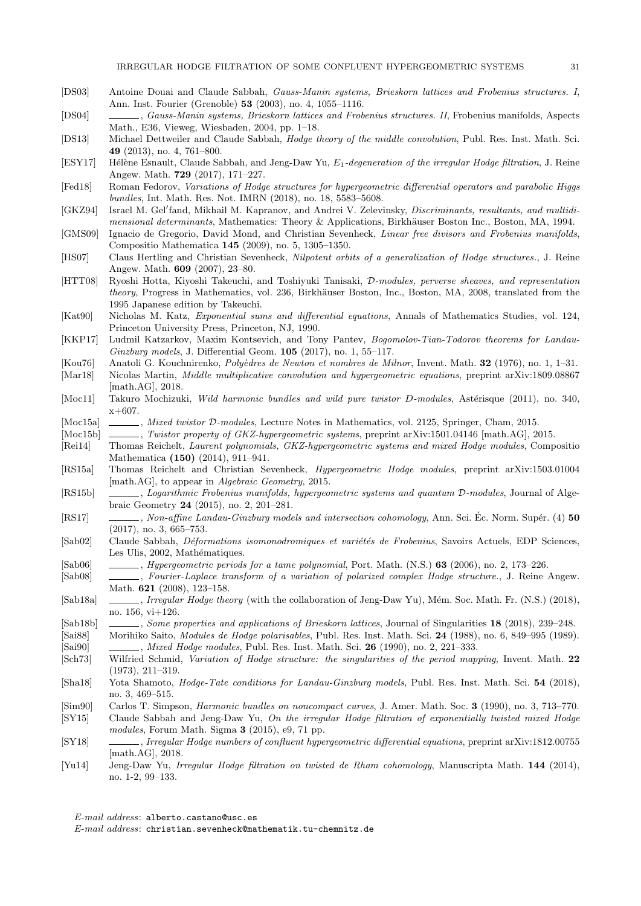[DS03] Antoine Douai and Claude Sabbah, *Gauss-Manin systems, Brieskorn lattices and Frobenius structures. I*, Ann. Inst. Fourier (Grenoble) **53** (2003), no. 4, 1055–1116.

[DS04] ______, *Gauss-Manin systems, Brieskorn lattices and Frobenius structures. II*, Frobenius manifolds, Aspects Math., E36, Vieweg, Wiesbaden, 2004, pp. 1–18.

[DS13] Michael Dettweiler and Claude Sabbah, *Hodge theory of the middle convolution*, Publ. Res. Inst. Math. Sci. **49** (2013), no. 4, 761–800.

[ESY17] Hélène Esnault, Claude Sabbah, and Jeng-Daw Yu, *$E_1$-degeneration of the irregular Hodge filtration*, J. Reine Angew. Math. **729** (2017), 171–227.

[Fed18] Roman Fedorov, *Variations of Hodge structures for hypergeometric differential operators and parabolic Higgs bundles*, Int. Math. Res. Not. IMRN (2018), no. 18, 5583–5608.

[GKZ94] Israel M. Gel′fand, Mikhail M. Kapranov, and Andrei V. Zelevinsky, *Discriminants, resultants, and multidimensional determinants*, Mathematics: Theory & Applications, Birkhäuser Boston Inc., Boston, MA, 1994.

[GMS09] Ignacio de Gregorio, David Mond, and Christian Sevenheck, *Linear free divisors and Frobenius manifolds*, Compositio Mathematica **145** (2009), no. 5, 1305–1350.

[HS07] Claus Hertling and Christian Sevenheck, *Nilpotent orbits of a generalization of Hodge structures.*, J. Reine Angew. Math. **609** (2007), 23–80.

[HTT08] Ryoshi Hotta, Kiyoshi Takeuchi, and Toshiyuki Tanisaki, *$\mathcal{D}$-modules, perverse sheaves, and representation theory*, Progress in Mathematics, vol. 236, Birkhäuser Boston, Inc., Boston, MA, 2008, translated from the 1995 Japanese edition by Takeuchi.

[Kat90] Nicholas M. Katz, *Exponential sums and differential equations*, Annals of Mathematics Studies, vol. 124, Princeton University Press, Princeton, NJ, 1990.

[KKP17] Ludmil Katzarkov, Maxim Kontsevich, and Tony Pantev, *Bogomolov-Tian-Todorov theorems for Landau-Ginzburg models*, J. Differential Geom. **105** (2017), no. 1, 55–117.

[Kou76] Anatoli G. Kouchnirenko, *Polyèdres de Newton et nombres de Milnor*, Invent. Math. **32** (1976), no. 1, 1–31.

[Mar18] Nicolas Martin, *Middle multiplicative convolution and hypergeometric equations*, preprint arXiv:1809.08867 [math.AG], 2018.

[Moc11] Takuro Mochizuki, *Wild harmonic bundles and wild pure twistor D-modules*, Astérisque (2011), no. 340, x+607.

[Moc15a] ______, *Mixed twistor $\mathcal{D}$-modules*, Lecture Notes in Mathematics, vol. 2125, Springer, Cham, 2015.

[Moc15b] ______, *Twistor property of GKZ-hypergeometric systems*, preprint arXiv:1501.04146 [math.AG], 2015.

[Rei14] Thomas Reichelt, *Laurent polynomials, GKZ-hypergeometric systems and mixed Hodge modules*, Compositio Mathematica **(150)** (2014), 911–941.

[RS15a] Thomas Reichelt and Christian Sevenheck, *Hypergeometric Hodge modules*, preprint arXiv:1503.01004 [math.AG], to appear in *Algebraic Geometry*, 2015.

[RS15b] ______, *Logarithmic Frobenius manifolds, hypergeometric systems and quantum $\mathcal{D}$-modules*, Journal of Algebraic Geometry **24** (2015), no. 2, 201–281.

[RS17] ______, *Non-affine Landau-Ginzburg models and intersection cohomology*, Ann. Sci. Éc. Norm. Supér. (4) **50** (2017), no. 3, 665–753.

[Sab02] Claude Sabbah, *Déformations isomonodromiques et variétés de Frobenius*, Savoirs Actuels, EDP Sciences, Les Ulis, 2002, Mathématiques.

[Sab06] ______, *Hypergeometric periods for a tame polynomial*, Port. Math. (N.S.) **63** (2006), no. 2, 173–226.

[Sab08] ______, *Fourier-Laplace transform of a variation of polarized complex Hodge structure.*, J. Reine Angew. Math. **621** (2008), 123–158.

[Sab18a] ______, *Irregular Hodge theory* (with the collaboration of Jeng-Daw Yu), Mém. Soc. Math. Fr. (N.S.) (2018), no. 156, vi+126.

[Sab18b] ______, *Some properties and applications of Brieskorn lattices*, Journal of Singularities **18** (2018), 239–248.

[Sai88] Morihiko Saito, *Modules de Hodge polarisables*, Publ. Res. Inst. Math. Sci. **24** (1988), no. 6, 849–995 (1989).

[Sai90] ______, *Mixed Hodge modules*, Publ. Res. Inst. Math. Sci. **26** (1990), no. 2, 221–333.

[Sch73] Wilfried Schmid, *Variation of Hodge structure: the singularities of the period mapping*, Invent. Math. **22** (1973), 211–319.

[Sha18] Yota Shamoto, *Hodge-Tate conditions for Landau-Ginzburg models*, Publ. Res. Inst. Math. Sci. **54** (2018), no. 3, 469–515.

[Sim90] Carlos T. Simpson, *Harmonic bundles on noncompact curves*, J. Amer. Math. Soc. **3** (1990), no. 3, 713–770.

[SY15] Claude Sabbah and Jeng-Daw Yu, *On the irregular Hodge filtration of exponentially twisted mixed Hodge modules*, Forum Math. Sigma **3** (2015), e9, 71 pp.

[SY18] ______, *Irregular Hodge numbers of confluent hypergeometric differential equations*, preprint arXiv:1812.00755 [math.AG], 2018.

[Yu14] Jeng-Daw Yu, *Irregular Hodge filtration on twisted de Rham cohomology*, Manuscripta Math. **144** (2014), no. 1-2, 99–133.

*E-mail address*: alberto.castano@usc.es

*E-mail address*: christian.sevenheck@mathematik.tu-chemnitz.de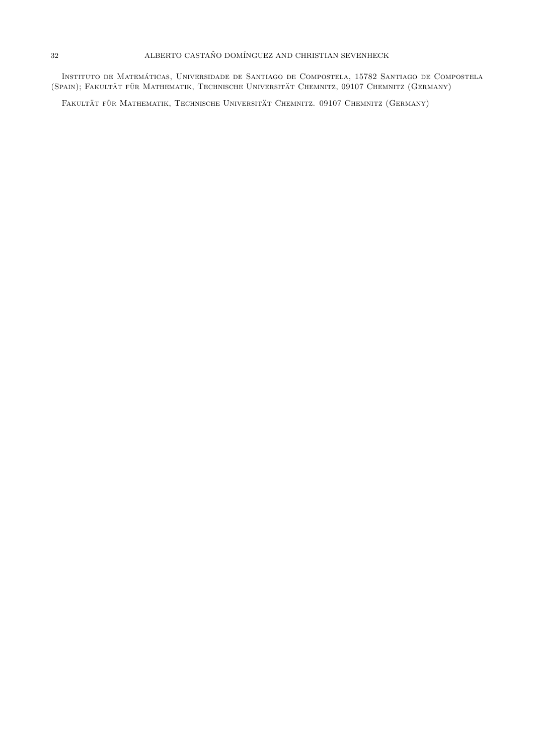Instituto de Matemáticas, Universidade de Santiago de Compostela, 15782 Santiago de Compostela (Spain); Fakultät für Mathematik, Technische Universität Chemnitz, 09107 Chemnitz (Germany)

Fakultät für Mathematik, Technische Universität Chemnitz. 09107 Chemnitz (Germany)